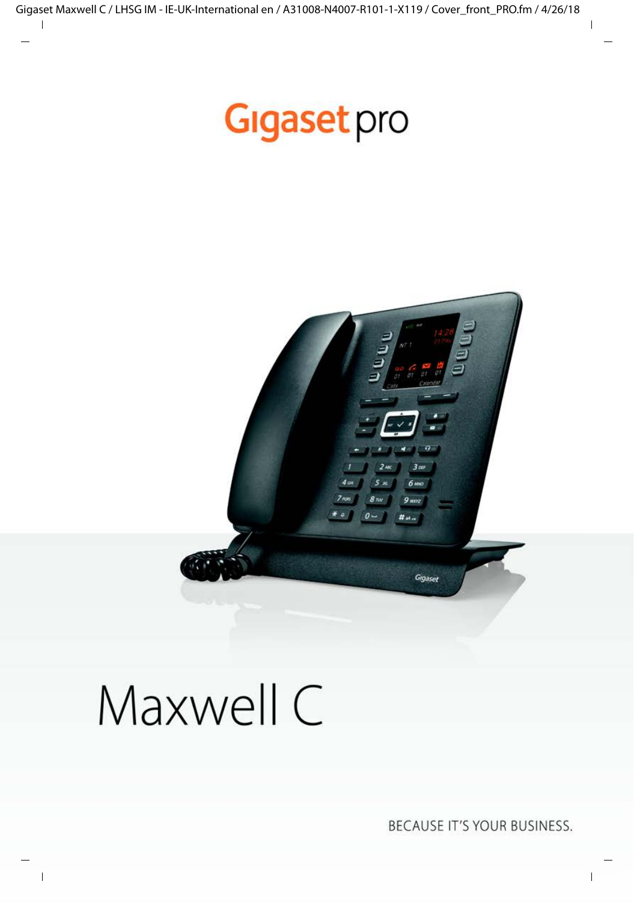# Gigaset pro

# Maxwell C

BECAUSE IT'S YOUR BUSINESS.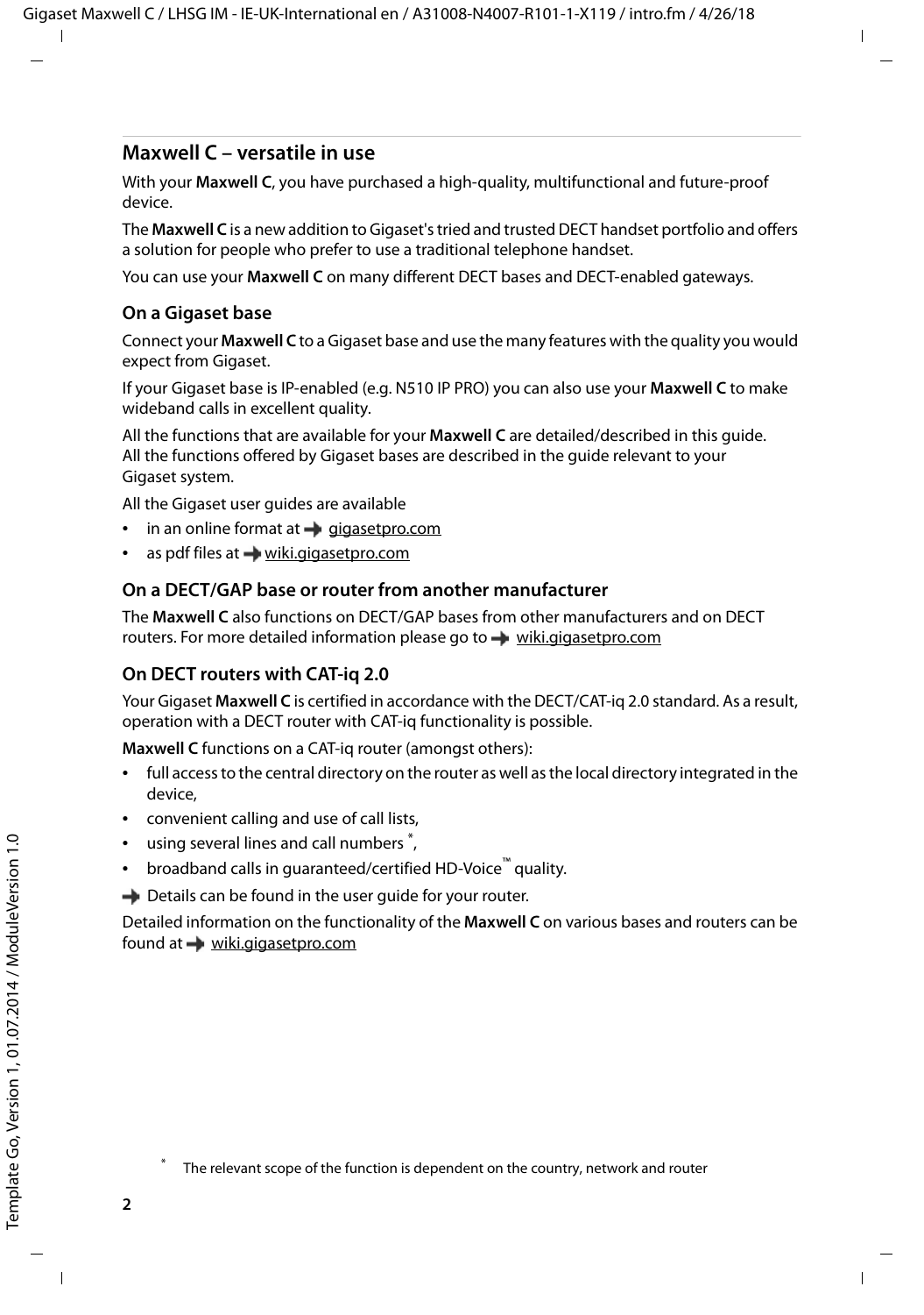## Maxwell C – versatile in use

With your **Maxwell C**, you have purchased a high-quality, multifunctional and future-proof device.

The **Maxwell C** is a new addition to Gigaset's tried and trusted DECT handset portfolio and offers a solution for people who prefer to use a traditional telephone handset.

You can use your **Maxwell C** on many different DECT bases and DECT-enabled gateways.

### On a Gigaset base

Connect your **Maxwell C** to a Gigaset base and use the many features with the quality you would expect from Gigaset.

If your Gigaset base is IP-enabled (e.g. N510 IP PRO) you can also use your **Maxwell C** to make wideband calls in excellent quality.

All the functions that are available for your **Maxwell C** are detailed/described in this guide. All the functions offered by Gigaset bases are described in the guide relevant to your Gigaset system.

All the Gigaset user guides are available

- in an online format at → gigasetpro.com
- as pdf files at → wiki.gigasetpro.com

### On a DECT/GAP base or router from another manufacturer

The **Maxwell C** also functions on DECT/GAP bases from other manufacturers and on DECT routers. For more detailed information please go to → wiki.gigasetpro.com

### On DECT routers with CAT-iq 2.0

Your Gigaset **Maxwell C** is certified in accordance with the DECT/CAT-iq 2.0 standard. As a result, operation with a DECT router with CAT-iq functionality is possible.

**Maxwell C** functions on a CAT-iq router (amongst others):

- full access to the central directory on the router as well as the local directory integrated in the device,
- convenient calling and use of call lists,
- using several lines and call numbers *,
- broadband calls in guaranteed/certified HD-Voice™ quality.

→ Details can be found in the user guide for your router.

Detailed information on the functionality of the **Maxwell C** on various bases and routers can be found at → wiki.gigasetpro.com

* The relevant scope of the function is dependent on the country, network and router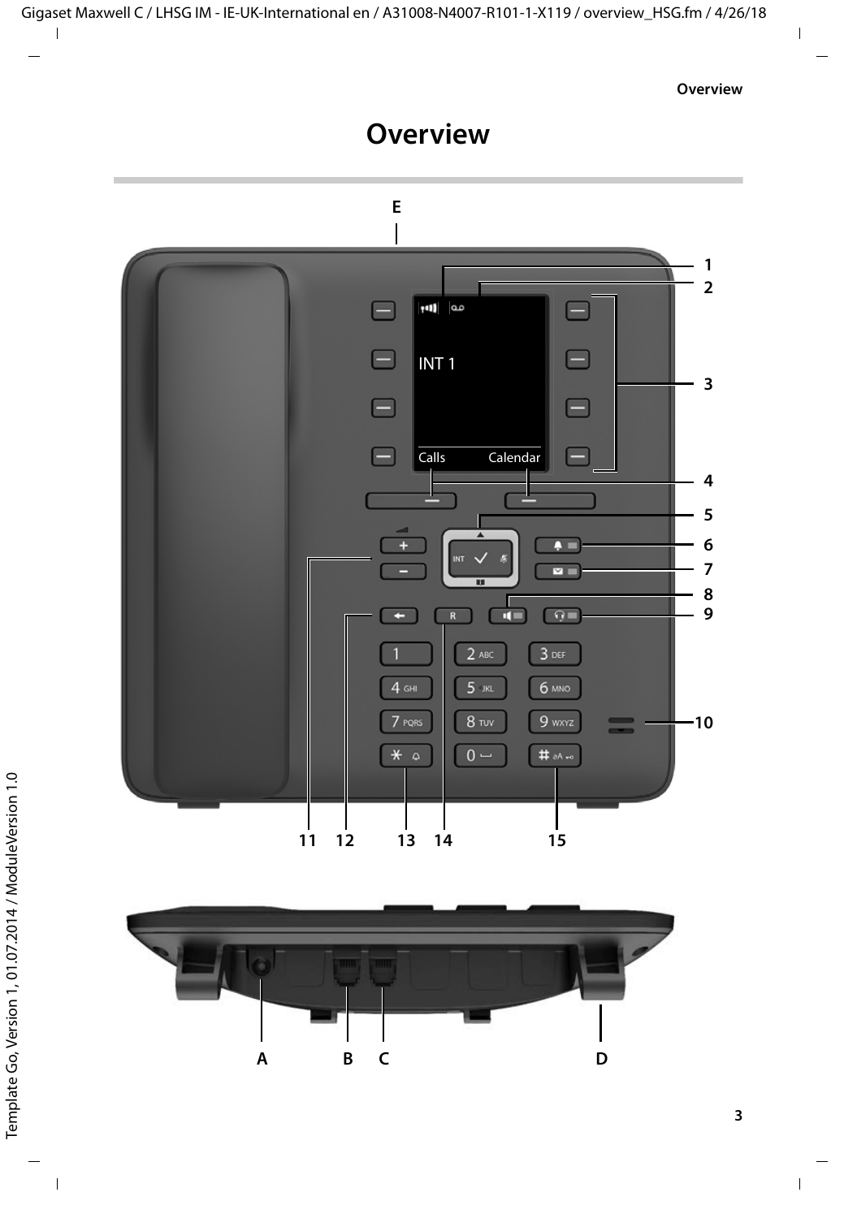# Overview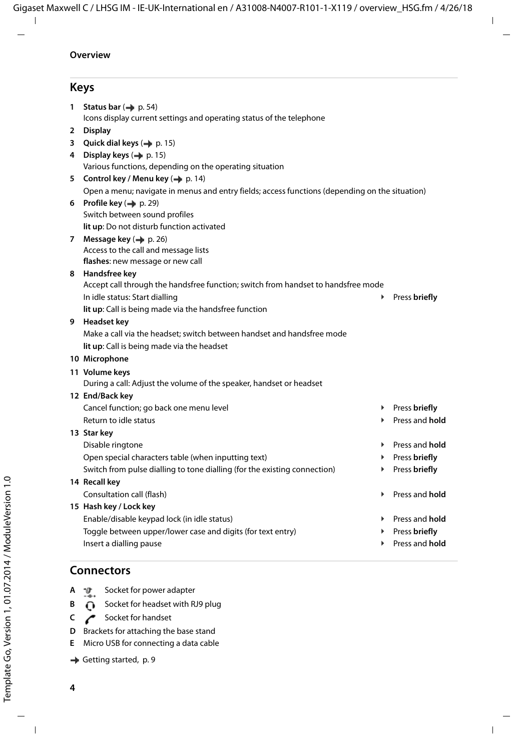## Keys

1 **Status bar** (→ p. 54)
Icons display current settings and operating status of the telephone

2 **Display**

3 **Quick dial keys** (→ p. 15)

4 **Display keys** (→ p. 15)
Various functions, depending on the operating situation

5 **Control key / Menu key** (→ p. 14)
Open a menu; navigate in menus and entry fields; access functions (depending on the situation)

6 **Profile key** (→ p. 29)
Switch between sound profiles
**lit up**: Do not disturb function activated

7 **Message key** (→ p. 26)
Access to the call and message lists
**flashes**: new message or new call

8 **Handsfree key**
Accept call through the handsfree function; switch from handset to handsfree mode
In idle status: Start dialling ▸ Press **briefly**
**lit up**: Call is being made via the handsfree function

9 **Headset key**
Make a call via the headset; switch between handset and handsfree mode
**lit up**: Call is being made via the headset

10 **Microphone**

11 **Volume keys**
During a call: Adjust the volume of the speaker, handset or headset

12 **End/Back key**
Cancel function; go back one menu level ▸ Press **briefly**
Return to idle status ▸ Press and **hold**

13 **Star key**
Disable ringtone ▸ Press and **hold**
Open special characters table (when inputting text) ▸ Press **briefly**
Switch from pulse dialling to tone dialling (for the existing connection) ▸ Press **briefly**

14 **Recall key**
Consultation call (flash) ▸ Press and **hold**

15 **Hash key / Lock key**
Enable/disable keypad lock (in idle status) ▸ Press and **hold**
Toggle between upper/lower case and digits (for text entry) ▸ Press **briefly**
Insert a dialling pause ▸ Press and **hold**

## Connectors

**A** Socket for power adapter

**B** Socket for headset with RJ9 plug

**C** Socket for handset

**D** Brackets for attaching the base stand

**E** Micro USB for connecting a data cable

→ Getting started, p. 9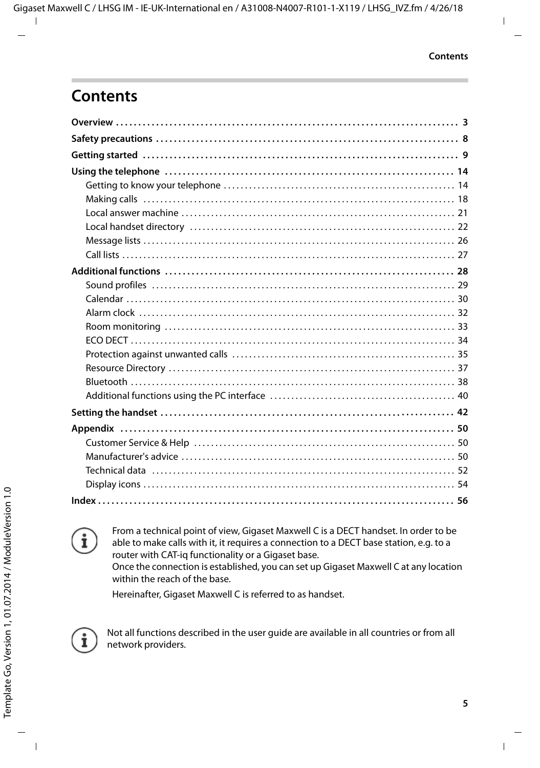# Contents

**Overview** ... **3**

**Safety precautions** ... **8**

**Getting started** ... **9**

**Using the telephone** ... **14**

- Getting to know your telephone ... 14
- Making calls ... 18
- Local answer machine ... 21
- Local handset directory ... 22
- Message lists ... 26
- Call lists ... 27

**Additional functions** ... **28**

- Sound profiles ... 29
- Calendar ... 30
- Alarm clock ... 32
- Room monitoring ... 33
- ECO DECT ... 34
- Protection against unwanted calls ... 35
- Resource Directory ... 37
- Bluetooth ... 38
- Additional functions using the PC interface ... 40

**Setting the handset** ... **42**

**Appendix** ... **50**

- Customer Service & Help ... 50
- Manufacturer's advice ... 50
- Technical data ... 52
- Display icons ... 54

**Index** ... **56**

From a technical point of view, Gigaset Maxwell C is a DECT handset. In order to be able to make calls with it, it requires a connection to a DECT base station, e.g. to a router with CAT-iq functionality or a Gigaset base.
Once the connection is established, you can set up Gigaset Maxwell C at any location within the reach of the base.

Hereinafter, Gigaset Maxwell C is referred to as handset.

Not all functions described in the user guide are available in all countries or from all network providers.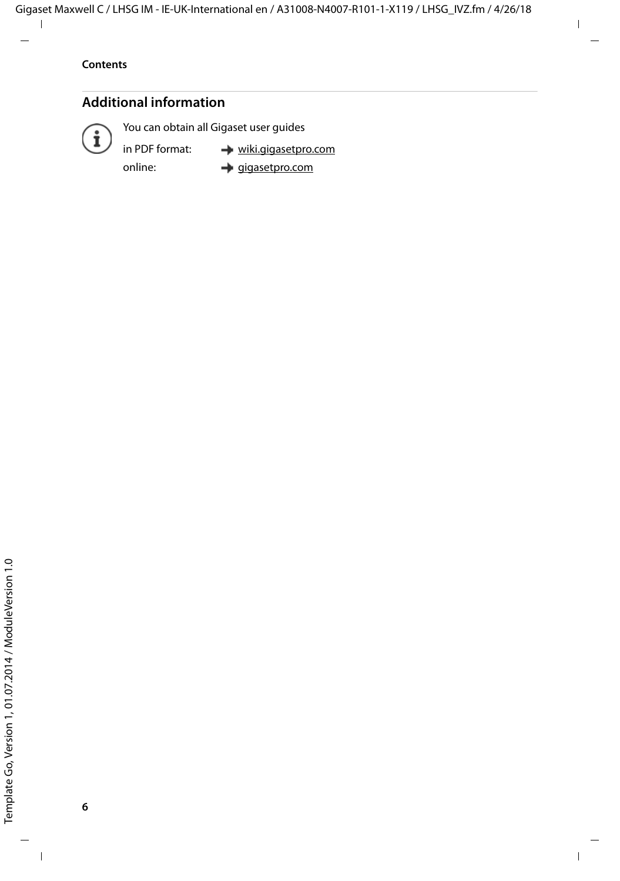## Additional information

You can obtain all Gigaset user guides

in PDF format: → wiki.gigasetpro.com

online: → gigasetpro.com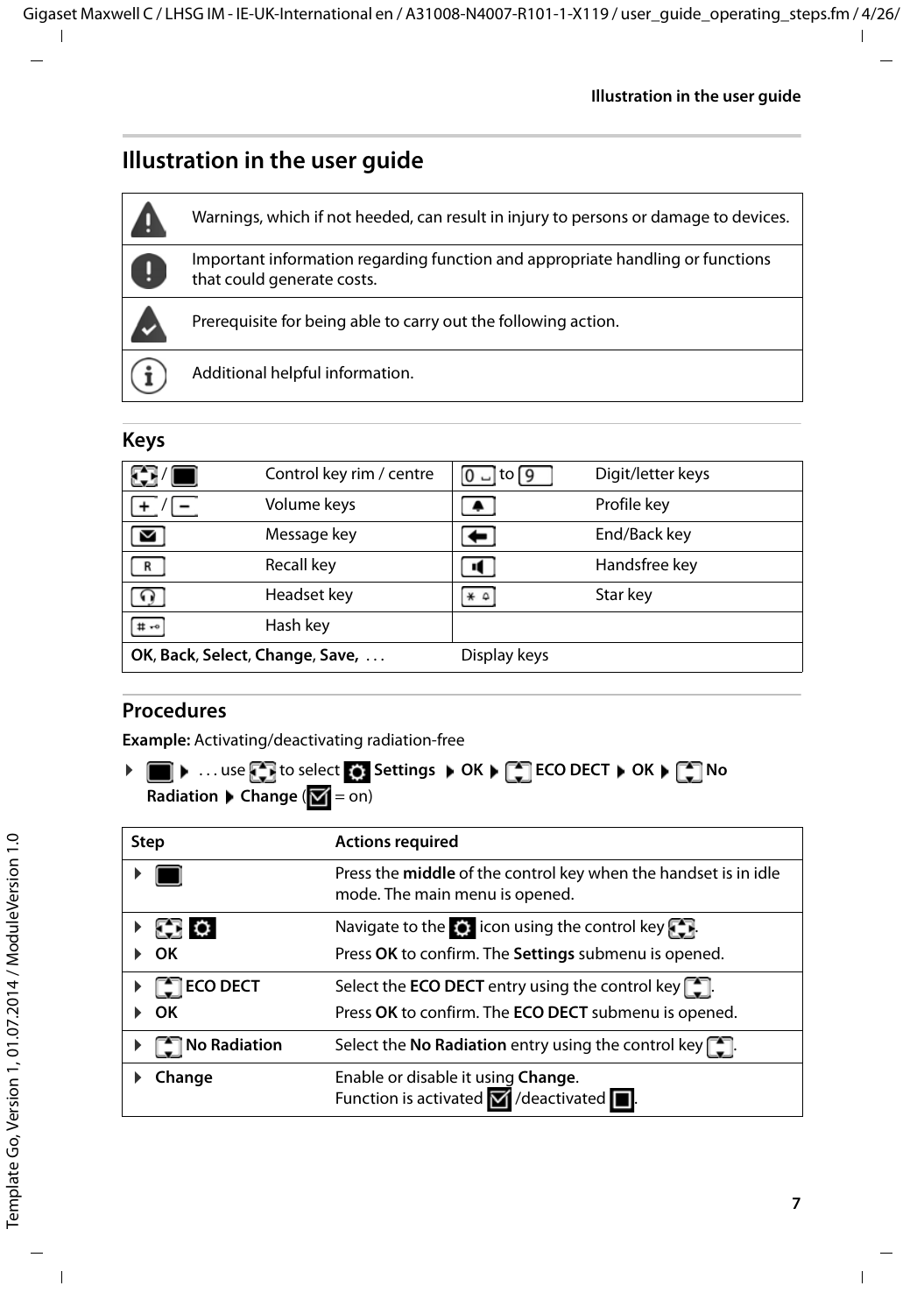# Illustration in the user guide

| | |
|---|---|
| ⚠ | Warnings, which if not heeded, can result in injury to persons or damage to devices. |
| ❗ | Important information regarding function and appropriate handling or functions that could generate costs. |
| ✔ | Prerequisite for being able to carry out the following action. |
| ℹ | Additional helpful information. |

## Keys

| | | | |
|---|---|---|---|
| / | Control key rim / centre | 0 to 9 | Digit/letter keys |
| + / − | Volume keys | | Profile key |
| | Message key | | End/Back key |
| R | Recall key | | Handsfree key |
| | Headset key | * | Star key |
| # | Hash key | | |
| **OK**, **Back**, **Select**, **Change**, **Save**, ... | | Display keys | |

## Procedures

**Example:** Activating/deactivating radiation-free

▸ ▸ ... use to select **Settings** ▸ **OK** ▸ **ECO DECT** ▸ **OK** ▸ **No Radiation** ▸ **Change** ( = on)

| Step | Actions required |
|---|---|
| ▸ | Press the **middle** of the control key when the handset is in idle mode. The main menu is opened. |
| ▸ <br>▸ **OK** | Navigate to the icon using the control key . <br>Press **OK** to confirm. The **Settings** submenu is opened. |
| ▸ **ECO DECT** <br>▸ **OK** | Select the **ECO DECT** entry using the control key . <br>Press **OK** to confirm. The **ECO DECT** submenu is opened. |
| ▸ **No Radiation** | Select the **No Radiation** entry using the control key . |
| ▸ **Change** | Enable or disable it using **Change**. <br>Function is activated /deactivated . |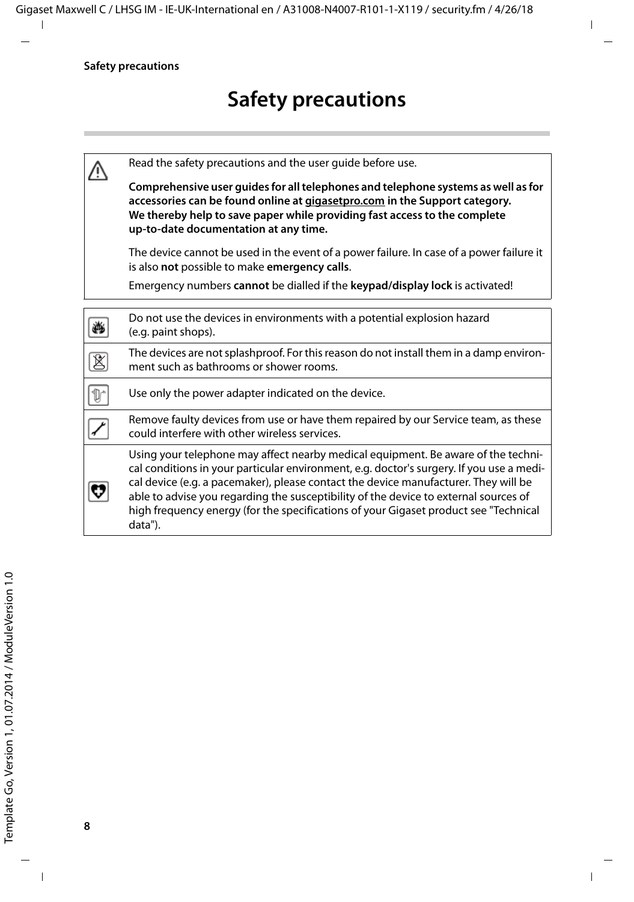# Safety precautions

Read the safety precautions and the user guide before use.

**Comprehensive user guides for all telephones and telephone systems as well as for accessories can be found online at gigasetpro.com in the Support category. We thereby help to save paper while providing fast access to the complete up-to-date documentation at any time.**

The device cannot be used in the event of a power failure. In case of a power failure it is also **not** possible to make **emergency calls**.

Emergency numbers **cannot** be dialled if the **keypad/display lock** is activated!

Do not use the devices in environments with a potential explosion hazard (e.g. paint shops).

The devices are not splashproof. For this reason do not install them in a damp environment such as bathrooms or shower rooms.

Use only the power adapter indicated on the device.

Remove faulty devices from use or have them repaired by our Service team, as these could interfere with other wireless services.

Using your telephone may affect nearby medical equipment. Be aware of the technical conditions in your particular environment, e.g. doctor's surgery. If you use a medical device (e.g. a pacemaker), please contact the device manufacturer. They will be able to advise you regarding the susceptibility of the device to external sources of high frequency energy (for the specifications of your Gigaset product see "Technical data").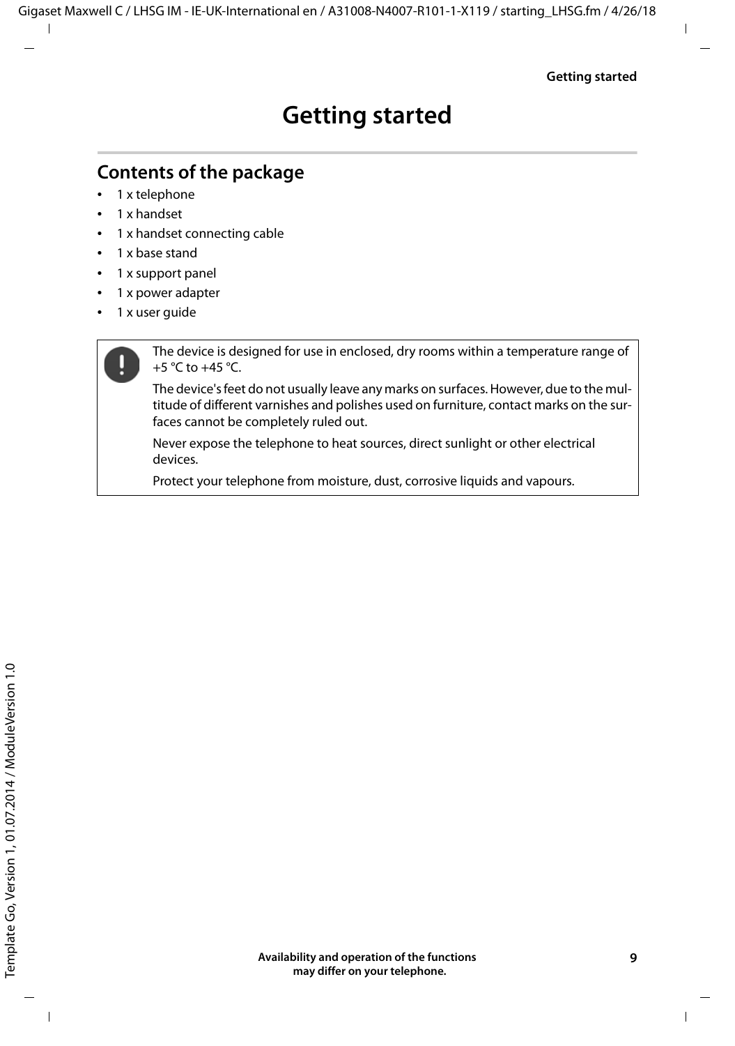# Getting started

## Contents of the package

- 1 x telephone
- 1 x handset
- 1 x handset connecting cable
- 1 x base stand
- 1 x support panel
- 1 x power adapter
- 1 x user guide

> The device is designed for use in enclosed, dry rooms within a temperature range of +5 °C to +45 °C.
>
> The device's feet do not usually leave any marks on surfaces. However, due to the multitude of different varnishes and polishes used on furniture, contact marks on the surfaces cannot be completely ruled out.
>
> Never expose the telephone to heat sources, direct sunlight or other electrical devices.
>
> Protect your telephone from moisture, dust, corrosive liquids and vapours.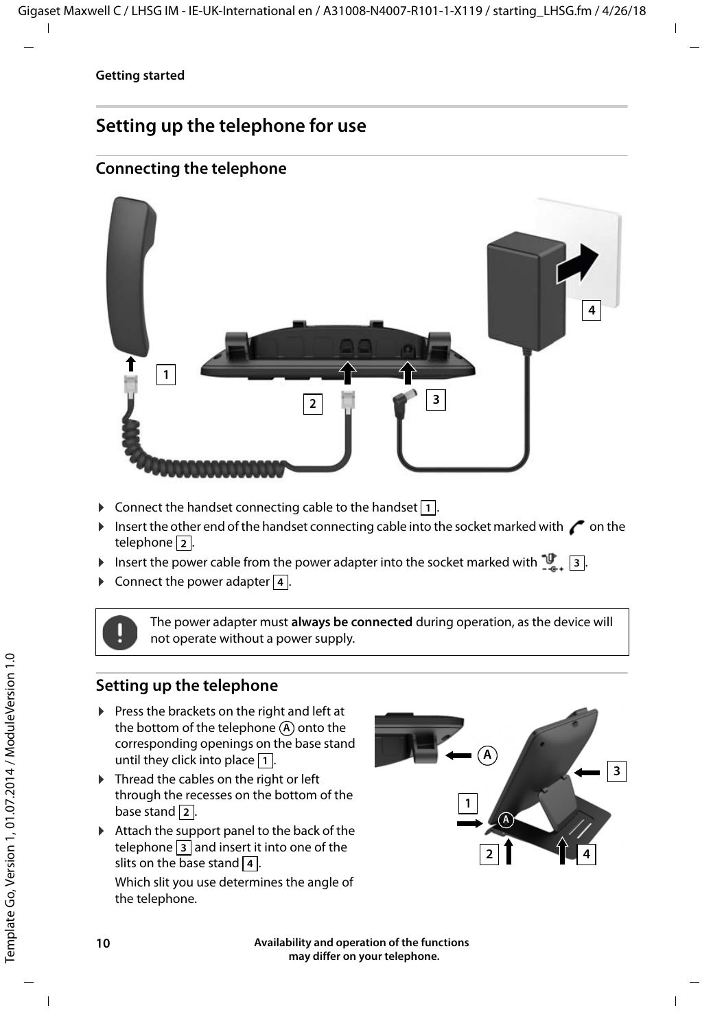# Setting up the telephone for use

## Connecting the telephone

- Connect the handset connecting cable to the handset [1].
- Insert the other end of the handset connecting cable into the socket marked with on the telephone [2].
- Insert the power cable from the power adapter into the socket marked with [3].
- Connect the power adapter [4].

The power adapter must **always be connected** during operation, as the device will not operate without a power supply.

## Setting up the telephone

- Press the brackets on the right and left at the bottom of the telephone (A) onto the corresponding openings on the base stand until they click into place [1].
- Thread the cables on the right or left through the recesses on the bottom of the base stand [2].
- Attach the support panel to the back of the telephone [3] and insert it into one of the slits on the base stand [4].

  Which slit you use determines the angle of the telephone.

**Availability and operation of the functions may differ on your telephone.**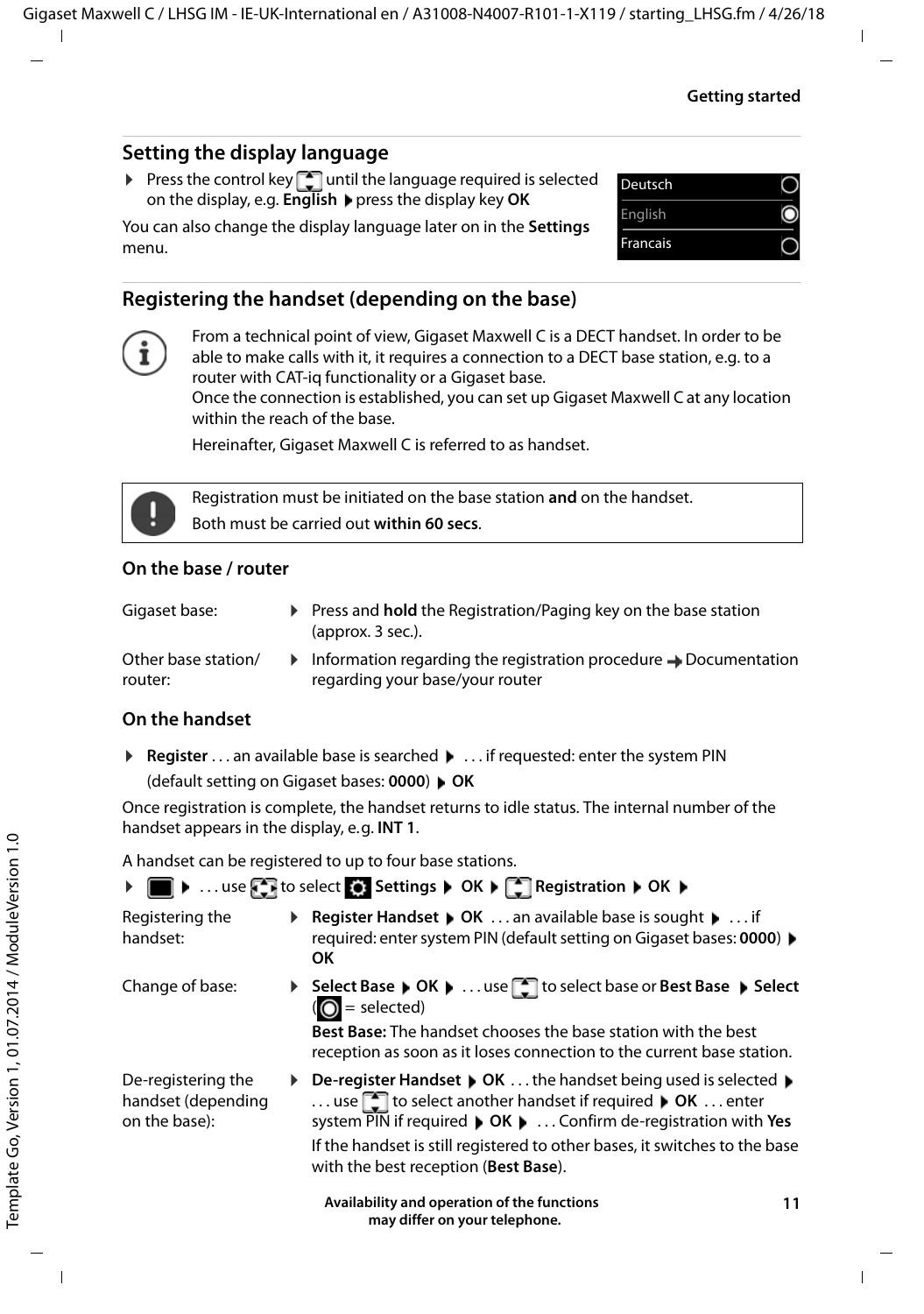## Setting the display language

▶ Press the control key until the language required is selected on the display, e.g. **English** ▶ press the display key **OK**

You can also change the display language later on in the **Settings** menu.

| Deutsch | ○ |
|---|---|
| English | ◉ |
| Francais | ○ |

## Registering the handset (depending on the base)

From a technical point of view, Gigaset Maxwell C is a DECT handset. In order to be able to make calls with it, it requires a connection to a DECT base station, e.g. to a router with CAT-iq functionality or a Gigaset base.
Once the connection is established, you can set up Gigaset Maxwell C at any location within the reach of the base.

Hereinafter, Gigaset Maxwell C is referred to as handset.

Registration must be initiated on the base station **and** on the handset.
Both must be carried out **within 60 secs**.

### On the base / router

| | |
|---|---|
| Gigaset base: | ▶ Press and **hold** the Registration/Paging key on the base station (approx. 3 sec.). |
| Other base station/ router: | ▶ Information regarding the registration procedure → Documentation regarding your base/your router |

### On the handset

▶ **Register** . . . an available base is searched ▶ . . . if requested: enter the system PIN (default setting on Gigaset bases: **0000**) ▶ **OK**

Once registration is complete, the handset returns to idle status. The internal number of the handset appears in the display, e.g. **INT 1**.

A handset can be registered to up to four base stations.

▶ ▶ . . . use to select **Settings** ▶ **OK** ▶ **Registration** ▶ **OK** ▶

| | |
|---|---|
| Registering the handset: | ▶ **Register Handset** ▶ **OK** . . . an available base is sought ▶ . . . if required: enter system PIN (default setting on Gigaset bases: **0000**) ▶ **OK** |
| Change of base: | ▶ **Select Base** ▶ **OK** ▶ . . . use to select base or **Best Base** ▶ **Select** (◉ = selected)<br>**Best Base:** The handset chooses the base station with the best reception as soon as it loses connection to the current base station. |
| De-registering the handset (depending on the base): | ▶ **De-register Handset** ▶ **OK** . . . the handset being used is selected ▶ . . . use to select another handset if required ▶ **OK** . . . enter system PIN if required ▶ **OK** ▶ . . . Confirm de-registration with **Yes**<br>If the handset is still registered to other bases, it switches to the base with the best reception (**Best Base**). |

**Availability and operation of the functions may differ on your telephone.**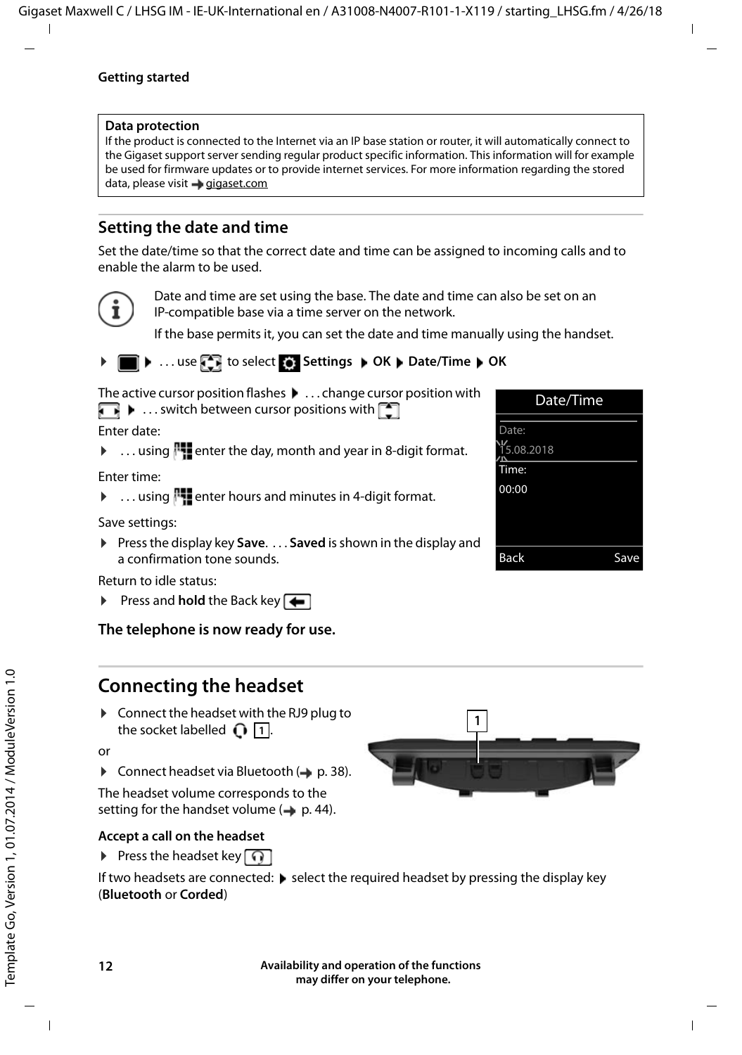## Getting started

**Data protection**

If the product is connected to the Internet via an IP base station or router, it will automatically connect to the Gigaset support server sending regular product specific information. This information will for example be used for firmware updates or to provide internet services. For more information regarding the stored data, please visit → gigaset.com

## Setting the date and time

Set the date/time so that the correct date and time can be assigned to incoming calls and to enable the alarm to be used.

Date and time are set using the base. The date and time can also be set on an IP-compatible base via a time server on the network.

If the base permits it, you can set the date and time manually using the handset.

- ▶ . . . use to select **Settings** ▶ **OK** ▶ **Date/Time** ▶ **OK**

The active cursor position flashes ▶ . . . change cursor position with ▶ . . . switch between cursor positions with

Enter date:

- . . . using enter the day, month and year in 8-digit format.

Enter time:

- . . . using enter hours and minutes in 4-digit format.

Save settings:

- Press the display key **Save**. . . . **Saved** is shown in the display and a confirmation tone sounds.

Return to idle status:

- Press and **hold** the Back key

**The telephone is now ready for use.**

## Connecting the headset

- Connect the headset with the RJ9 plug to the socket labelled 1.

or

- Connect headset via Bluetooth (→ p. 38).

The headset volume corresponds to the setting for the handset volume (→ p. 44).

### Accept a call on the headset

- Press the headset key

If two headsets are connected: ▶ select the required headset by pressing the display key (**Bluetooth** or **Corded**)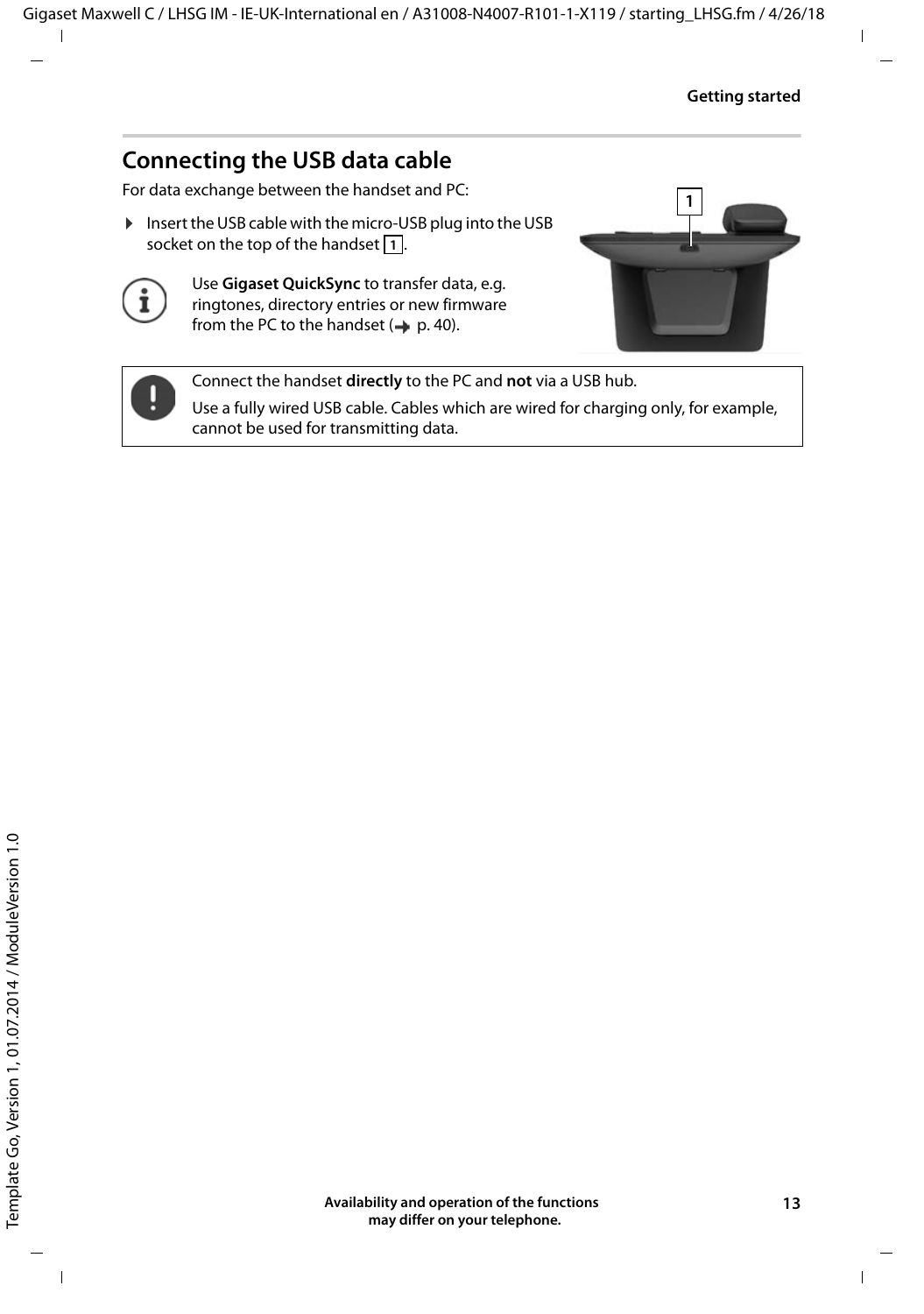## Connecting the USB data cable

For data exchange between the handset and PC:

▶ Insert the USB cable with the micro-USB plug into the USB socket on the top of the handset 1.

Use **Gigaset QuickSync** to transfer data, e.g. ringtones, directory entries or new firmware from the PC to the handset (→ p. 40).

Connect the handset **directly** to the PC and **not** via a USB hub.

Use a fully wired USB cable. Cables which are wired for charging only, for example, cannot be used for transmitting data.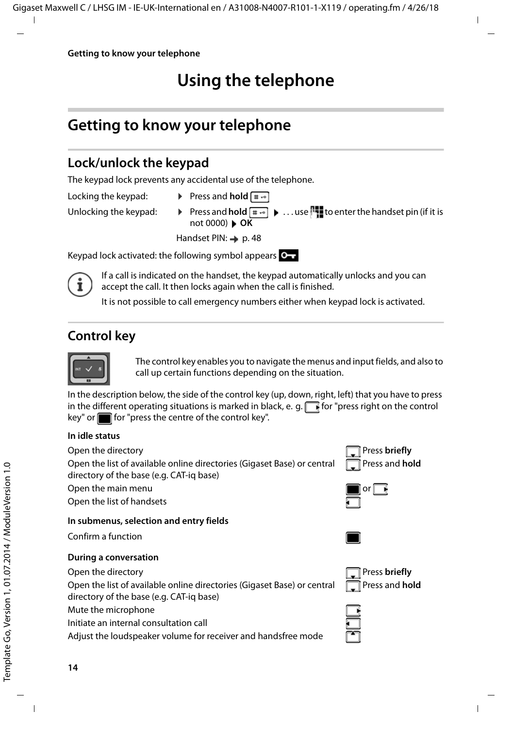# Using the telephone

## Getting to know your telephone

### Lock/unlock the keypad

The keypad lock prevents any accidental use of the telephone.

Locking the keypad: ▶ Press and **hold** [# ⊶]

Unlocking the keypad: ▶ Press and **hold** [# ⊶] ▶ . . . use [keypad] to enter the handset pin (if it is not 0000) ▶ **OK**

Handset PIN: → p. 48

Keypad lock activated: the following symbol appears [O⊸]

> If a call is indicated on the handset, the keypad automatically unlocks and you can accept the call. It then locks again when the call is finished.
>
> It is not possible to call emergency numbers either when keypad lock is activated.

### Control key

The control key enables you to navigate the menus and input fields, and also to call up certain functions depending on the situation.

In the description below, the side of the control key (up, down, right, left) that you have to press in the different operating situations is marked in black, e. g. [right] for "press right on the control key" or [centre] for "press the centre of the control key".

**In idle status**

| | |
|---|---|
| Open the directory | [down] Press **briefly** |
| Open the list of available online directories (Gigaset Base) or central directory of the base (e.g. CAT-iq base) | [down] Press and **hold** |
| Open the main menu | [centre] or [right] |
| Open the list of handsets | [left] |

**In submenus, selection and entry fields**

| | |
|---|---|
| Confirm a function | [centre] |

**During a conversation**

| | |
|---|---|
| Open the directory | [down] Press **briefly** |
| Open the list of available online directories (Gigaset Base) or central directory of the base (e.g. CAT-iq base) | [down] Press and **hold** |
| Mute the microphone | [right] |
| Initiate an internal consultation call | [left] |
| Adjust the loudspeaker volume for receiver and handsfree mode | [up] |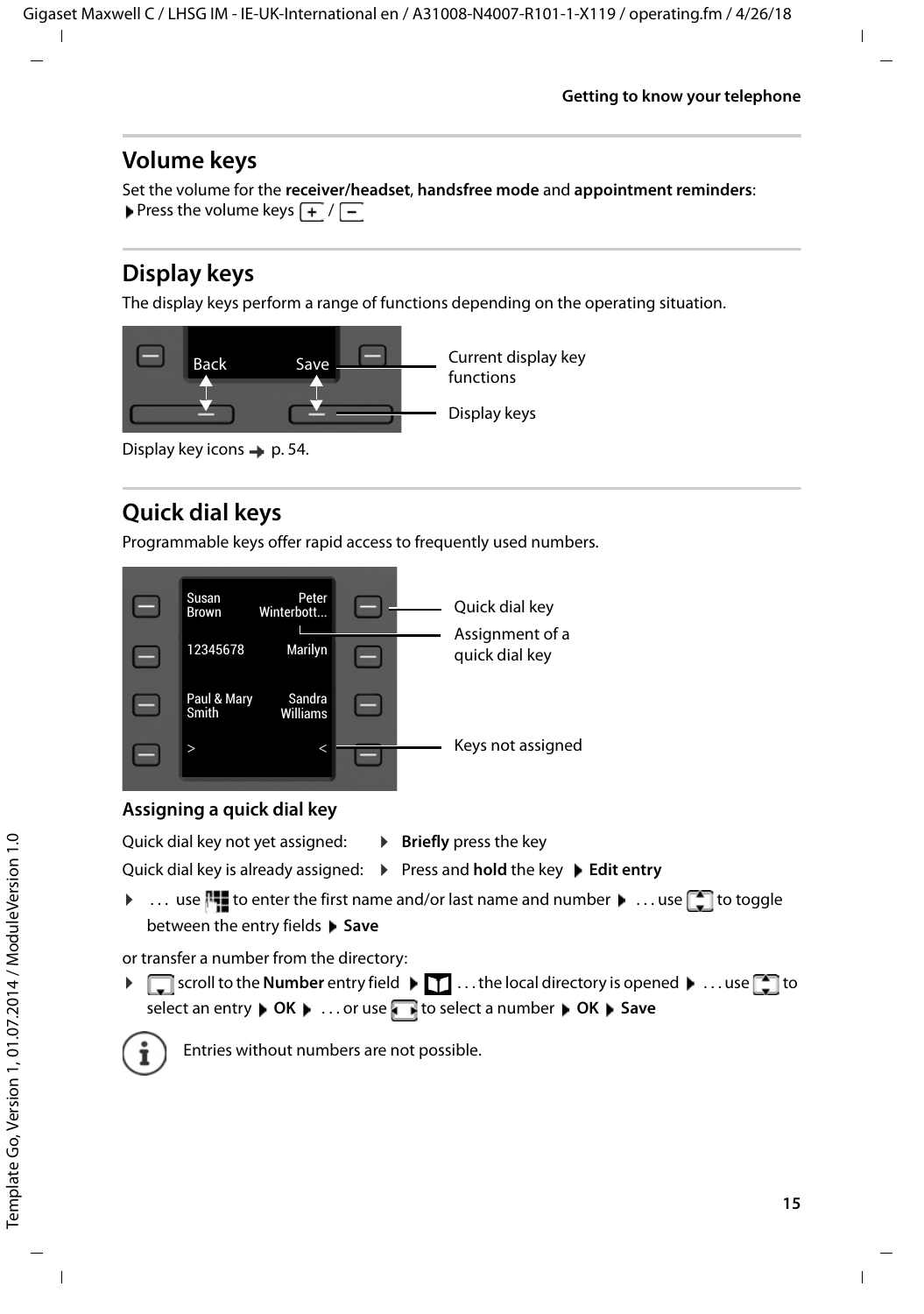## Volume keys

Set the volume for the **receiver/headset**, **handsfree mode** and **appointment reminders**:

▶ Press the volume keys + / −

## Display keys

The display keys perform a range of functions depending on the operating situation.

Back Save — Current display key functions

Display keys

Display key icons → p. 54.

## Quick dial keys

Programmable keys offer rapid access to frequently used numbers.

Susan Brown | Peter Winterbott... — Quick dial key; Assignment of a quick dial key

12345678 | Marilyn

Paul & Mary Smith | Sandra Williams

> | < — Keys not assigned

### Assigning a quick dial key

Quick dial key not yet assigned: ▶ **Briefly** press the key

Quick dial key is already assigned: ▶ Press and **hold** the key ▶ **Edit entry**

▶ . . . use the keypad to enter the first name and/or last name and number ▶ . . . use the navigation key to toggle between the entry fields ▶ **Save**

or transfer a number from the directory:

▶ scroll to the **Number** entry field ▶ the directory key . . . the local directory is opened ▶ . . . use the navigation key to select an entry ▶ **OK** ▶ . . . or use the navigation key to select a number ▶ **OK** ▶ **Save**

Entries without numbers are not possible.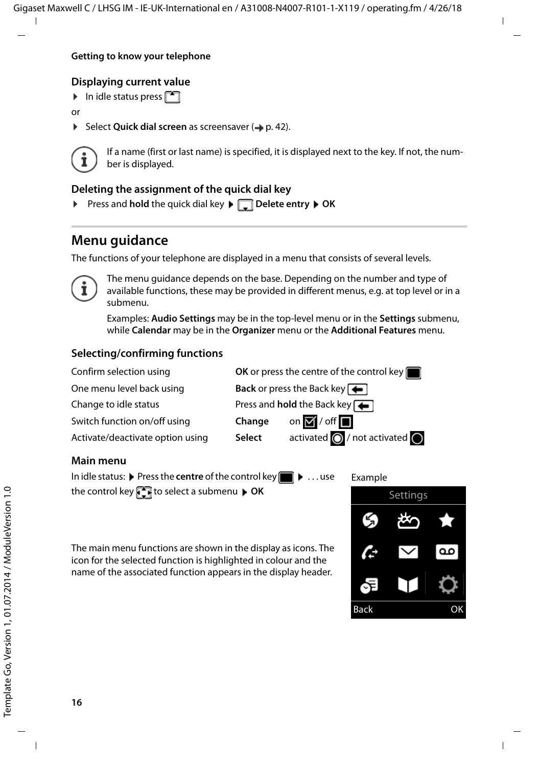## Displaying current value

- In idle status press

or

- Select **Quick dial screen** as screensaver (→ p. 42).

If a name (first or last name) is specified, it is displayed next to the key. If not, the number is displayed.

## Deleting the assignment of the quick dial key

- Press and **hold** the quick dial key ▶ **Delete entry** ▶ **OK**

# Menu guidance

The functions of your telephone are displayed in a menu that consists of several levels.

The menu guidance depends on the base. Depending on the number and type of available functions, these may be provided in different menus, e.g. at top level or in a submenu.

Examples: **Audio Settings** may be in the top-level menu or in the **Settings** submenu, while **Calendar** may be in the **Organizer** menu or the **Additional Features** menu.

## Selecting/confirming functions

| | |
|---|---|
| Confirm selection using | **OK** or press the centre of the control key |
| One menu level back using | **Back** or press the Back key |
| Change to idle status | Press and **hold** the Back key |
| Switch function on/off using | **Change** on / off |
| Activate/deactivate option using | **Select** activated / not activated |

## Main menu

In idle status: ▶ Press the **centre** of the control key ▶ . . . use the control key to select a submenu ▶ **OK**

The main menu functions are shown in the display as icons. The icon for the selected function is highlighted in colour and the name of the associated function appears in the display header.

Example

Settings

Back OK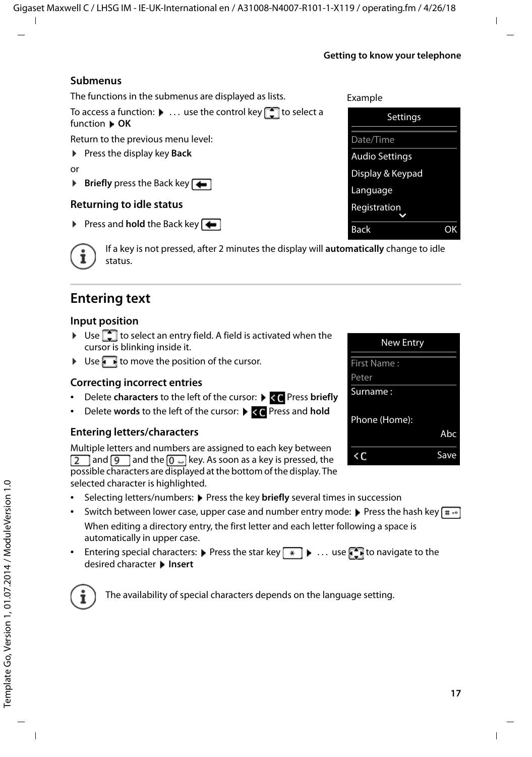### Submenus

The functions in the submenus are displayed as lists.

To access a function: ▶ . . . use the control key to select a function ▶ **OK**

Return to the previous menu level:

▶ Press the display key **Back**

or

▶ **Briefly** press the Back key

Example

Settings
Date/Time
Audio Settings
Display & Keypad
Language
Registration
Back OK

### Returning to idle status

▶ Press and **hold** the Back key

If a key is not pressed, after 2 minutes the display will **automatically** change to idle status.

## Entering text

### Input position

▶ Use to select an entry field. A field is activated when the cursor is blinking inside it.

▶ Use to move the position of the cursor.

New Entry
First Name :
Peter
Surname :
Phone (Home):
Abc
<C Save

### Correcting incorrect entries

- Delete **characters** to the left of the cursor: ▶ <C Press **briefly**
- Delete **words** to the left of the cursor: ▶ <C Press and **hold**

### Entering letters/characters

Multiple letters and numbers are assigned to each key between 2 and 9 and the 0 key. As soon as a key is pressed, the possible characters are displayed at the bottom of the display. The selected character is highlighted.

- Selecting letters/numbers: ▶ Press the key **briefly** several times in succession
- Switch between lower case, upper case and number entry mode: ▶ Press the hash key #
  When editing a directory entry, the first letter and each letter following a space is automatically in upper case.
- Entering special characters: ▶ Press the star key * ▶ . . . use to navigate to the desired character ▶ **Insert**

The availability of special characters depends on the language setting.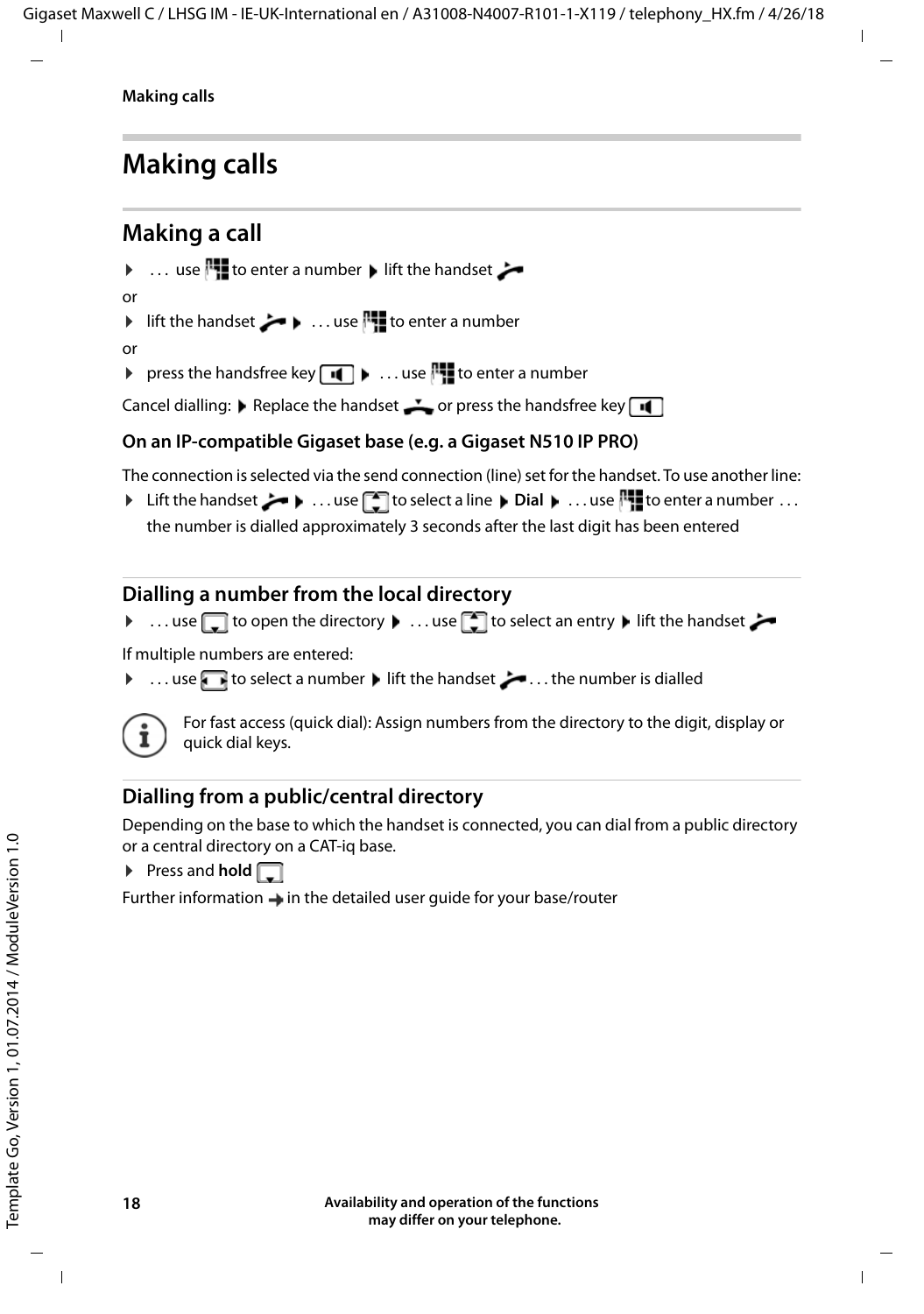# Making calls

## Making a call

▶ . . . use [keypad] to enter a number ▶ lift the handset [handset]

or

▶ lift the handset [handset] ▶ . . . use [keypad] to enter a number

or

▶ press the handsfree key [handsfree] ▶ . . . use [keypad] to enter a number

Cancel dialling: ▶ Replace the handset [handset] or press the handsfree key [handsfree]

### On an IP-compatible Gigaset base (e.g. a Gigaset N510 IP PRO)

The connection is selected via the send connection (line) set for the handset. To use another line:

▶ Lift the handset [handset] ▶ . . . use [up/down] to select a line ▶ **Dial** ▶ . . . use [keypad] to enter a number . . . the number is dialled approximately 3 seconds after the last digit has been entered

### Dialling a number from the local directory

▶ . . . use [down] to open the directory ▶ . . . use [up/down] to select an entry ▶ lift the handset [handset]

If multiple numbers are entered:

▶ . . . use [left/right] to select a number ▶ lift the handset [handset] . . . the number is dialled

For fast access (quick dial): Assign numbers from the directory to the digit, display or quick dial keys.

### Dialling from a public/central directory

Depending on the base to which the handset is connected, you can dial from a public directory or a central directory on a CAT-iq base.

▶ Press and **hold** [down]

Further information → in the detailed user guide for your base/router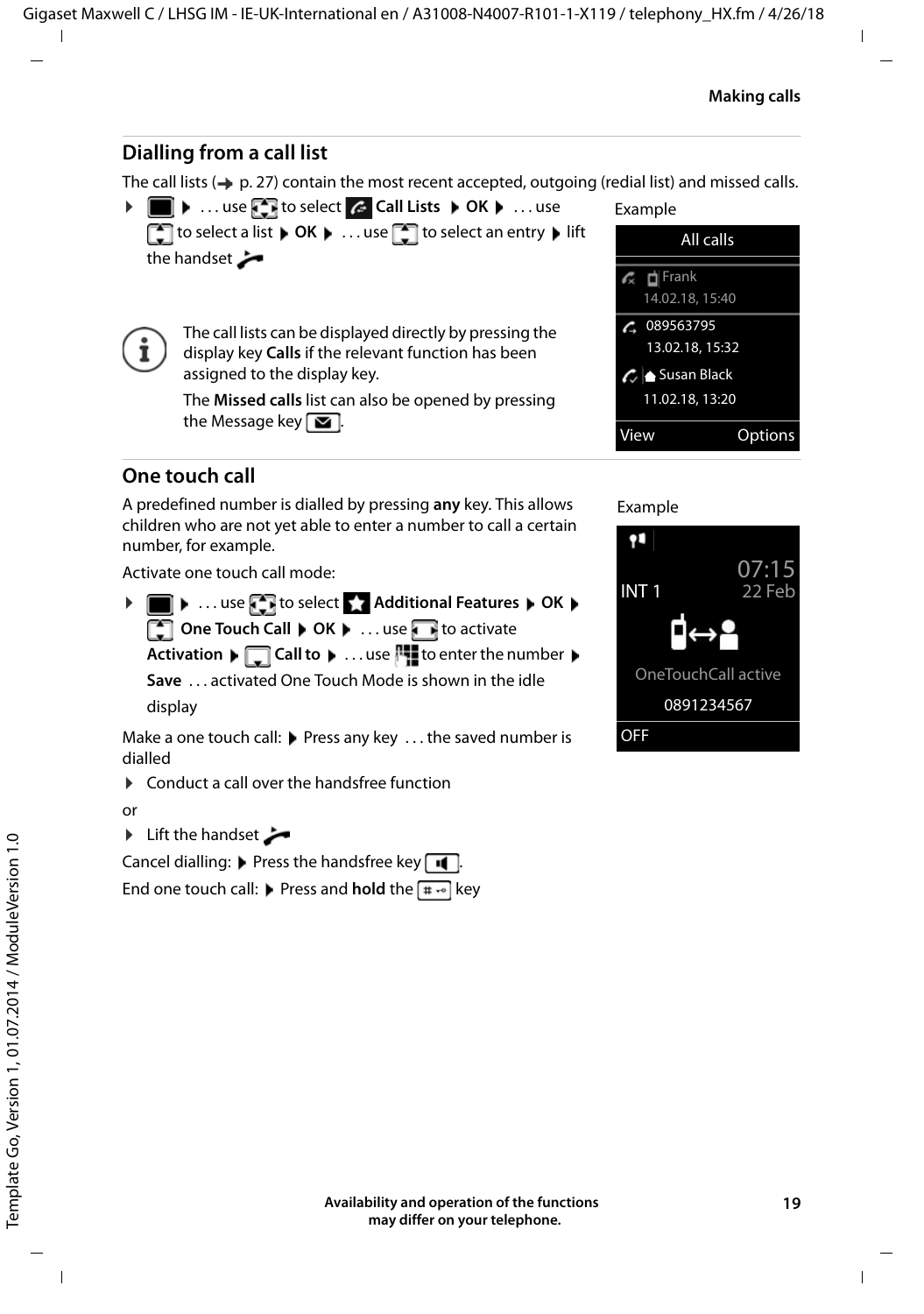## Dialling from a call list

The call lists (→ p. 27) contain the most recent accepted, outgoing (redial list) and missed calls.

- ▶ ... use to select **Call Lists** ▶ **OK** ▶ ... use to select a list ▶ **OK** ▶ ... use to select an entry ▶ lift the handset

Example

| All calls |
|---|
| Frank 14.02.18, 15:40 |
| 089563795 13.02.18, 15:32 |
| Susan Black 11.02.18, 13:20 |
| View Options |

The call lists can be displayed directly by pressing the display key **Calls** if the relevant function has been assigned to the display key.

The **Missed calls** list can also be opened by pressing the Message key.

## One touch call

A predefined number is dialled by pressing **any** key. This allows children who are not yet able to enter a number to call a certain number, for example.

Activate one touch call mode:

- ▶ ... use to select **Additional Features** ▶ **OK** ▶ **One Touch Call** ▶ **OK** ▶ ... use to activate **Activation** ▶ **Call to** ▶ ... use to enter the number ▶ **Save** ... activated One Touch Mode is shown in the idle display

Example

| INT 1 07:15 22 Feb |
|---|
| OneTouchCall active |
| 0891234567 |
| OFF |

Make a one touch call: ▶ Press any key ... the saved number is dialled

- Conduct a call over the handsfree function

or

- Lift the handset

Cancel dialling: ▶ Press the handsfree key.

End one touch call: ▶ Press and **hold** the key

Availability and operation of the functions may differ on your telephone.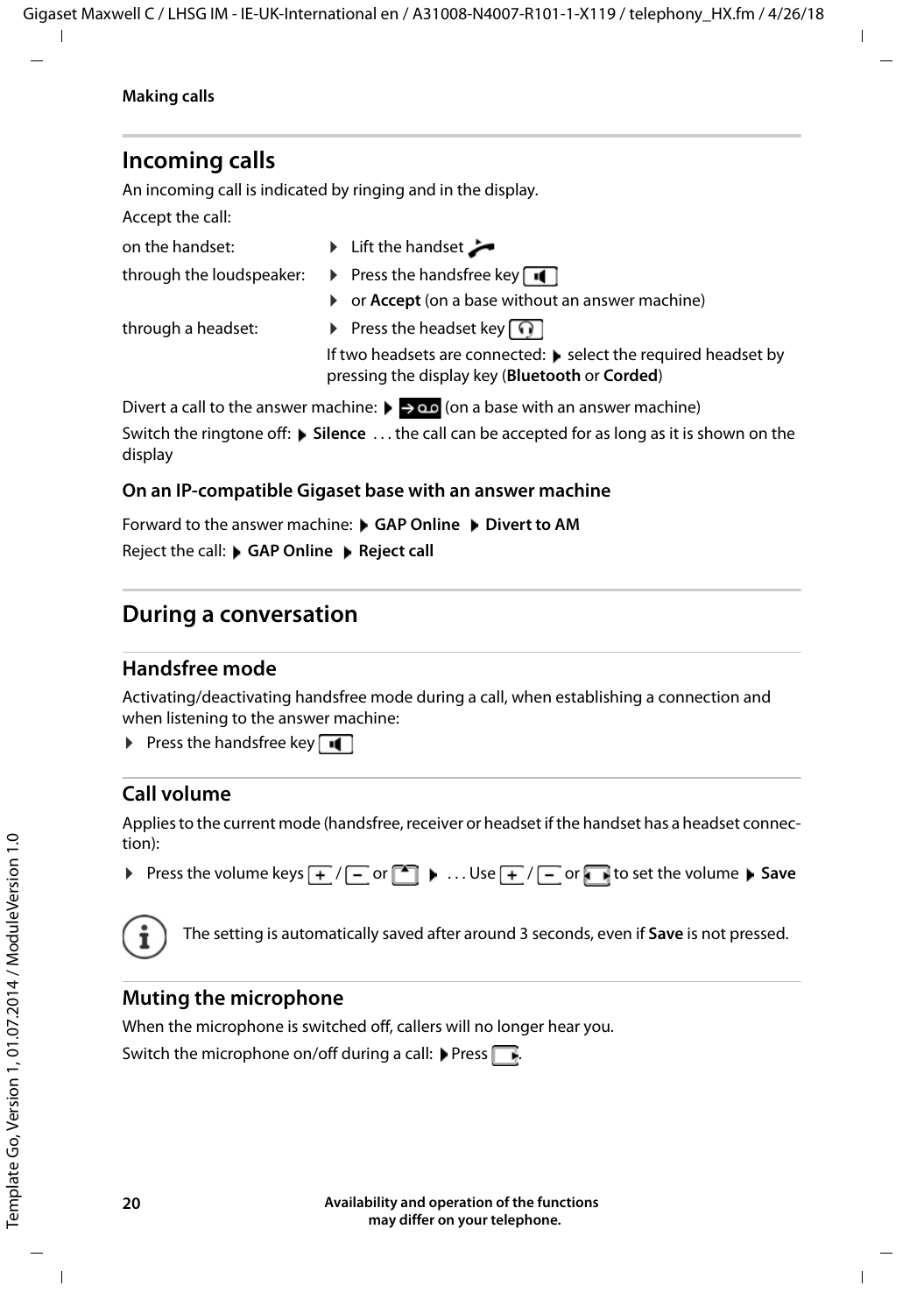# Incoming calls

An incoming call is indicated by ringing and in the display.

Accept the call:

| | |
|---|---|
| on the handset: | ▸ Lift the handset |
| through the loudspeaker: | ▸ Press the handsfree key |
| | ▸ or **Accept** (on a base without an answer machine) |
| through a headset: | ▸ Press the headset key |
| | If two headsets are connected: ▸ select the required headset by pressing the display key (**Bluetooth** or **Corded**) |

Divert a call to the answer machine: ▸ (on a base with an answer machine)

Switch the ringtone off: ▸ **Silence** . . . the call can be accepted for as long as it is shown on the display

### On an IP-compatible Gigaset base with an answer machine

Forward to the answer machine: ▸ **GAP Online** ▸ **Divert to AM**

Reject the call: ▸ **GAP Online** ▸ **Reject call**

# During a conversation

## Handsfree mode

Activating/deactivating handsfree mode during a call, when establishing a connection and when listening to the answer machine:

▸ Press the handsfree key

## Call volume

Applies to the current mode (handsfree, receiver or headset if the handset has a headset connection):

▸ Press the volume keys + / − or ▸ . . . Use + / − or to set the volume ▸ **Save**

The setting is automatically saved after around 3 seconds, even if **Save** is not pressed.

## Muting the microphone

When the microphone is switched off, callers will no longer hear you.

Switch the microphone on/off during a call: ▸ Press .

Availability and operation of the functions may differ on your telephone.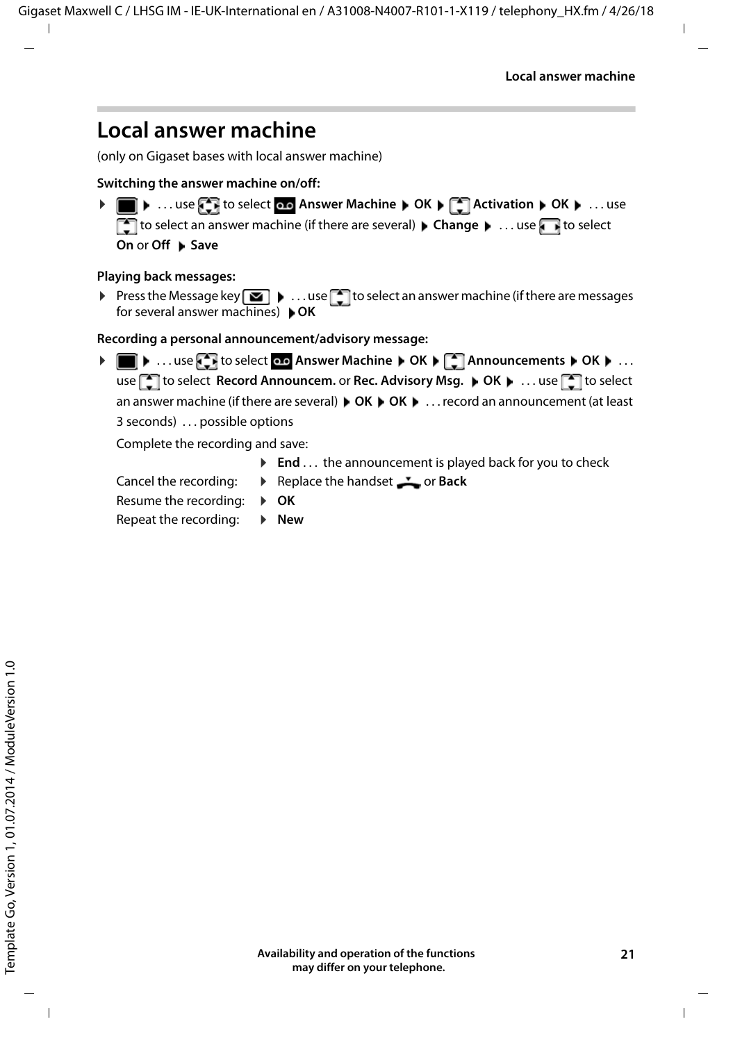# Local answer machine

(only on Gigaset bases with local answer machine)

**Switching the answer machine on/off:**

- ▶ . . . use to select **Answer Machine** ▶ **OK** ▶ **Activation** ▶ **OK** ▶ . . . use to select an answer machine (if there are several) ▶ **Change** ▶ . . . use to select **On** or **Off** ▶ **Save**

**Playing back messages:**

- Press the Message key ▶ . . . use to select an answer machine (if there are messages for several answer machines) ▶ **OK**

**Recording a personal announcement/advisory message:**

- ▶ . . . use to select **Answer Machine** ▶ **OK** ▶ **Announcements** ▶ **OK** ▶ . . . use to select **Record Announcem.** or **Rec. Advisory Msg.** ▶ **OK** ▶ . . . use to select an answer machine (if there are several) ▶ **OK** ▶ **OK** ▶ . . . record an announcement (at least 3 seconds) . . . possible options

  Complete the recording and save: ▶ **End** . . . the announcement is played back for you to check

  Cancel the recording: ▶ Replace the handset or **Back**

  Resume the recording: ▶ **OK**

  Repeat the recording: ▶ **New**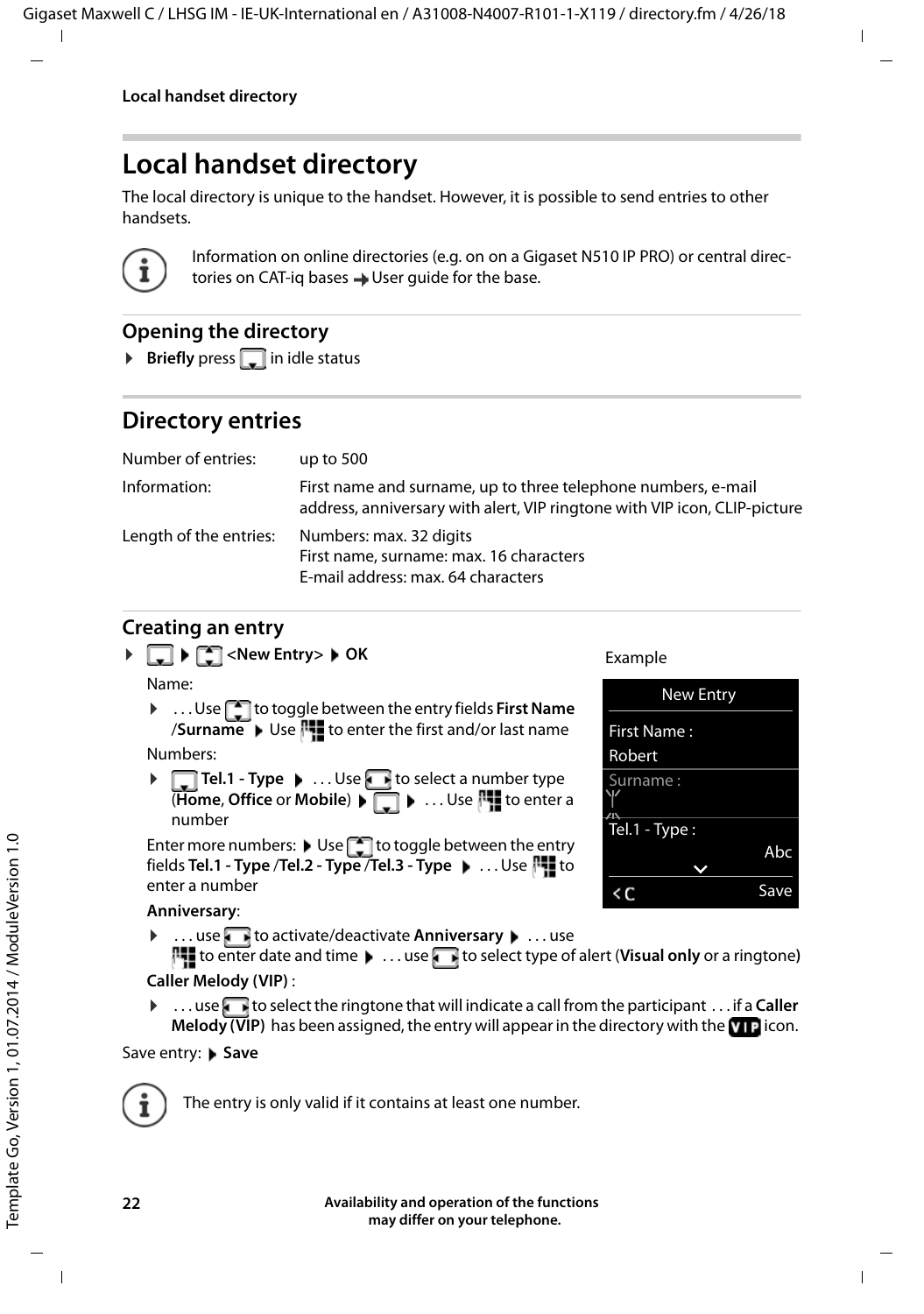# Local handset directory

The local directory is unique to the handset. However, it is possible to send entries to other handsets.

Information on online directories (e.g. on on a Gigaset N510 IP PRO) or central directories on CAT-iq bases → User guide for the base.

## Opening the directory

- **Briefly** press [ ] in idle status

## Directory entries

| | |
|---|---|
| Number of entries: | up to 500 |
| Information: | First name and surname, up to three telephone numbers, e-mail address, anniversary with alert, VIP ringtone with VIP icon, CLIP-picture |
| Length of the entries: | Numbers: max. 32 digits<br>First name, surname: max. 16 characters<br>E-mail address: max. 64 characters |

### Creating an entry

- [ ] ▶ [ ] **<New Entry>** ▶ **OK**

Name:

- . . . Use [ ] to toggle between the entry fields **First Name /Surname** ▶ Use [ ] to enter the first and/or last name

Numbers:

- [ ] **Tel.1 - Type** ▶ . . . Use [ ] to select a number type (**Home**, **Office** or **Mobile**) ▶ [ ] ▶ . . . Use [ ] to enter a number

Enter more numbers: ▶ Use [ ] to toggle between the entry fields **Tel.1 - Type /Tel.2 - Type /Tel.3 - Type** ▶ . . . Use [ ] to enter a number

Example

| New Entry |
|---|
| First Name :<br>Robert |
| Surname : |
| Tel.1 - Type :<br>Abc |
| < C &nbsp;&nbsp;&nbsp;&nbsp; Save |

**Anniversary**:

- . . . use [ ] to activate/deactivate **Anniversary** ▶ . . . use [ ] to enter date and time ▶ . . . use [ ] to select type of alert (**Visual only** or a ringtone)

**Caller Melody (VIP)** :

- . . . use [ ] to select the ringtone that will indicate a call from the participant . . . if a **Caller Melody (VIP)** has been assigned, the entry will appear in the directory with the [VIP] icon.

Save entry: ▶ **Save**

The entry is only valid if it contains at least one number.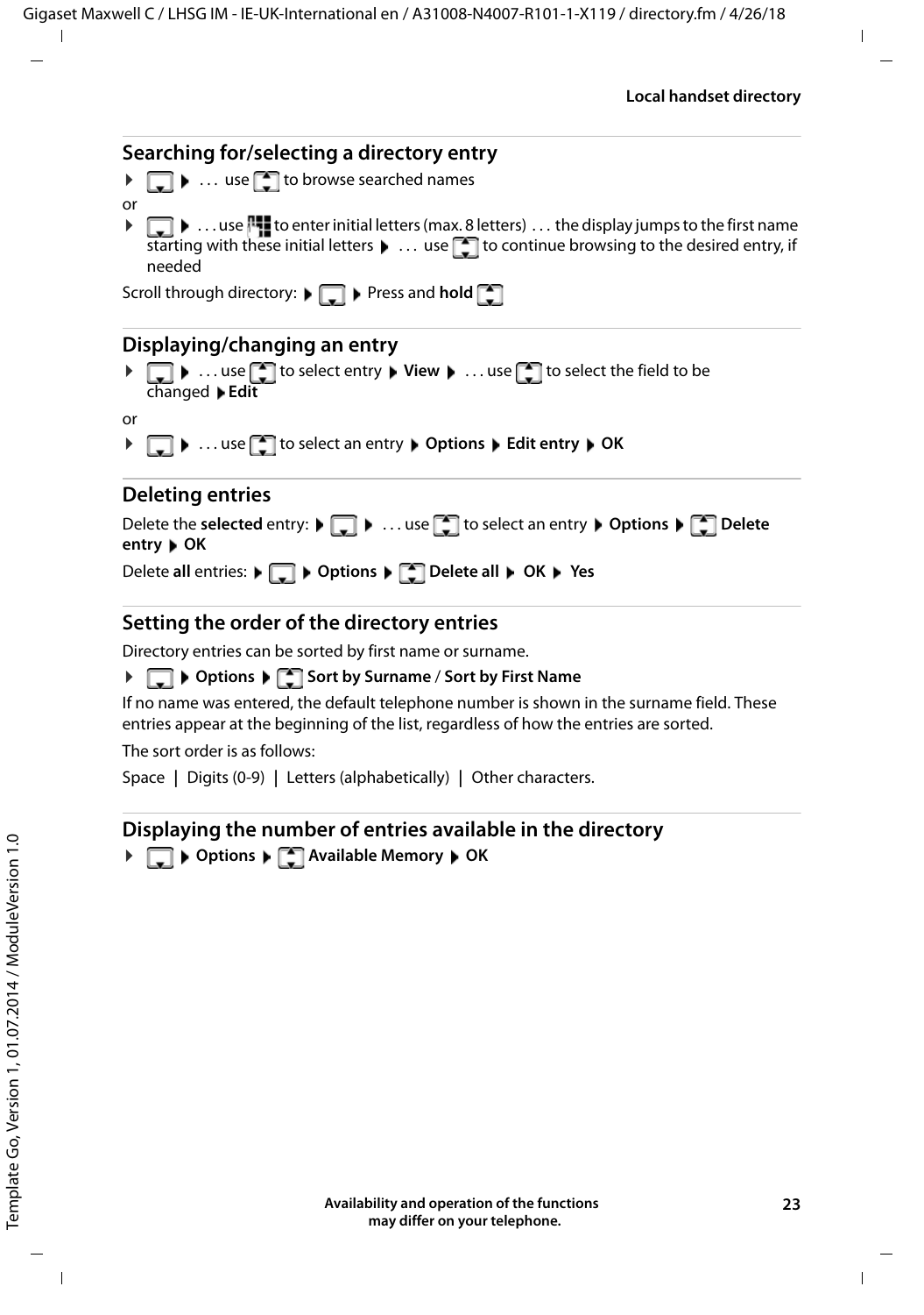## Searching for/selecting a directory entry

- ▶ ... use to browse searched names

or

- ▶ ... use to enter initial letters (max. 8 letters) ... the display jumps to the first name starting with these initial letters ▶ ... use to continue browsing to the desired entry, if needed

Scroll through directory: ▶ ▶ Press and **hold**

## Displaying/changing an entry

- ▶ ... use to select entry ▶ **View** ▶ ... use to select the field to be changed ▶ **Edit**

or

- ▶ ... use to select an entry ▶ **Options** ▶ **Edit entry** ▶ **OK**

## Deleting entries

Delete the **selected** entry: ▶ ▶ ... use to select an entry ▶ **Options** ▶ **Delete entry** ▶ **OK**

Delete **all** entries: ▶ ▶ **Options** ▶ **Delete all** ▶ **OK** ▶ **Yes**

## Setting the order of the directory entries

Directory entries can be sorted by first name or surname.

- ▶ **Options** ▶ **Sort by Surname** / **Sort by First Name**

If no name was entered, the default telephone number is shown in the surname field. These entries appear at the beginning of the list, regardless of how the entries are sorted.

The sort order is as follows:

Space | Digits (0-9) | Letters (alphabetically) | Other characters.

## Displaying the number of entries available in the directory

- ▶ **Options** ▶ **Available Memory** ▶ **OK**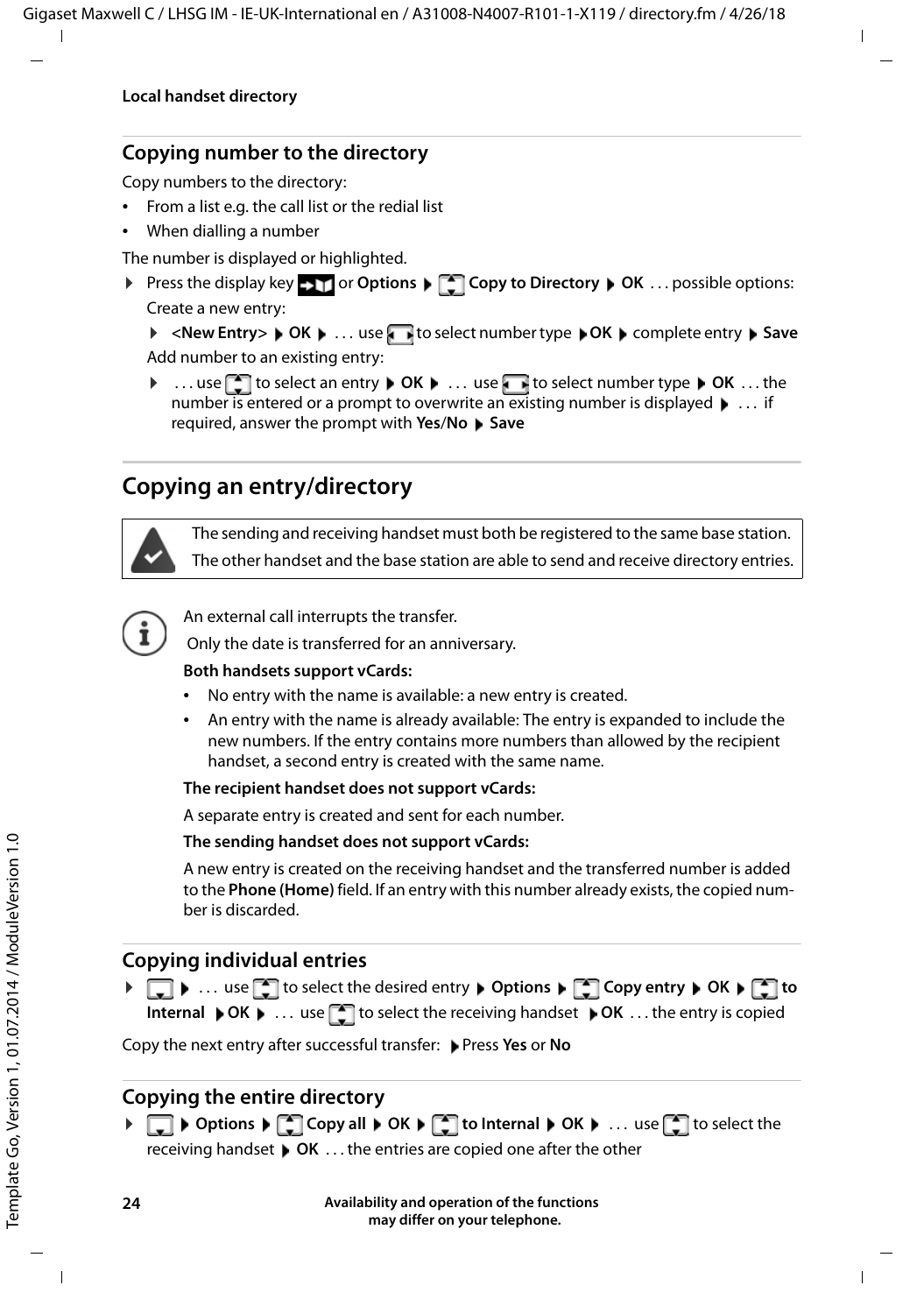## Copying number to the directory

Copy numbers to the directory:

- From a list e.g. the call list or the redial list
- When dialling a number

The number is displayed or highlighted.

- Press the display key or **Options** ▶ **Copy to Directory** ▶ **OK** . . . possible options:

  Create a new entry:

  - **<New Entry>** ▶ **OK** ▶ . . . use to select number type ▶ **OK** ▶ complete entry ▶ **Save**

  Add number to an existing entry:

  - . . . use to select an entry ▶ **OK** ▶ . . . use to select number type ▶ **OK** . . . the number is entered or a prompt to overwrite an existing number is displayed ▶ . . . if required, answer the prompt with **Yes**/**No** ▶ **Save**

# Copying an entry/directory

The sending and receiving handset must both be registered to the same base station.

The other handset and the base station are able to send and receive directory entries.

An external call interrupts the transfer.

Only the date is transferred for an anniversary.

**Both handsets support vCards:**

- No entry with the name is available: a new entry is created.
- An entry with the name is already available: The entry is expanded to include the new numbers. If the entry contains more numbers than allowed by the recipient handset, a second entry is created with the same name.

**The recipient handset does not support vCards:**

A separate entry is created and sent for each number.

**The sending handset does not support vCards:**

A new entry is created on the receiving handset and the transferred number is added to the **Phone (Home)** field. If an entry with this number already exists, the copied number is discarded.

## Copying individual entries

- ▶ . . . use to select the desired entry ▶ **Options** ▶ **Copy entry** ▶ **OK** ▶ **to Internal** ▶ **OK** ▶ . . . use to select the receiving handset ▶ **OK** . . . the entry is copied

Copy the next entry after successful transfer: ▶ Press **Yes** or **No**

## Copying the entire directory

- ▶ **Options** ▶ **Copy all** ▶ **OK** ▶ **to Internal** ▶ **OK** ▶ . . . use to select the receiving handset ▶ **OK** . . . the entries are copied one after the other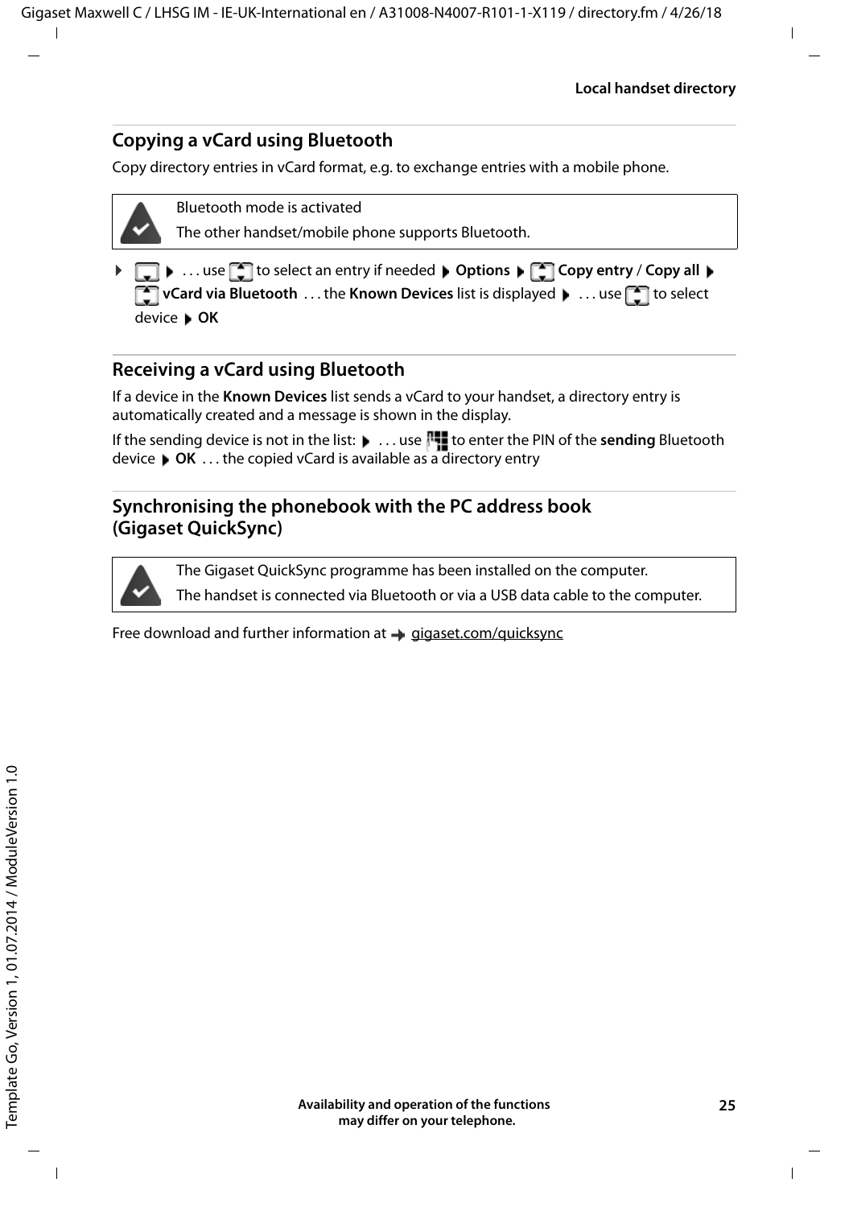## Copying a vCard using Bluetooth

Copy directory entries in vCard format, e.g. to exchange entries with a mobile phone.

Bluetooth mode is activated

The other handset/mobile phone supports Bluetooth.

▸ ▸ . . . use to select an entry if needed ▸ **Options** ▸ **Copy entry** / **Copy all** ▸ **vCard via Bluetooth** . . . the **Known Devices** list is displayed ▸ . . . use to select device ▸ **OK**

## Receiving a vCard using Bluetooth

If a device in the **Known Devices** list sends a vCard to your handset, a directory entry is automatically created and a message is shown in the display.

If the sending device is not in the list: ▸ . . . use to enter the PIN of the **sending** Bluetooth device ▸ **OK** . . . the copied vCard is available as a directory entry

## Synchronising the phonebook with the PC address book (Gigaset QuickSync)

The Gigaset QuickSync programme has been installed on the computer.

The handset is connected via Bluetooth or via a USB data cable to the computer.

Free download and further information at → gigaset.com/quicksync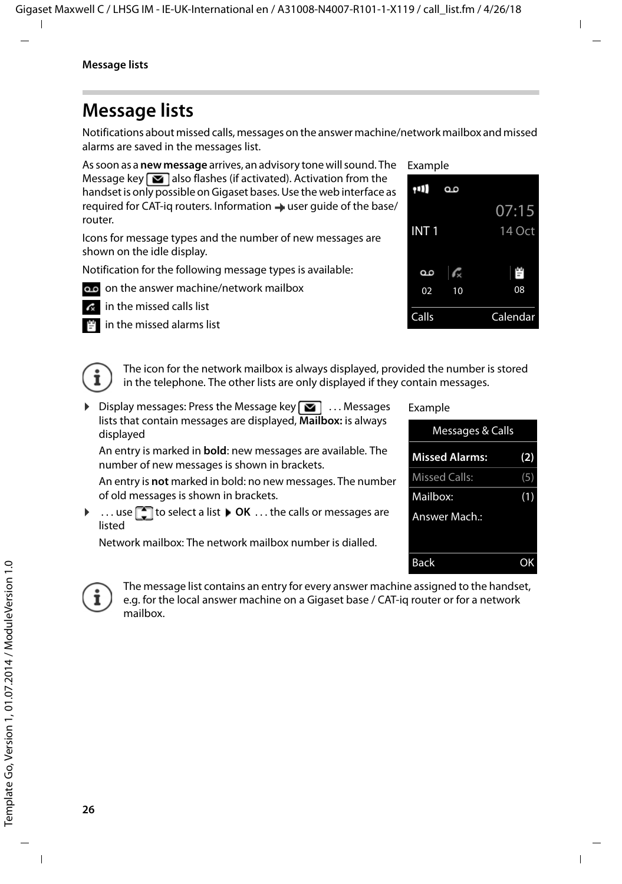# Message lists

Notifications about missed calls, messages on the answer machine/network mailbox and missed alarms are saved in the messages list.

As soon as a **new message** arrives, an advisory tone will sound. The Message key also flashes (if activated). Activation from the handset is only possible on Gigaset bases. Use the web interface as required for CAT-iq routers. Information → user guide of the base/ router.

Icons for message types and the number of new messages are shown on the idle display.

Notification for the following message types is available:

- on the answer machine/network mailbox
- in the missed calls list
- in the missed alarms list

Example

INT 1 07:15 14 Oct

02 10 08

Calls Calendar

> The icon for the network mailbox is always displayed, provided the number is stored in the telephone. The other lists are only displayed if they contain messages.

- Display messages: Press the Message key . . . Messages lists that contain messages are displayed, **Mailbox:** is always displayed

  An entry is marked in **bold**: new messages are available. The number of new messages is shown in brackets.

  An entry is **not** marked in bold: no new messages. The number of old messages is shown in brackets.

- . . . use to select a list ▶ **OK** . . . the calls or messages are listed

  Network mailbox: The network mailbox number is dialled.

Example

Messages & Calls

| | |
|---|---|
| **Missed Alarms:** | **(2)** |
| Missed Calls: | (5) |
| Mailbox: | (1) |
| Answer Mach.: | |

Back OK

> The message list contains an entry for every answer machine assigned to the handset, e.g. for the local answer machine on a Gigaset base / CAT-iq router or for a network mailbox.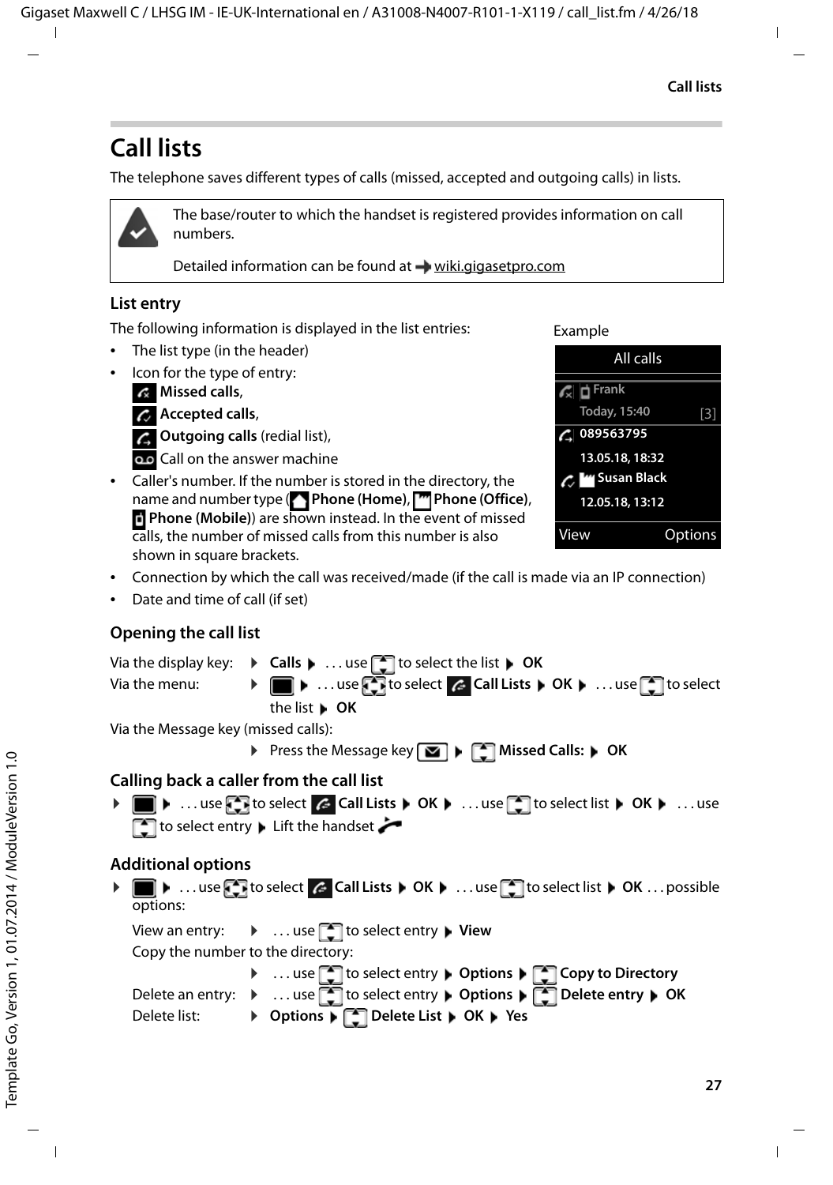# Call lists

The telephone saves different types of calls (missed, accepted and outgoing calls) in lists.

> The base/router to which the handset is registered provides information on call numbers.
>
> Detailed information can be found at ➡ wiki.gigasetpro.com

### List entry

The following information is displayed in the list entries:

- The list type (in the header)
- Icon for the type of entry:
  **Missed calls**,
  **Accepted calls**,
  **Outgoing calls** (redial list),
  Call on the answer machine
- Caller's number. If the number is stored in the directory, the name and number type (**Phone (Home)**, **Phone (Office)**, **Phone (Mobile)**) are shown instead. In the event of missed calls, the number of missed calls from this number is also shown in square brackets.
- Connection by which the call was received/made (if the call is made via an IP connection)
- Date and time of call (if set)

Example

| All calls | |
|---|---|
| Frank | |
| Today, 15:40 | [3] |
| 089563795 | |
| 13.05.18, 18:32 | |
| Susan Black | |
| 12.05.18, 13:12 | |
| View | Options |

### Opening the call list

Via the display key: ▶ **Calls** ▶ . . . use to select the list ▶ **OK**

Via the menu: ▶ ▶ . . . use to select **Call Lists** ▶ **OK** ▶ . . . use to select the list ▶ **OK**

Via the Message key (missed calls):

▶ Press the Message key ▶ **Missed Calls:** ▶ **OK**

### Calling back a caller from the call list

▶ ▶ . . . use to select **Call Lists** ▶ **OK** ▶ . . . use to select list ▶ **OK** ▶ . . . use to select entry ▶ Lift the handset

### Additional options

▶ ▶ . . . use to select **Call Lists** ▶ **OK** ▶ . . . use to select list ▶ **OK** . . . possible options:

View an entry: ▶ . . . use to select entry ▶ **View**

Copy the number to the directory:

▶ . . . use to select entry ▶ **Options** ▶ **Copy to Directory**

Delete an entry: ▶ . . . use to select entry ▶ **Options** ▶ **Delete entry** ▶ **OK**

Delete list: ▶ **Options** ▶ **Delete List** ▶ **OK** ▶ **Yes**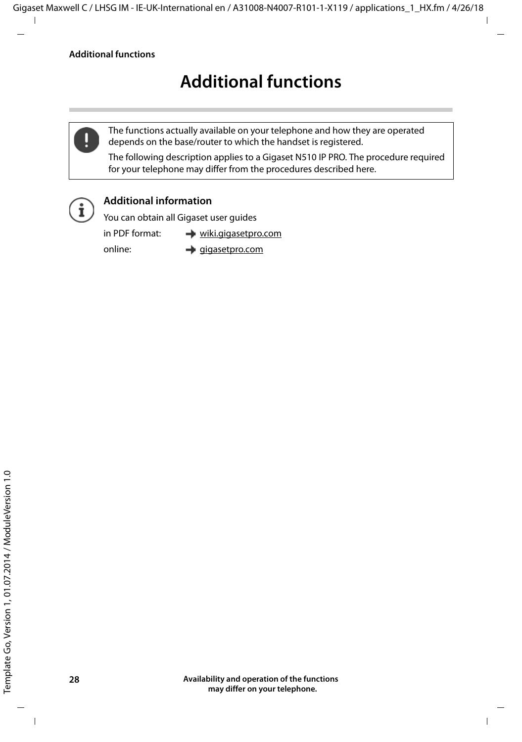# Additional functions

> The functions actually available on your telephone and how they are operated depends on the base/router to which the handset is registered.
>
> The following description applies to a Gigaset N510 IP PRO. The procedure required for your telephone may differ from the procedures described here.

**Additional information**

You can obtain all Gigaset user guides

in PDF format: → wiki.gigasetpro.com

online: → gigasetpro.com

Availability and operation of the functions may differ on your telephone.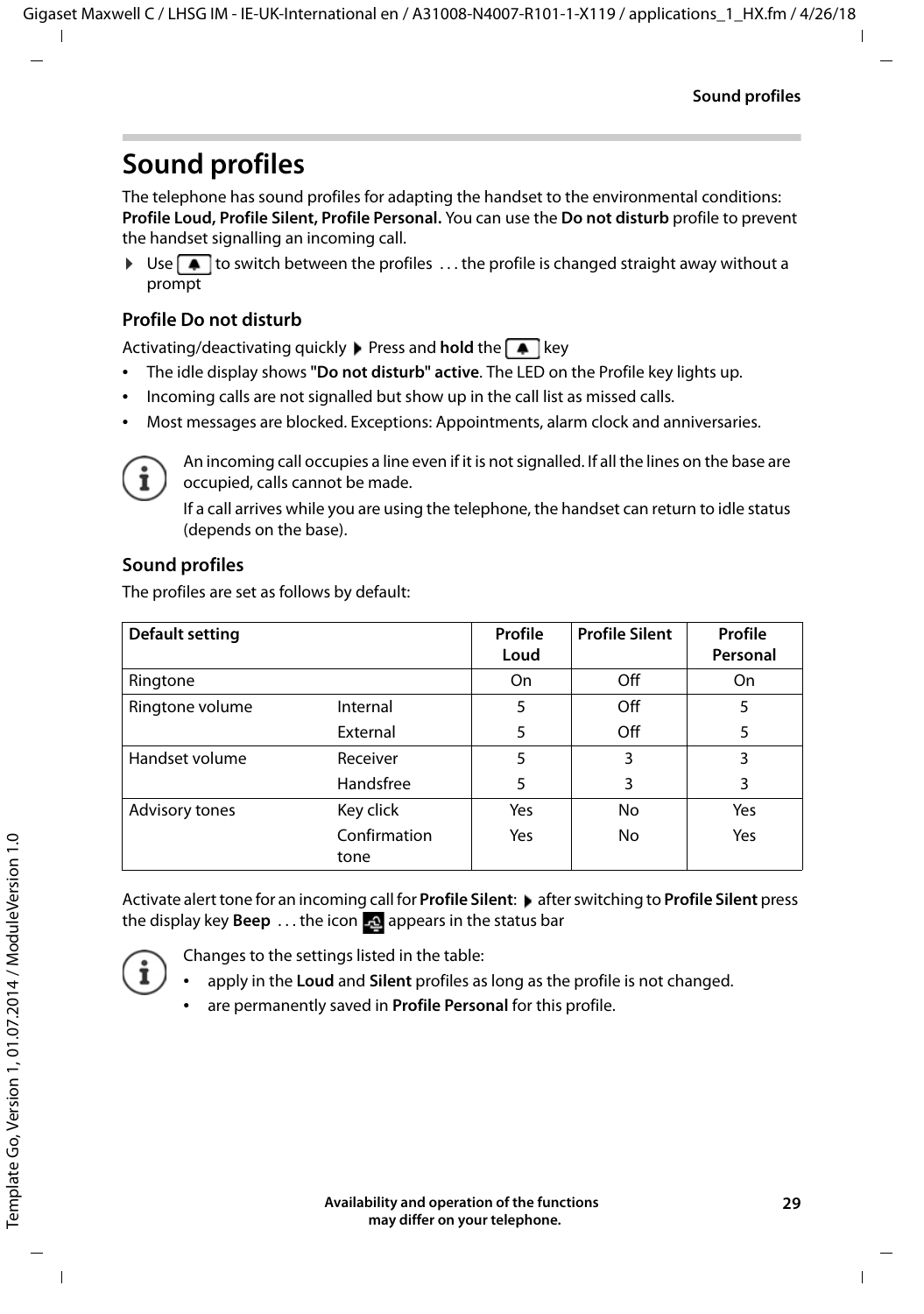# Sound profiles

The telephone has sound profiles for adapting the handset to the environmental conditions: **Profile Loud, Profile Silent, Profile Personal.** You can use the **Do not disturb** profile to prevent the handset signalling an incoming call.

- ▶ Use [🔔] to switch between the profiles . . . the profile is changed straight away without a prompt

## Profile Do not disturb

Activating/deactivating quickly ▶ Press and **hold** the [🔔] key

- The idle display shows **"Do not disturb" active**. The LED on the Profile key lights up.
- Incoming calls are not signalled but show up in the call list as missed calls.
- Most messages are blocked. Exceptions: Appointments, alarm clock and anniversaries.

> An incoming call occupies a line even if it is not signalled. If all the lines on the base are occupied, calls cannot be made.
>
> If a call arrives while you are using the telephone, the handset can return to idle status (depends on the base).

## Sound profiles

The profiles are set as follows by default:

| Default setting | | Profile Loud | Profile Silent | Profile Personal |
|---|---|---|---|---|
| Ringtone | | On | Off | On |
| Ringtone volume | Internal | 5 | Off | 5 |
| | External | 5 | Off | 5 |
| Handset volume | Receiver | 5 | 3 | 3 |
| | Handsfree | 5 | 3 | 3 |
| Advisory tones | Key click | Yes | No | Yes |
| | Confirmation tone | Yes | No | Yes |

Activate alert tone for an incoming call for **Profile Silent**: ▶ after switching to **Profile Silent** press the display key **Beep** . . . the icon appears in the status bar

> Changes to the settings listed in the table:
>
> - apply in the **Loud** and **Silent** profiles as long as the profile is not changed.
> - are permanently saved in **Profile Personal** for this profile.

Availability and operation of the functions may differ on your telephone.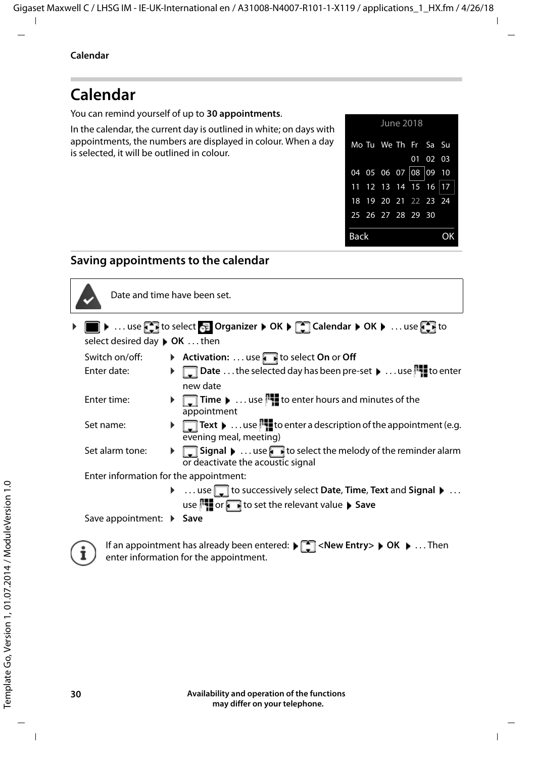# Calendar

You can remind yourself of up to **30 appointments**.

In the calendar, the current day is outlined in white; on days with appointments, the numbers are displayed in colour. When a day is selected, it will be outlined in colour.

June 2018

| Mo | Tu | We | Th | Fr | Sa | Su |
|---|---|---|---|---|---|---|
| | | | | 01 | 02 | 03 |
| 04 | 05 | 06 | 07 | 08 | 09 | 10 |
| 11 | 12 | 13 | 14 | 15 | 16 | 17 |
| 18 | 19 | 20 | 21 | 22 | 23 | 24 |
| 25 | 26 | 27 | 28 | 29 | 30 | |

Back OK

## Saving appointments to the calendar

Date and time have been set.

▶ ▶ . . . use to select **Organizer** ▶ **OK** ▶ **Calendar** ▶ **OK** ▶ . . . use to select desired day ▶ **OK** . . . then

| | |
|---|---|
| Switch on/off: | ▶ **Activation:** . . . use to select **On** or **Off** |
| Enter date: | ▶ **Date** . . . the selected day has been pre-set ▶ . . . use to enter new date |
| Enter time: | ▶ **Time** ▶ . . . use to enter hours and minutes of the appointment |
| Set name: | ▶ **Text** ▶ . . . use to enter a description of the appointment (e.g. evening meal, meeting) |
| Set alarm tone: | ▶ **Signal** ▶ . . . use to select the melody of the reminder alarm or deactivate the acoustic signal |

Enter information for the appointment:

▶ . . . use to successively select **Date**, **Time**, **Text** and **Signal** ▶ . . . use or to set the relevant value ▶ **Save**

Save appointment: ▶ **Save**

If an appointment has already been entered: ▶ **<New Entry>** ▶ **OK** ▶ . . . Then enter information for the appointment.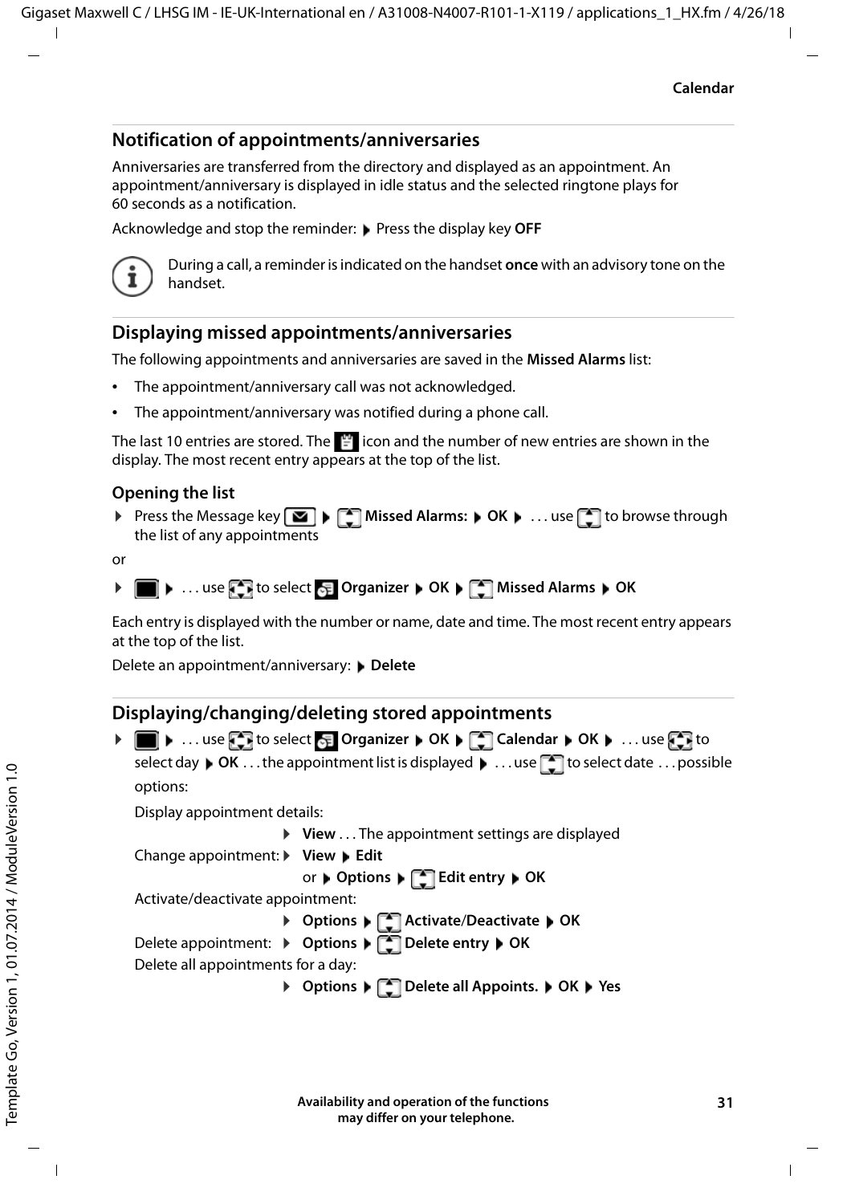## Notification of appointments/anniversaries

Anniversaries are transferred from the directory and displayed as an appointment. An appointment/anniversary is displayed in idle status and the selected ringtone plays for 60 seconds as a notification.

Acknowledge and stop the reminder: ▶ Press the display key **OFF**

During a call, a reminder is indicated on the handset **once** with an advisory tone on the handset.

## Displaying missed appointments/anniversaries

The following appointments and anniversaries are saved in the **Missed Alarms** list:

- The appointment/anniversary call was not acknowledged.
- The appointment/anniversary was notified during a phone call.

The last 10 entries are stored. The icon and the number of new entries are shown in the display. The most recent entry appears at the top of the list.

### Opening the list

▶ Press the Message key ▶ **Missed Alarms:** ▶ **OK** ▶ . . . use to browse through the list of any appointments

or

▶ ▶ . . . use to select **Organizer** ▶ **OK** ▶ **Missed Alarms** ▶ **OK**

Each entry is displayed with the number or name, date and time. The most recent entry appears at the top of the list.

Delete an appointment/anniversary: ▶ **Delete**

## Displaying/changing/deleting stored appointments

▶ ▶ . . . use to select **Organizer** ▶ **OK** ▶ **Calendar** ▶ **OK** ▶ . . . use to select day ▶ **OK** . . . the appointment list is displayed ▶ . . . use to select date . . . possible options:

Display appointment details:
▶ **View** . . . The appointment settings are displayed

Change appointment: ▶ **View** ▶ **Edit**
or ▶ **Options** ▶ **Edit entry** ▶ **OK**

Activate/deactivate appointment:
▶ **Options** ▶ **Activate/Deactivate** ▶ **OK**

Delete appointment: ▶ **Options** ▶ **Delete entry** ▶ **OK**

Delete all appointments for a day:
▶ **Options** ▶ **Delete all Appoints.** ▶ **OK** ▶ **Yes**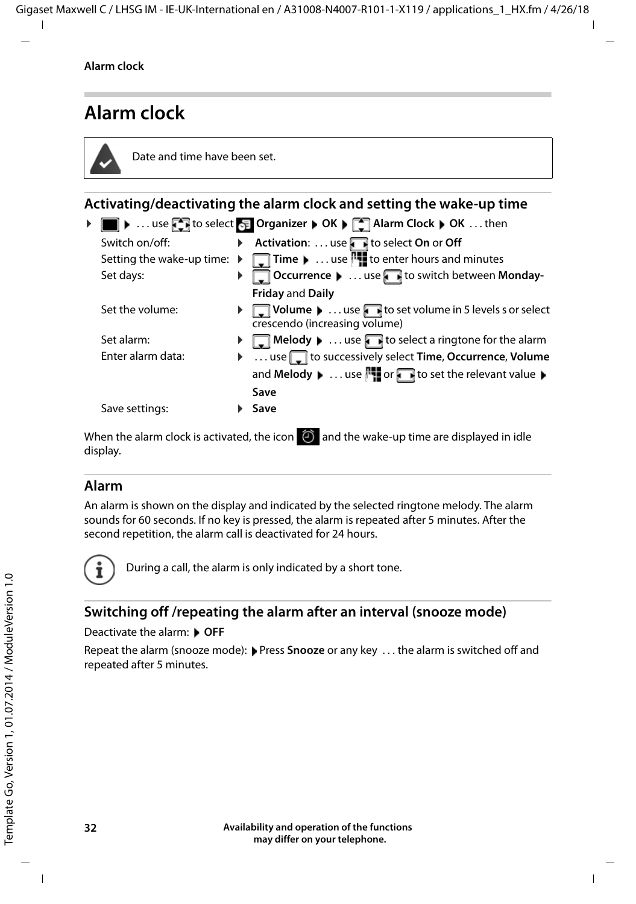# Alarm clock

Date and time have been set.

## Activating/deactivating the alarm clock and setting the wake-up time

▶ ▶ . . . use to select **Organizer** ▶ **OK** ▶ **Alarm Clock** ▶ **OK** . . . then

| | |
|---|---|
| Switch on/off: | ▶ **Activation**: . . . use to select **On** or **Off** |
| Setting the wake-up time: | ▶ **Time** ▶ . . . use to enter hours and minutes |
| Set days: | ▶ **Occurrence** ▶ . . . use to switch between **Monday-Friday** and **Daily** |
| Set the volume: | ▶ **Volume** ▶ . . . use to set volume in 5 levels s or select crescendo (increasing volume) |
| Set alarm: | ▶ **Melody** ▶ . . . use to select a ringtone for the alarm |
| Enter alarm data: | ▶ . . . use to successively select **Time**, **Occurrence**, **Volume** and **Melody** ▶ . . . use or to set the relevant value ▶ **Save** |
| Save settings: | ▶ **Save** |

When the alarm clock is activated, the icon and the wake-up time are displayed in idle display.

### Alarm

An alarm is shown on the display and indicated by the selected ringtone melody. The alarm sounds for 60 seconds. If no key is pressed, the alarm is repeated after 5 minutes. After the second repetition, the alarm call is deactivated for 24 hours.

During a call, the alarm is only indicated by a short tone.

### Switching off /repeating the alarm after an interval (snooze mode)

Deactivate the alarm: ▶ **OFF**

Repeat the alarm (snooze mode): ▶ Press **Snooze** or any key . . . the alarm is switched off and repeated after 5 minutes.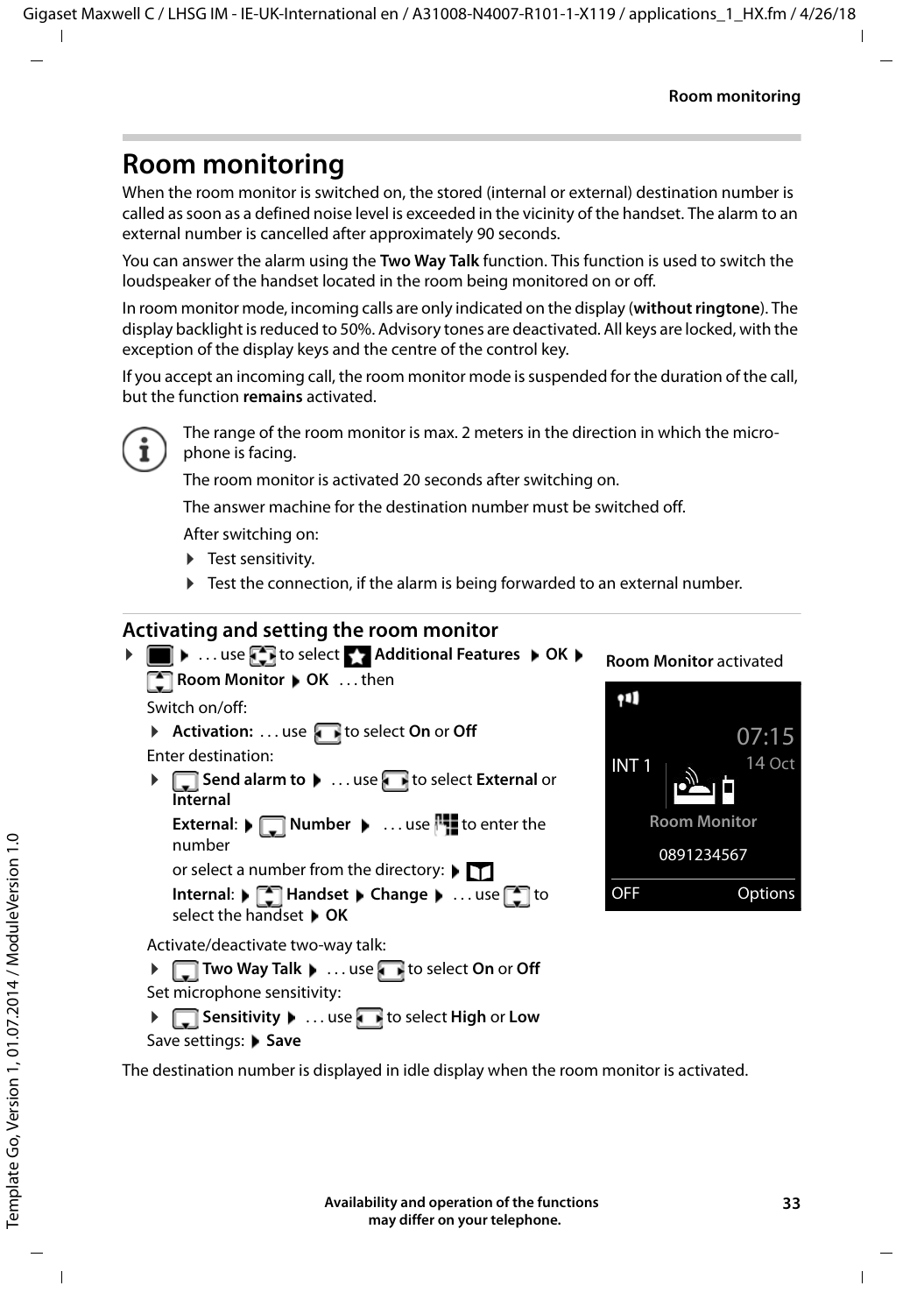# Room monitoring

When the room monitor is switched on, the stored (internal or external) destination number is called as soon as a defined noise level is exceeded in the vicinity of the handset. The alarm to an external number is cancelled after approximately 90 seconds.

You can answer the alarm using the **Two Way Talk** function. This function is used to switch the loudspeaker of the handset located in the room being monitored on or off.

In room monitor mode, incoming calls are only indicated on the display (**without ringtone**). The display backlight is reduced to 50%. Advisory tones are deactivated. All keys are locked, with the exception of the display keys and the centre of the control key.

If you accept an incoming call, the room monitor mode is suspended for the duration of the call, but the function **remains** activated.

The range of the room monitor is max. 2 meters in the direction in which the microphone is facing.

The room monitor is activated 20 seconds after switching on.

The answer machine for the destination number must be switched off.

After switching on:

- Test sensitivity.
- Test the connection, if the alarm is being forwarded to an external number.

## Activating and setting the room monitor

- ▶ . . . use to select **Additional Features** ▶ **OK** ▶ **Room Monitor** ▶ **OK** . . . then

Switch on/off:

- **Activation:** . . . use to select **On** or **Off**

Enter destination:

- **Send alarm to** ▶ . . . use to select **External** or **Internal**

  **External:** ▶ **Number** ▶ . . . use to enter the number

  or select a number from the directory: ▶

  **Internal:** ▶ **Handset** ▶ **Change** ▶ . . . use to select the handset ▶ **OK**

Activate/deactivate two-way talk:

- **Two Way Talk** ▶ . . . use to select **On** or **Off**

Set microphone sensitivity:

- **Sensitivity** ▶ . . . use to select **High** or **Low**

Save settings: ▶ **Save**

**Room Monitor** activated

INT 1 | 07:15 | 14 Oct | Room Monitor | 0891234567 | OFF | Options

The destination number is displayed in idle display when the room monitor is activated.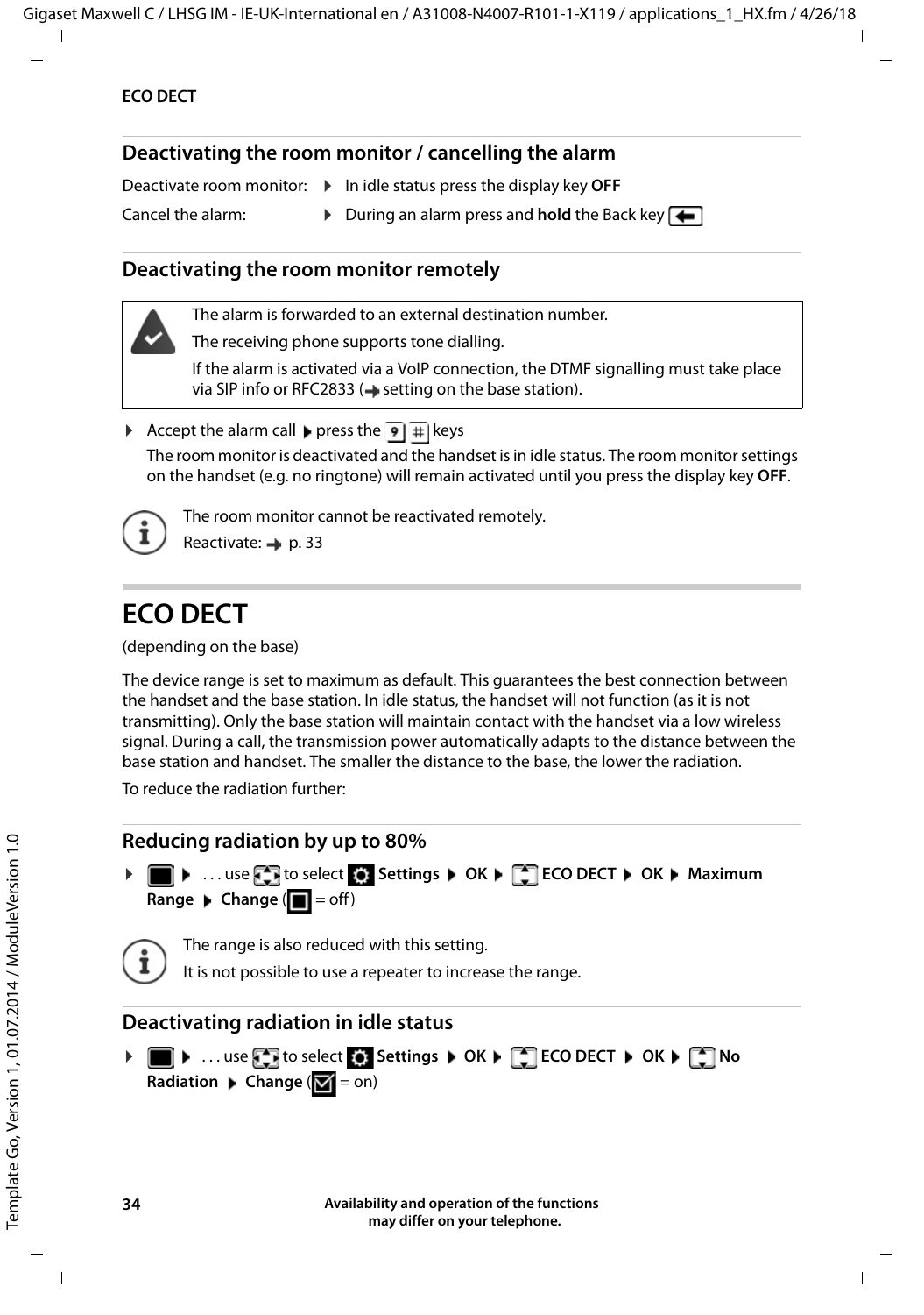## Deactivating the room monitor / cancelling the alarm

| | |
|---|---|
| Deactivate room monitor: | ▶ In idle status press the display key **OFF** |
| Cancel the alarm: | ▶ During an alarm press and **hold** the Back key |

## Deactivating the room monitor remotely

> The alarm is forwarded to an external destination number.
>
> The receiving phone supports tone dialling.
>
> If the alarm is activated via a VoIP connection, the DTMF signalling must take place via SIP info or RFC2833 (→ setting on the base station).

▶ Accept the alarm call ▶ press the 9 # keys

The room monitor is deactivated and the handset is in idle status. The room monitor settings on the handset (e.g. no ringtone) will remain activated until you press the display key **OFF**.

> The room monitor cannot be reactivated remotely.
>
> Reactivate: → p. 33

# ECO DECT

(depending on the base)

The device range is set to maximum as default. This guarantees the best connection between the handset and the base station. In idle status, the handset will not function (as it is not transmitting). Only the base station will maintain contact with the handset via a low wireless signal. During a call, the transmission power automatically adapts to the distance between the base station and handset. The smaller the distance to the base, the lower the radiation.

To reduce the radiation further:

## Reducing radiation by up to 80%

▶ ▶ . . . use to select **Settings** ▶ **OK** ▶ **ECO DECT** ▶ **OK** ▶ **Maximum Range** ▶ **Change** ( = off)

> The range is also reduced with this setting.
>
> It is not possible to use a repeater to increase the range.

## Deactivating radiation in idle status

▶ ▶ . . . use to select **Settings** ▶ **OK** ▶ **ECO DECT** ▶ **OK** ▶ **No Radiation** ▶ **Change** ( = on)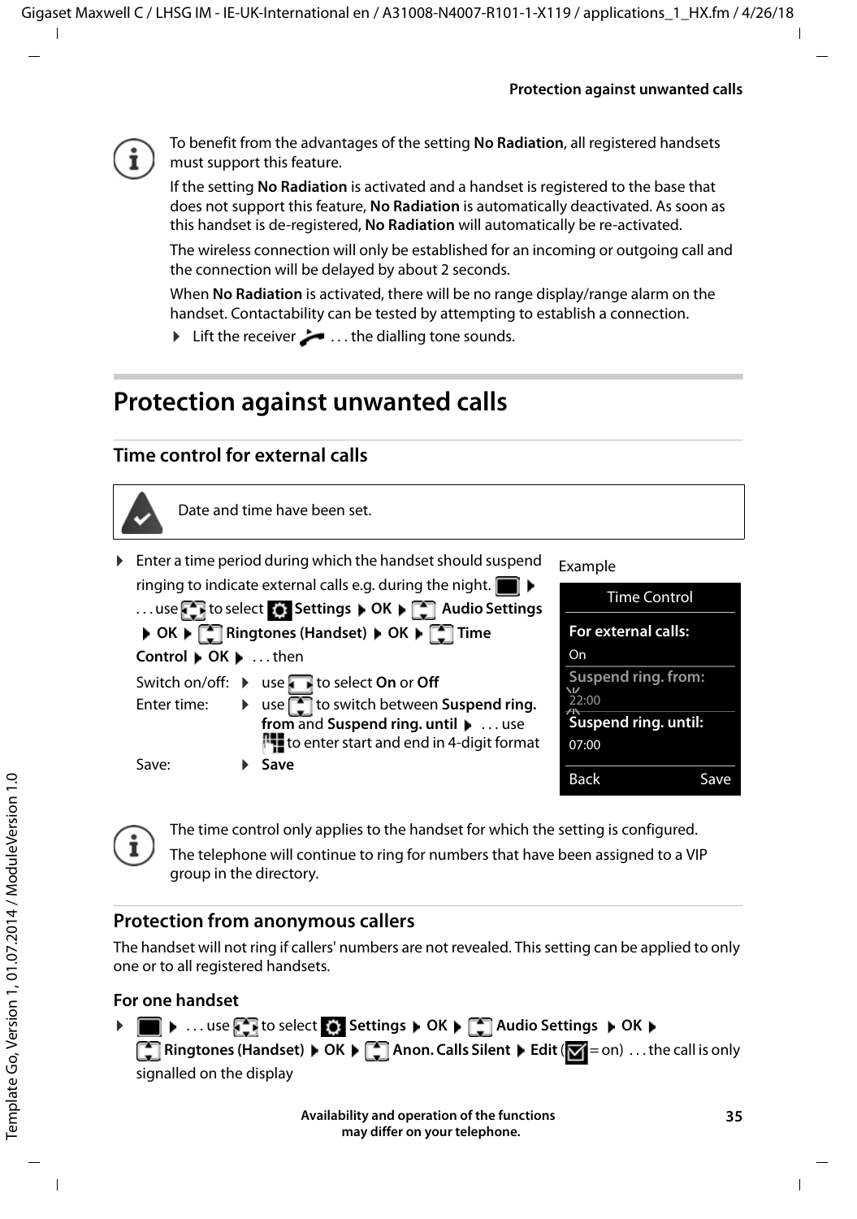To benefit from the advantages of the setting **No Radiation**, all registered handsets must support this feature.

If the setting **No Radiation** is activated and a handset is registered to the base that does not support this feature, **No Radiation** is automatically deactivated. As soon as this handset is de-registered, **No Radiation** will automatically be re-activated.

The wireless connection will only be established for an incoming or outgoing call and the connection will be delayed by about 2 seconds.

When **No Radiation** is activated, there will be no range display/range alarm on the handset. Contactability can be tested by attempting to establish a connection.

- Lift the receiver . . . the dialling tone sounds.

# Protection against unwanted calls

## Time control for external calls

Date and time have been set.

- Enter a time period during which the handset should suspend ringing to indicate external calls e.g. during the night. ▶ . . . use to select **Settings** ▶ **OK** ▶ **Audio Settings** ▶ **OK** ▶ **Ringtones (Handset)** ▶ **OK** ▶ **Time Control** ▶ **OK** ▶ . . . then

Switch on/off: ▶ use to select **On** or **Off**

Enter time: ▶ use to switch between **Suspend ring. from** and **Suspend ring. until** ▶ . . . use to enter start and end in 4-digit format

Save: ▶ **Save**

Example

| Time Control |
|---|
| **For external calls:** On |
| **Suspend ring. from:** 22:00 |
| **Suspend ring. until:** 07:00 |
| Back Save |

The time control only applies to the handset for which the setting is configured.

The telephone will continue to ring for numbers that have been assigned to a VIP group in the directory.

## Protection from anonymous callers

The handset will not ring if callers' numbers are not revealed. This setting can be applied to only one or to all registered handsets.

### For one handset

- ▶ . . . use to select **Settings** ▶ **OK** ▶ **Audio Settings** ▶ **OK** ▶ **Ringtones (Handset)** ▶ **OK** ▶ **Anon. Calls Silent** ▶ **Edit** (☑ = on) . . . the call is only signalled on the display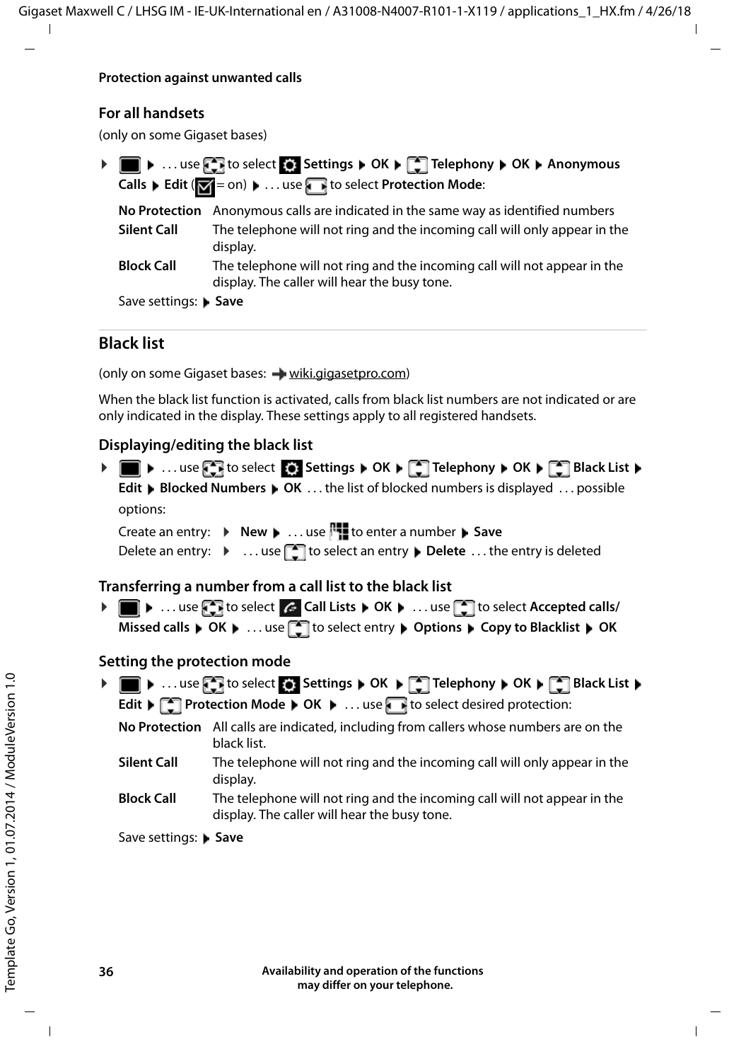## For all handsets

(only on some Gigaset bases)

▶ ▶ . . . use to select Settings ▶ **OK** ▶ **Telephony** ▶ **OK** ▶ **Anonymous Calls** ▶ **Edit** ( = on) ▶ . . . use to select **Protection Mode**:

| | |
|---|---|
| **No Protection** | Anonymous calls are indicated in the same way as identified numbers |
| **Silent Call** | The telephone will not ring and the incoming call will only appear in the display. |
| **Block Call** | The telephone will not ring and the incoming call will not appear in the display. The caller will hear the busy tone. |

Save settings: ▶ **Save**

# Black list

(only on some Gigaset bases: → wiki.gigasetpro.com)

When the black list function is activated, calls from black list numbers are not indicated or are only indicated in the display. These settings apply to all registered handsets.

## Displaying/editing the black list

▶ ▶ . . . use to select **Settings** ▶ **OK** ▶ **Telephony** ▶ **OK** ▶ **Black List** ▶ **Edit** ▶ **Blocked Numbers** ▶ **OK** . . . the list of blocked numbers is displayed . . . possible options:

Create an entry: ▶ **New** ▶ . . . use to enter a number ▶ **Save**

Delete an entry: ▶ . . . use to select an entry ▶ **Delete** . . . the entry is deleted

## Transferring a number from a call list to the black list

▶ ▶ . . . use to select **Call Lists** ▶ **OK** ▶ . . . use to select **Accepted calls/ Missed calls** ▶ **OK** ▶ . . . use to select entry ▶ **Options** ▶ **Copy to Blacklist** ▶ **OK**

## Setting the protection mode

▶ ▶ . . . use to select **Settings** ▶ **OK** ▶ **Telephony** ▶ **OK** ▶ **Black List** ▶ **Edit** ▶ **Protection Mode** ▶ **OK** ▶ . . . use to select desired protection:

| | |
|---|---|
| **No Protection** | All calls are indicated, including from callers whose numbers are on the black list. |
| **Silent Call** | The telephone will not ring and the incoming call will only appear in the display. |
| **Block Call** | The telephone will not ring and the incoming call will not appear in the display. The caller will hear the busy tone. |

Save settings: ▶ **Save**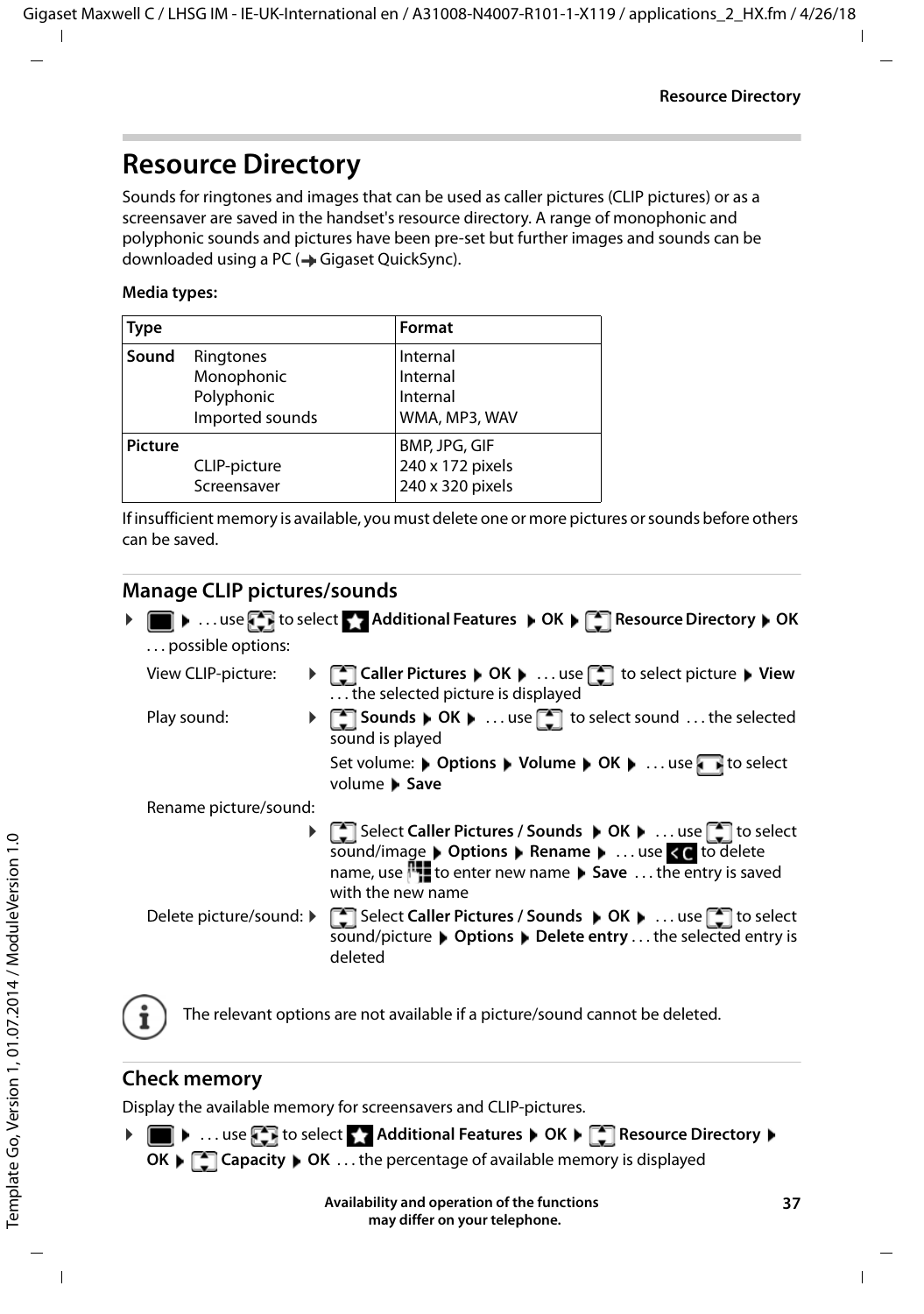# Resource Directory

Sounds for ringtones and images that can be used as caller pictures (CLIP pictures) or as a screensaver are saved in the handset's resource directory. A range of monophonic and polyphonic sounds and pictures have been pre-set but further images and sounds can be downloaded using a PC (→ Gigaset QuickSync).

**Media types:**

| Type | | Format |
|---|---|---|
| **Sound** | Ringtones<br>Monophonic<br>Polyphonic<br>Imported sounds | Internal<br>Internal<br>Internal<br>WMA, MP3, WAV |
| **Picture** | <br>CLIP-picture<br>Screensaver | BMP, JPG, GIF<br>240 x 172 pixels<br>240 x 320 pixels |

If insufficient memory is available, you must delete one or more pictures or sounds before others can be saved.

## Manage CLIP pictures/sounds

▶ ▶ . . . use to select **Additional Features** ▶ **OK** ▶ **Resource Directory** ▶ **OK**
. . . possible options:

View CLIP-picture: ▶ **Caller Pictures** ▶ **OK** ▶ . . . use to select picture ▶ **View** . . . the selected picture is displayed

Play sound: ▶ **Sounds** ▶ **OK** ▶ . . . use to select sound . . . the selected sound is played

Set volume: ▶ **Options** ▶ **Volume** ▶ **OK** ▶ . . . use to select volume ▶ **Save**

Rename picture/sound:

▶ Select **Caller Pictures / Sounds** ▶ **OK** ▶ . . . use to select sound/image ▶ **Options** ▶ **Rename** ▶ . . . use to delete name, use to enter new name ▶ **Save** . . . the entry is saved with the new name

Delete picture/sound: ▶ Select **Caller Pictures / Sounds** ▶ **OK** ▶ . . . use to select sound/picture ▶ **Options** ▶ **Delete entry** . . . the selected entry is deleted

The relevant options are not available if a picture/sound cannot be deleted.

## Check memory

Display the available memory for screensavers and CLIP-pictures.

▶ ▶ . . . use to select **Additional Features** ▶ **OK** ▶ **Resource Directory** ▶ **OK** ▶ **Capacity** ▶ **OK** . . . the percentage of available memory is displayed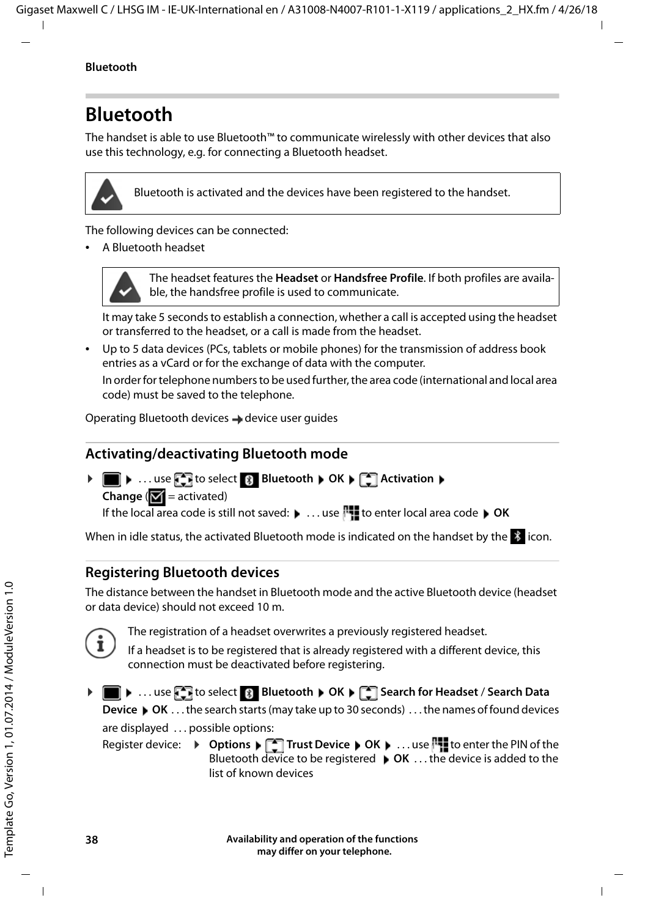# Bluetooth

The handset is able to use Bluetooth™ to communicate wirelessly with other devices that also use this technology, e.g. for connecting a Bluetooth headset.

> Bluetooth is activated and the devices have been registered to the handset.

The following devices can be connected:

- A Bluetooth headset

  > The headset features the **Headset** or **Handsfree Profile**. If both profiles are available, the handsfree profile is used to communicate.

  It may take 5 seconds to establish a connection, whether a call is accepted using the headset or transferred to the headset, or a call is made from the headset.

- Up to 5 data devices (PCs, tablets or mobile phones) for the transmission of address book entries as a vCard or for the exchange of data with the computer.

  In order for telephone numbers to be used further, the area code (international and local area code) must be saved to the telephone.

Operating Bluetooth devices → device user guides

## Activating/deactivating Bluetooth mode

▶ ▶ . . . use to select **Bluetooth** ▶ **OK** ▶ **Activation** ▶ **Change** ( = activated)
If the local area code is still not saved: ▶ . . . use to enter local area code ▶ **OK**

When in idle status, the activated Bluetooth mode is indicated on the handset by the icon.

## Registering Bluetooth devices

The distance between the handset in Bluetooth mode and the active Bluetooth device (headset or data device) should not exceed 10 m.

> The registration of a headset overwrites a previously registered headset.
>
> If a headset is to be registered that is already registered with a different device, this connection must be deactivated before registering.

▶ ▶ . . . use to select **Bluetooth** ▶ **OK** ▶ **Search for Headset** / **Search Data Device** ▶ **OK** . . . the search starts (may take up to 30 seconds) . . . the names of found devices are displayed . . . possible options:

Register device: ▶ **Options** ▶ **Trust Device** ▶ **OK** ▶ . . . use to enter the PIN of the Bluetooth device to be registered ▶ **OK** . . . the device is added to the list of known devices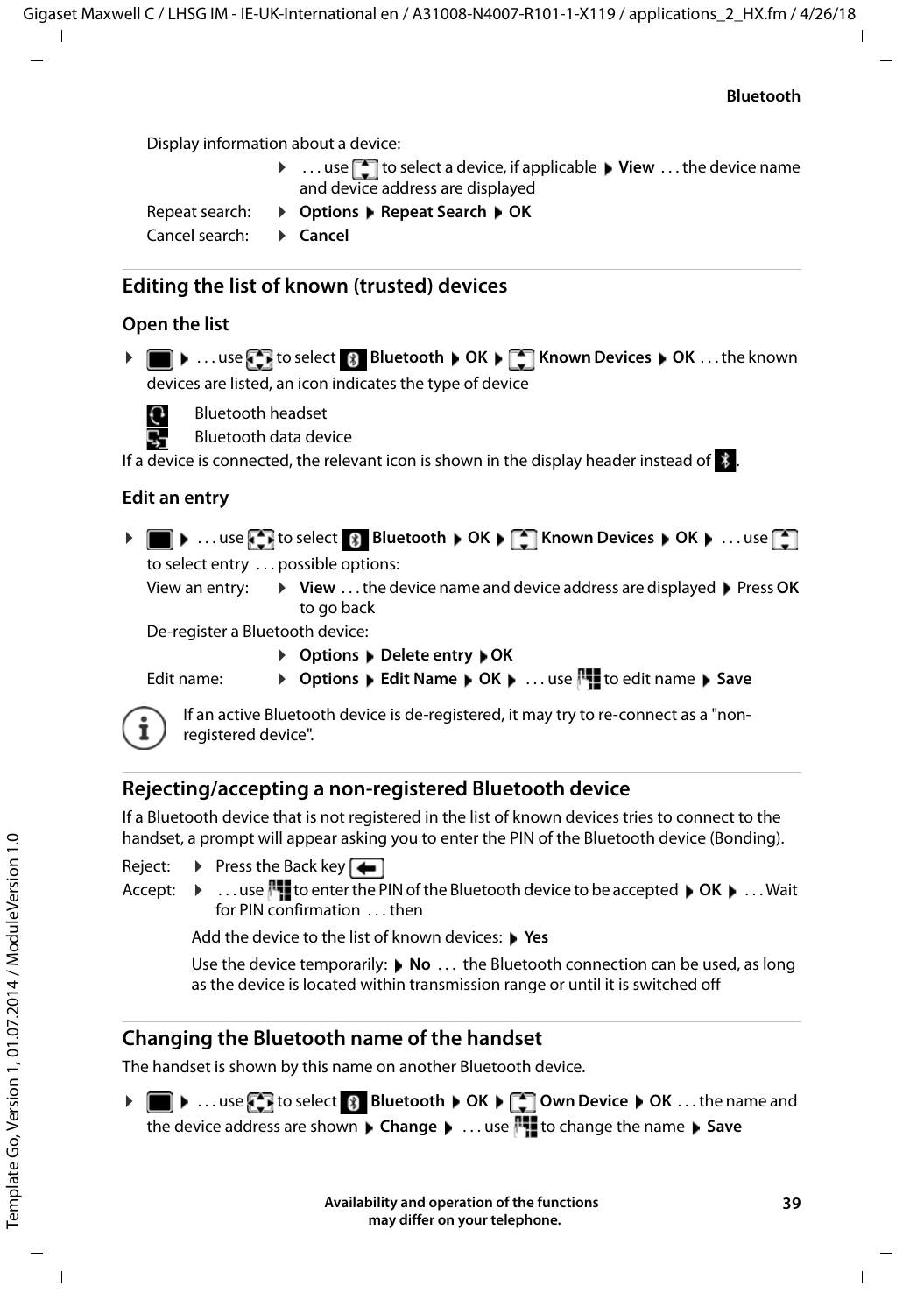Display information about a device:

▸ . . . use [▲▼] to select a device, if applicable ▸ **View** . . . the device name and device address are displayed

Repeat search: ▸ **Options** ▸ **Repeat Search** ▸ **OK**

Cancel search: ▸ **Cancel**

## Editing the list of known (trusted) devices

### Open the list

▸ [■] ▸ . . . use [▲▼] to select **Bluetooth** ▸ **OK** ▸ [▲▼] **Known Devices** ▸ **OK** . . . the known devices are listed, an icon indicates the type of device

- Bluetooth headset
- Bluetooth data device

If a device is connected, the relevant icon is shown in the display header instead of [Bluetooth icon].

### Edit an entry

▸ [■] ▸ . . . use [▲▼] to select **Bluetooth** ▸ **OK** ▸ [▲▼] **Known Devices** ▸ **OK** ▸ . . . use [▲▼] to select entry . . . possible options:

View an entry: ▸ **View** . . . the device name and device address are displayed ▸ Press **OK** to go back

De-register a Bluetooth device:

▸ **Options** ▸ **Delete entry** ▸ **OK**

Edit name: ▸ **Options** ▸ **Edit Name** ▸ **OK** ▸ . . . use [keypad] to edit name ▸ **Save**

If an active Bluetooth device is de-registered, it may try to re-connect as a "non-registered device".

## Rejecting/accepting a non-registered Bluetooth device

If a Bluetooth device that is not registered in the list of known devices tries to connect to the handset, a prompt will appear asking you to enter the PIN of the Bluetooth device (Bonding).

Reject: ▸ Press the Back key [←]

Accept: ▸ . . . use [keypad] to enter the PIN of the Bluetooth device to be accepted ▸ **OK** ▸ . . . Wait for PIN confirmation . . . then

Add the device to the list of known devices: ▸ **Yes**

Use the device temporarily: ▸ **No** . . . the Bluetooth connection can be used, as long as the device is located within transmission range or until it is switched off

## Changing the Bluetooth name of the handset

The handset is shown by this name on another Bluetooth device.

▸ [■] ▸ . . . use [▲▼] to select **Bluetooth** ▸ **OK** ▸ [▲▼] **Own Device** ▸ **OK** . . . the name and the device address are shown ▸ **Change** ▸ . . . use [keypad] to change the name ▸ **Save**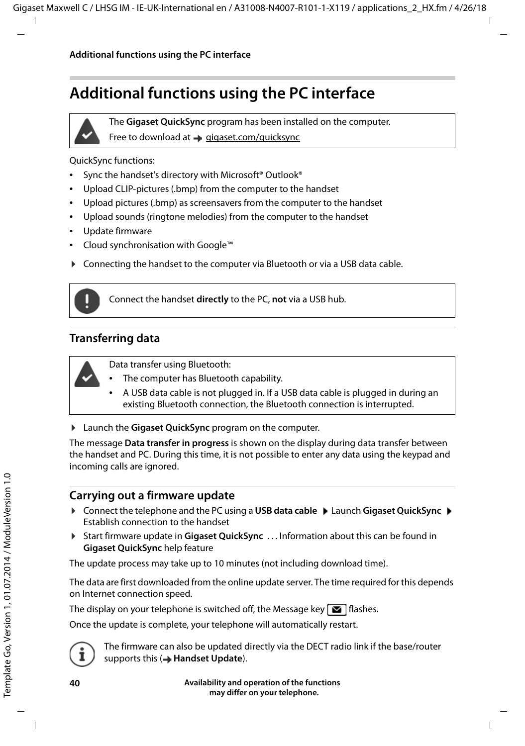# Additional functions using the PC interface

The **Gigaset QuickSync** program has been installed on the computer.
Free to download at → gigaset.com/quicksync

QuickSync functions:

- Sync the handset's directory with Microsoft® Outlook®
- Upload CLIP-pictures (.bmp) from the computer to the handset
- Upload pictures (.bmp) as screensavers from the computer to the handset
- Upload sounds (ringtone melodies) from the computer to the handset
- Update firmware
- Cloud synchronisation with Google™

▶ Connecting the handset to the computer via Bluetooth or via a USB data cable.

Connect the handset **directly** to the PC, **not** via a USB hub.

## Transferring data

Data transfer using Bluetooth:

- The computer has Bluetooth capability.
- A USB data cable is not plugged in. If a USB data cable is plugged in during an existing Bluetooth connection, the Bluetooth connection is interrupted.

▶ Launch the **Gigaset QuickSync** program on the computer.

The message **Data transfer in progress** is shown on the display during data transfer between the handset and PC. During this time, it is not possible to enter any data using the keypad and incoming calls are ignored.

## Carrying out a firmware update

▶ Connect the telephone and the PC using a **USB data cable** ▶ Launch **Gigaset QuickSync** ▶ Establish connection to the handset

▶ Start firmware update in **Gigaset QuickSync** . . . Information about this can be found in **Gigaset QuickSync** help feature

The update process may take up to 10 minutes (not including download time).

The data are first downloaded from the online update server. The time required for this depends on Internet connection speed.

The display on your telephone is switched off, the Message key flashes.

Once the update is complete, your telephone will automatically restart.

The firmware can also be updated directly via the DECT radio link if the base/router supports this (→ **Handset Update**).

**Availability and operation of the functions may differ on your telephone.**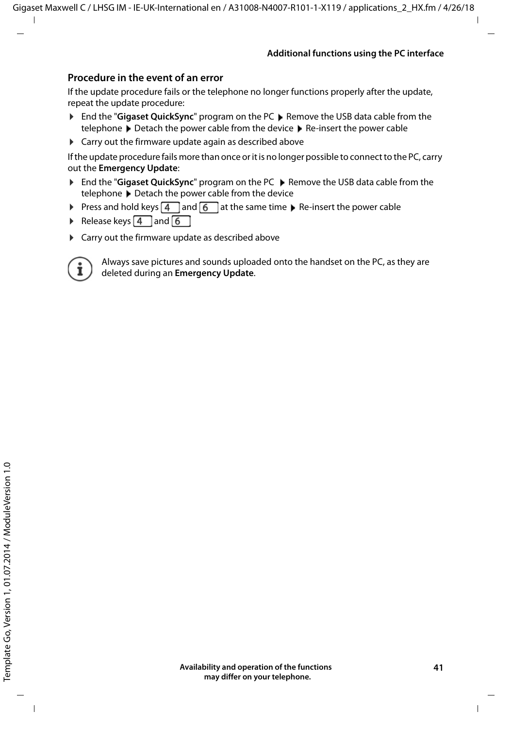## Procedure in the event of an error

If the update procedure fails or the telephone no longer functions properly after the update, repeat the update procedure:

- End the "**Gigaset QuickSync**" program on the PC ▶ Remove the USB data cable from the telephone ▶ Detach the power cable from the device ▶ Re-insert the power cable
- Carry out the firmware update again as described above

If the update procedure fails more than once or it is no longer possible to connect to the PC, carry out the **Emergency Update**:

- End the "**Gigaset QuickSync**" program on the PC ▶ Remove the USB data cable from the telephone ▶ Detach the power cable from the device
- Press and hold keys 4 and 6 at the same time ▶ Re-insert the power cable
- Release keys 4 and 6
- Carry out the firmware update as described above

Always save pictures and sounds uploaded onto the handset on the PC, as they are deleted during an **Emergency Update**.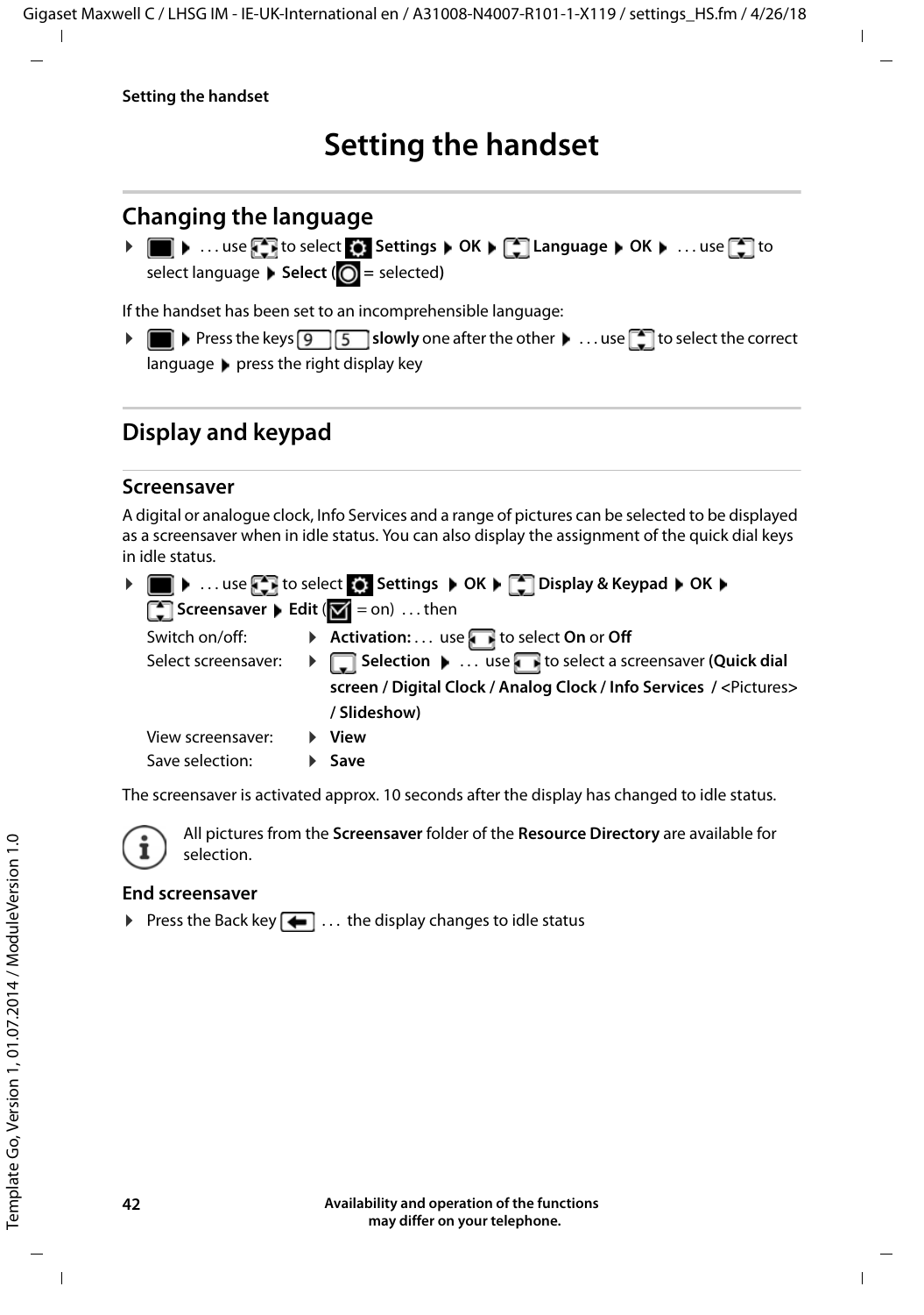# Setting the handset

## Changing the language

▶ ▶ . . . use to select **Settings** ▶ **OK** ▶ **Language** ▶ **OK** ▶ . . . use to select language ▶ **Select** ( = selected)

If the handset has been set to an incomprehensible language:

▶ ▶ Press the keys 9 5 **slowly** one after the other ▶ . . . use to select the correct language ▶ press the right display key

## Display and keypad

### Screensaver

A digital or analogue clock, Info Services and a range of pictures can be selected to be displayed as a screensaver when in idle status. You can also display the assignment of the quick dial keys in idle status.

▶ ▶ . . . use to select **Settings** ▶ **OK** ▶ **Display & Keypad** ▶ **OK** ▶ **Screensaver** ▶ **Edit** ( = on) . . . then

| | |
|---|---|
| Switch on/off: | ▶ **Activation:** . . . use to select **On** or **Off** |
| Select screensaver: | ▶ **Selection** ▶ . . . use to select a screensaver **(Quick dial screen / Digital Clock / Analog Clock / Info Services / **<Pictures> **/ Slideshow)** |
| View screensaver: | ▶ **View** |
| Save selection: | ▶ **Save** |

The screensaver is activated approx. 10 seconds after the display has changed to idle status.

All pictures from the **Screensaver** folder of the **Resource Directory** are available for selection.

#### End screensaver

▶ Press the Back key . . . the display changes to idle status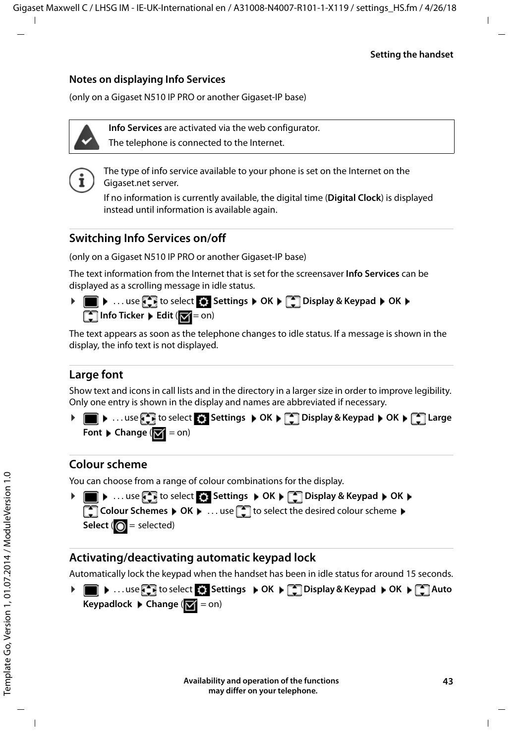## Notes on displaying Info Services

(only on a Gigaset N510 IP PRO or another Gigaset-IP base)

> **Info Services** are activated via the web configurator.
> The telephone is connected to the Internet.

The type of info service available to your phone is set on the Internet on the Gigaset.net server.

If no information is currently available, the digital time (**Digital Clock**) is displayed instead until information is available again.

## Switching Info Services on/off

(only on a Gigaset N510 IP PRO or another Gigaset-IP base)

The text information from the Internet that is set for the screensaver **Info Services** can be displayed as a scrolling message in idle status.

▶ ▶ . . . use to select **Settings** ▶ **OK** ▶ **Display & Keypad** ▶ **OK** ▶ **Info Ticker** ▶ **Edit** ( = on)

The text appears as soon as the telephone changes to idle status. If a message is shown in the display, the info text is not displayed.

## Large font

Show text and icons in call lists and in the directory in a larger size in order to improve legibility. Only one entry is shown in the display and names are abbreviated if necessary.

▶ ▶ . . . use to select **Settings** ▶ **OK** ▶ **Display & Keypad** ▶ **OK** ▶ **Large Font** ▶ **Change** ( = on)

## Colour scheme

You can choose from a range of colour combinations for the display.

▶ ▶ . . . use to select **Settings** ▶ **OK** ▶ **Display & Keypad** ▶ **OK** ▶ **Colour Schemes** ▶ **OK** ▶ . . . use to select the desired colour scheme ▶ **Select** ( = selected)

## Activating/deactivating automatic keypad lock

Automatically lock the keypad when the handset has been in idle status for around 15 seconds.

▶ ▶ . . . use to select **Settings** ▶ **OK** ▶ **Display & Keypad** ▶ **OK** ▶ **Auto Keypadlock** ▶ **Change** ( = on)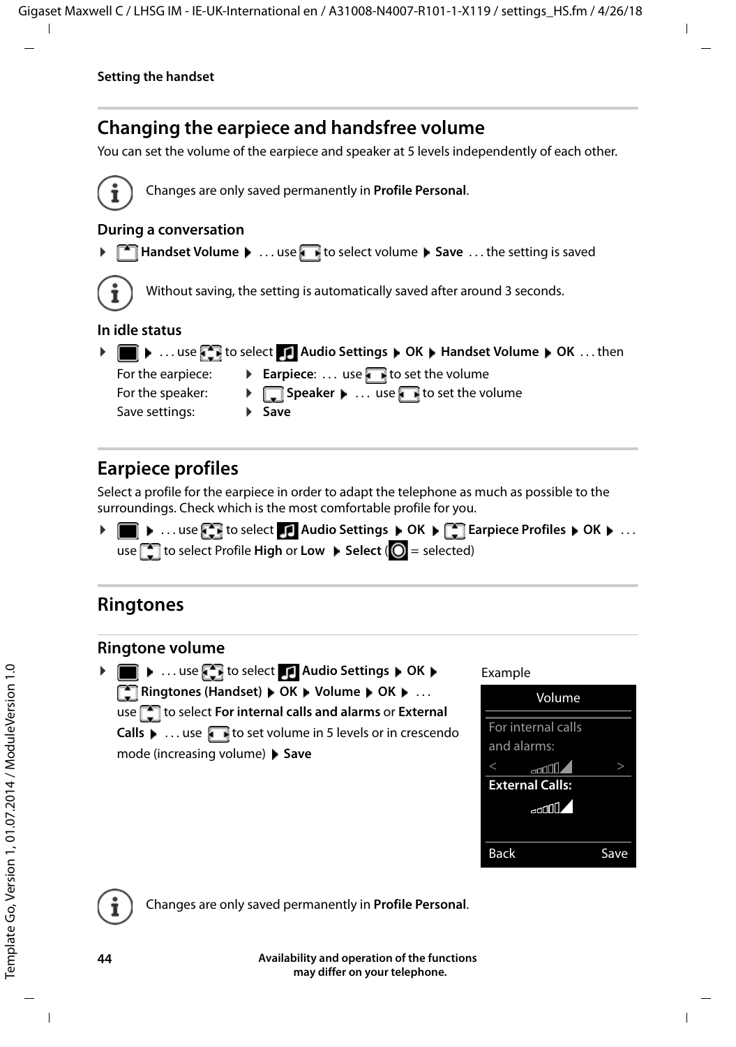## Changing the earpiece and handsfree volume

You can set the volume of the earpiece and speaker at 5 levels independently of each other.

Changes are only saved permanently in **Profile Personal**.

### During a conversation

▶ **Handset Volume** ▶ . . . use to select volume ▶ **Save** . . . the setting is saved

Without saving, the setting is automatically saved after around 3 seconds.

### In idle status

▶ ▶ . . . use to select **Audio Settings** ▶ **OK** ▶ **Handset Volume** ▶ **OK** . . . then

| | |
|---|---|
| For the earpiece: | ▶ **Earpiece**: . . . use to set the volume |
| For the speaker: | ▶ **Speaker** ▶ . . . use to set the volume |
| Save settings: | ▶ **Save** |

## Earpiece profiles

Select a profile for the earpiece in order to adapt the telephone as much as possible to the surroundings. Check which is the most comfortable profile for you.

▶ ▶ . . . use to select **Audio Settings** ▶ **OK** ▶ **Earpiece Profiles** ▶ **OK** ▶ . . . use to select Profile **High** or **Low** ▶ **Select** ( = selected)

## Ringtones

### Ringtone volume

▶ ▶ . . . use to select **Audio Settings** ▶ **OK** ▶ **Ringtones (Handset)** ▶ **OK** ▶ **Volume** ▶ **OK** ▶ . . . use to select **For internal calls and alarms** or **External Calls** ▶ . . . use to set volume in 5 levels or in crescendo mode (increasing volume) ▶ **Save**

Example

Volume
For internal calls and alarms:
< >
**External Calls:**
Back Save

Changes are only saved permanently in **Profile Personal**.

**Availability and operation of the functions may differ on your telephone.**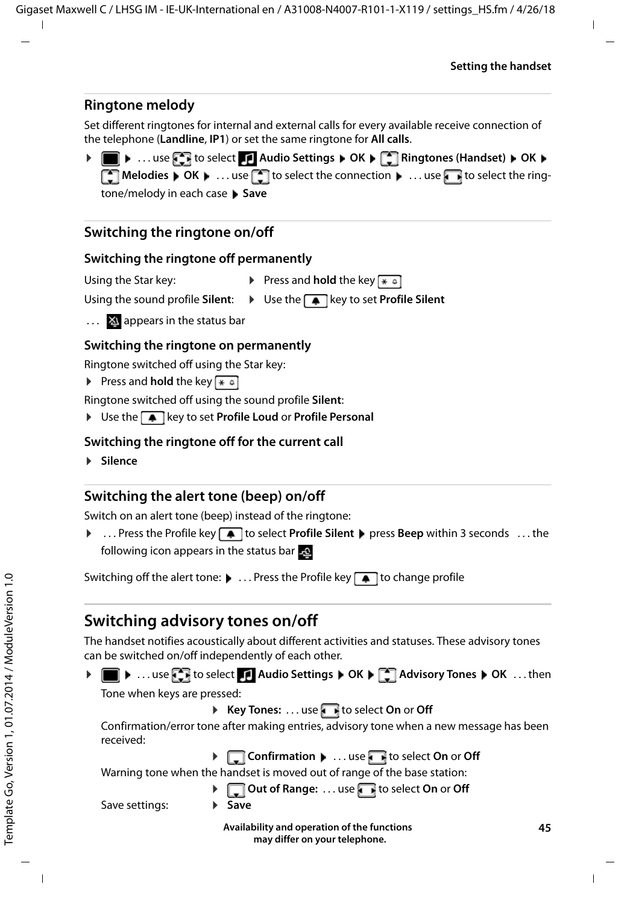## Ringtone melody

Set different ringtones for internal and external calls for every available receive connection of the telephone (**Landline**, **IP1**) or set the same ringtone for **All calls**.

▶ ▶ . . . use to select **Audio Settings** ▶ **OK** ▶ **Ringtones (Handset)** ▶ **OK** ▶ **Melodies** ▶ **OK** ▶ . . . use to select the connection ▶ . . . use to select the ringtone/melody in each case ▶ **Save**

## Switching the ringtone on/off

### Switching the ringtone off permanently

Using the Star key: ▶ Press and **hold** the key

Using the sound profile **Silent**: ▶ Use the key to set **Profile Silent**

. . . appears in the status bar

### Switching the ringtone on permanently

Ringtone switched off using the Star key:

▶ Press and **hold** the key

Ringtone switched off using the sound profile **Silent**:

▶ Use the key to set **Profile Loud** or **Profile Personal**

### Switching the ringtone off for the current call

▶ **Silence**

## Switching the alert tone (beep) on/off

Switch on an alert tone (beep) instead of the ringtone:

▶ . . . Press the Profile key to select **Profile Silent** ▶ press **Beep** within 3 seconds . . . the following icon appears in the status bar

Switching off the alert tone: ▶ . . . Press the Profile key to change profile

# Switching advisory tones on/off

The handset notifies acoustically about different activities and statuses. These advisory tones can be switched on/off independently of each other.

▶ ▶ . . . use to select **Audio Settings** ▶ **OK** ▶ **Advisory Tones** ▶ **OK** . . . then

Tone when keys are pressed:

▶ **Key Tones:** . . . use to select **On** or **Off**

Confirmation/error tone after making entries, advisory tone when a new message has been received:

▶ **Confirmation** ▶ . . . use to select **On** or **Off**

Warning tone when the handset is moved out of range of the base station:

▶ **Out of Range:** . . . use to select **On** or **Off**

Save settings: ▶ **Save**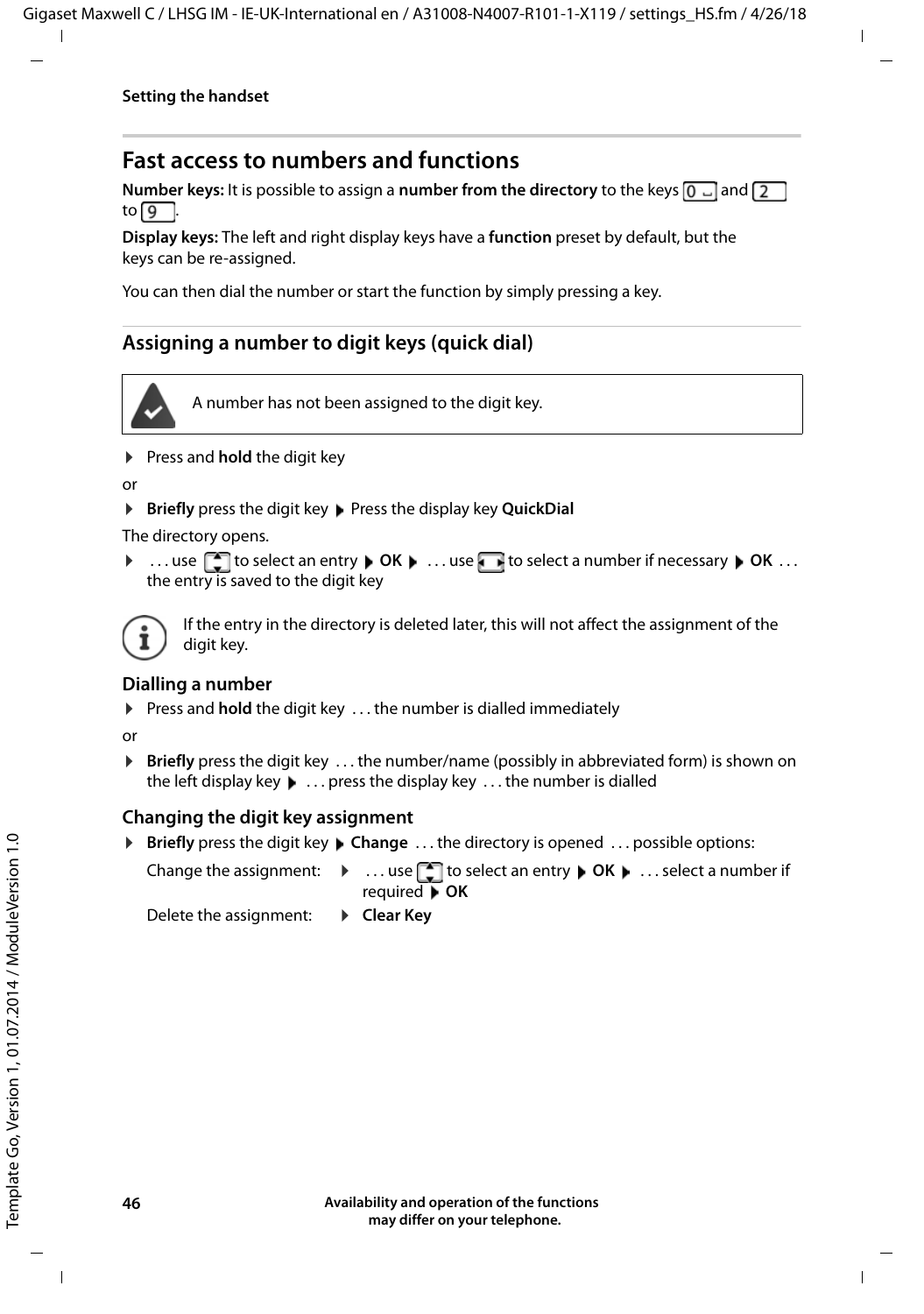# Fast access to numbers and functions

**Number keys:** It is possible to assign a **number from the directory** to the keys 0 and 2 to 9.

**Display keys:** The left and right display keys have a **function** preset by default, but the keys can be re-assigned.

You can then dial the number or start the function by simply pressing a key.

## Assigning a number to digit keys (quick dial)

A number has not been assigned to the digit key.

- Press and **hold** the digit key

or

- **Briefly** press the digit key ▶ Press the display key **QuickDial**

The directory opens.

- . . . use to select an entry ▶ **OK** ▶ . . . use to select a number if necessary ▶ **OK** . . . the entry is saved to the digit key

If the entry in the directory is deleted later, this will not affect the assignment of the digit key.

### Dialling a number

- Press and **hold** the digit key . . . the number is dialled immediately

or

- **Briefly** press the digit key . . . the number/name (possibly in abbreviated form) is shown on the left display key ▶ . . . press the display key . . . the number is dialled

### Changing the digit key assignment

- **Briefly** press the digit key ▶ **Change** . . . the directory is opened . . . possible options:

| | |
|---|---|
| Change the assignment: | ▶ . . . use to select an entry ▶ **OK** ▶ . . . select a number if required ▶ **OK** |
| Delete the assignment: | ▶ **Clear Key** |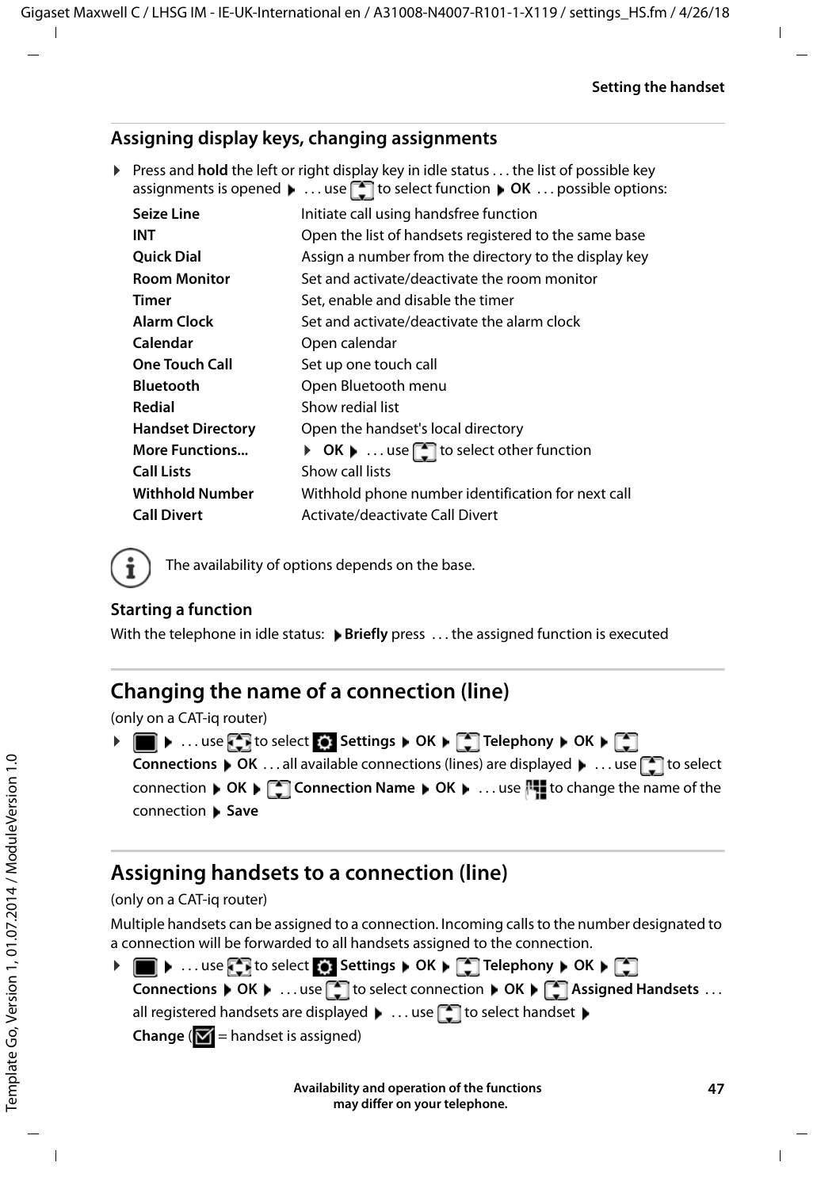## Assigning display keys, changing assignments

- Press and **hold** the left or right display key in idle status . . . the list of possible key assignments is opened ▶ . . . use to select function ▶ **OK** . . . possible options:

| | |
|---|---|
| **Seize Line** | Initiate call using handsfree function |
| **INT** | Open the list of handsets registered to the same base |
| **Quick Dial** | Assign a number from the directory to the display key |
| **Room Monitor** | Set and activate/deactivate the room monitor |
| **Timer** | Set, enable and disable the timer |
| **Alarm Clock** | Set and activate/deactivate the alarm clock |
| **Calendar** | Open calendar |
| **One Touch Call** | Set up one touch call |
| **Bluetooth** | Open Bluetooth menu |
| **Redial** | Show redial list |
| **Handset Directory** | Open the handset's local directory |
| **More Functions...** | ▶ **OK** ▶ . . . use to select other function |
| **Call Lists** | Show call lists |
| **Withhold Number** | Withhold phone number identification for next call |
| **Call Divert** | Activate/deactivate Call Divert |

The availability of options depends on the base.

### Starting a function

With the telephone in idle status: ▶ **Briefly** press . . . the assigned function is executed

## Changing the name of a connection (line)

(only on a CAT-iq router)

- ▶ . . . use to select **Settings** ▶ **OK** ▶ **Telephony** ▶ **OK** ▶ **Connections** ▶ **OK** . . . all available connections (lines) are displayed ▶ . . . use to select connection ▶ **OK** ▶ **Connection Name** ▶ **OK** ▶ . . . use to change the name of the connection ▶ **Save**

## Assigning handsets to a connection (line)

(only on a CAT-iq router)

Multiple handsets can be assigned to a connection. Incoming calls to the number designated to a connection will be forwarded to all handsets assigned to the connection.

- ▶ . . . use to select **Settings** ▶ **OK** ▶ **Telephony** ▶ **OK** ▶ **Connections** ▶ **OK** ▶ . . . use to select connection ▶ **OK** ▶ **Assigned Handsets** . . . all registered handsets are displayed ▶ . . . use to select handset ▶ **Change** ( = handset is assigned)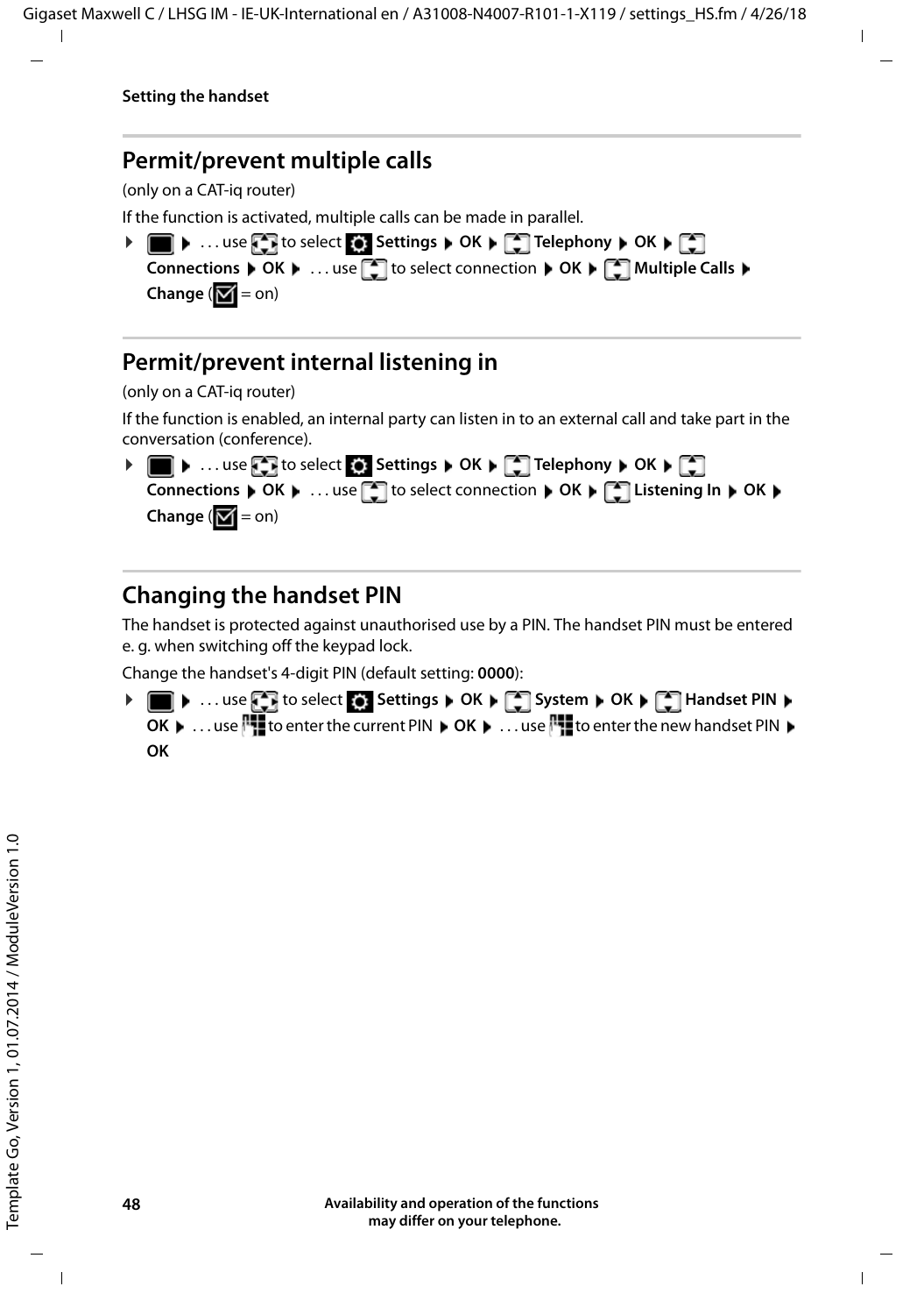## Permit/prevent multiple calls

(only on a CAT-iq router)

If the function is activated, multiple calls can be made in parallel.

- ▶ . . . use to select **Settings** ▶ **OK** ▶ **Telephony** ▶ **OK** ▶ **Connections** ▶ **OK** ▶ . . . use to select connection ▶ **OK** ▶ **Multiple Calls** ▶ **Change** (☑ = on)

## Permit/prevent internal listening in

(only on a CAT-iq router)

If the function is enabled, an internal party can listen in to an external call and take part in the conversation (conference).

- ▶ . . . use to select **Settings** ▶ **OK** ▶ **Telephony** ▶ **OK** ▶ **Connections** ▶ **OK** ▶ . . . use to select connection ▶ **OK** ▶ **Listening In** ▶ **OK** ▶ **Change** (☑ = on)

## Changing the handset PIN

The handset is protected against unauthorised use by a PIN. The handset PIN must be entered e. g. when switching off the keypad lock.

Change the handset's 4-digit PIN (default setting: **0000**):

- ▶ . . . use to select **Settings** ▶ **OK** ▶ **System** ▶ **OK** ▶ **Handset PIN** ▶ **OK** ▶ . . . use to enter the current PIN ▶ **OK** ▶ . . . use to enter the new handset PIN ▶ **OK**

**Availability and operation of the functions may differ on your telephone.**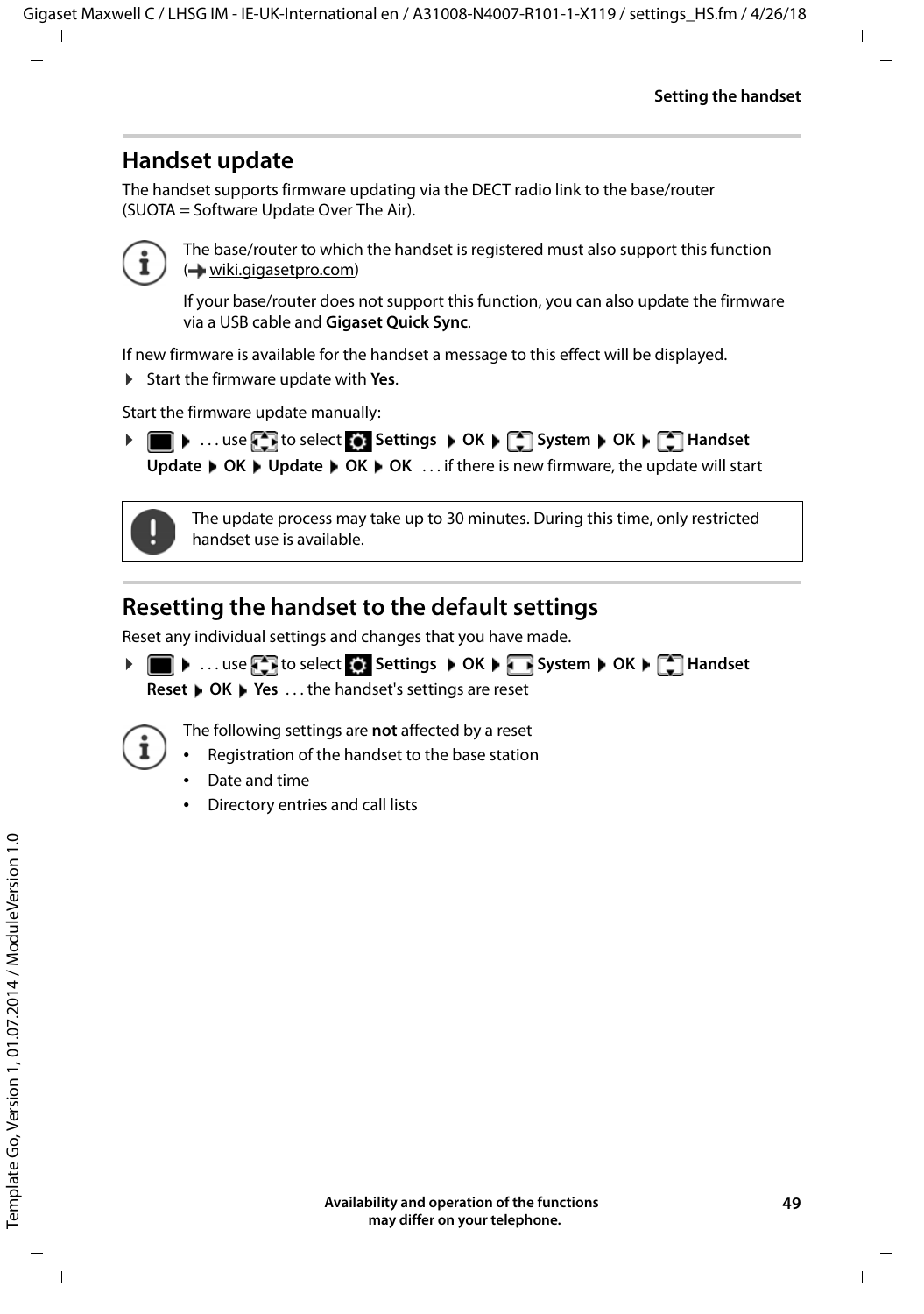## Handset update

The handset supports firmware updating via the DECT radio link to the base/router (SUOTA = Software Update Over The Air).

> The base/router to which the handset is registered must also support this function (→ wiki.gigasetpro.com)
>
> If your base/router does not support this function, you can also update the firmware via a USB cable and **Gigaset Quick Sync**.

If new firmware is available for the handset a message to this effect will be displayed.

- Start the firmware update with **Yes**.

Start the firmware update manually:

- ▶ . . . use to select **Settings** ▶ **OK** ▶ **System** ▶ **OK** ▶ **Handset Update** ▶ **OK** ▶ **Update** ▶ **OK** ▶ **OK** . . . if there is new firmware, the update will start

> The update process may take up to 30 minutes. During this time, only restricted handset use is available.

## Resetting the handset to the default settings

Reset any individual settings and changes that you have made.

- ▶ . . . use to select **Settings** ▶ **OK** ▶ **System** ▶ **OK** ▶ **Handset Reset** ▶ **OK** ▶ **Yes** . . . the handset's settings are reset

> The following settings are **not** affected by a reset
> - Registration of the handset to the base station
> - Date and time
> - Directory entries and call lists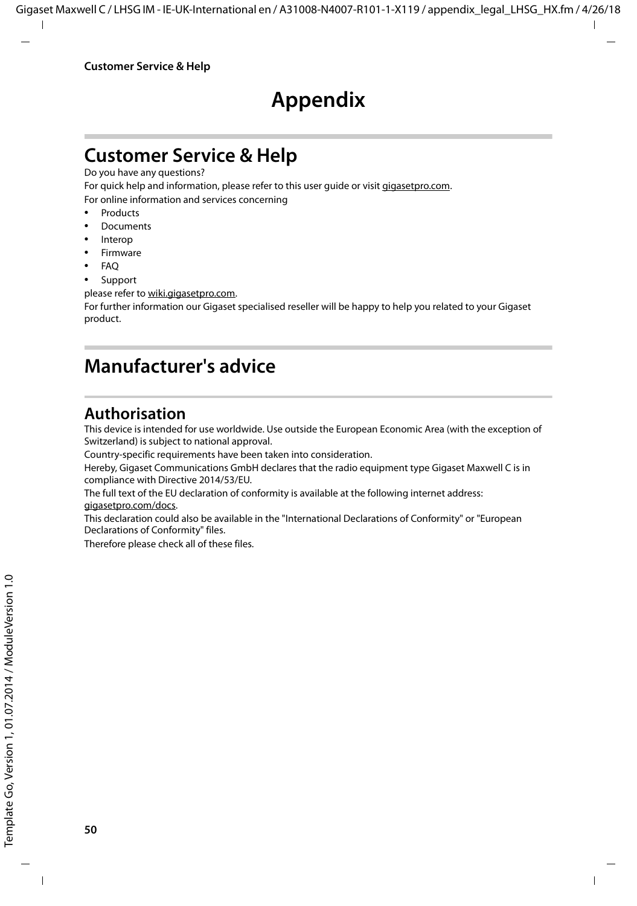# Appendix

## Customer Service & Help

Do you have any questions?

For quick help and information, please refer to this user guide or visit gigasetpro.com.

For online information and services concerning

- Products
- Documents
- Interop
- Firmware
- FAQ
- Support

please refer to wiki.gigasetpro.com.

For further information our Gigaset specialised reseller will be happy to help you related to your Gigaset product.

## Manufacturer's advice

### Authorisation

This device is intended for use worldwide. Use outside the European Economic Area (with the exception of Switzerland) is subject to national approval.

Country-specific requirements have been taken into consideration.

Hereby, Gigaset Communications GmbH declares that the radio equipment type Gigaset Maxwell C is in compliance with Directive 2014/53/EU.

The full text of the EU declaration of conformity is available at the following internet address: gigasetpro.com/docs.

This declaration could also be available in the "International Declarations of Conformity" or "European Declarations of Conformity" files.

Therefore please check all of these files.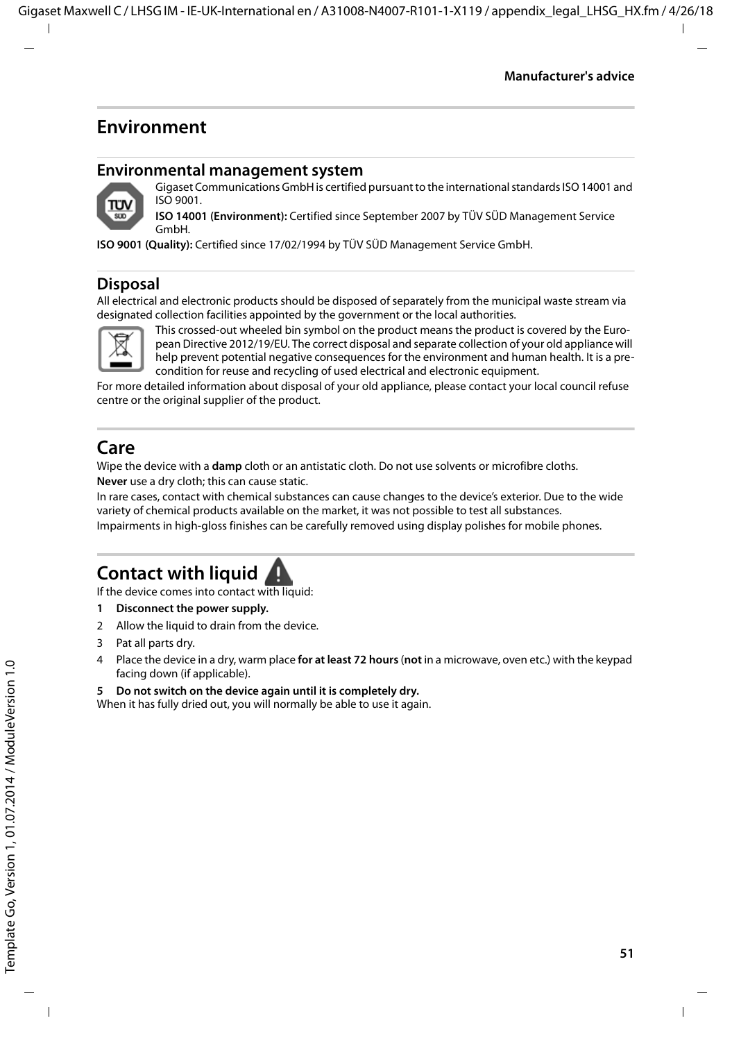# Environment

## Environmental management system

Gigaset Communications GmbH is certified pursuant to the international standards ISO 14001 and ISO 9001.

**ISO 14001 (Environment):** Certified since September 2007 by TÜV SÜD Management Service GmbH.

**ISO 9001 (Quality):** Certified since 17/02/1994 by TÜV SÜD Management Service GmbH.

## Disposal

All electrical and electronic products should be disposed of separately from the municipal waste stream via designated collection facilities appointed by the government or the local authorities.

This crossed-out wheeled bin symbol on the product means the product is covered by the European Directive 2012/19/EU. The correct disposal and separate collection of your old appliance will help prevent potential negative consequences for the environment and human health. It is a precondition for reuse and recycling of used electrical and electronic equipment.

For more detailed information about disposal of your old appliance, please contact your local council refuse centre or the original supplier of the product.

# Care

Wipe the device with a **damp** cloth or an antistatic cloth. Do not use solvents or microfibre cloths.

**Never** use a dry cloth; this can cause static.

In rare cases, contact with chemical substances can cause changes to the device's exterior. Due to the wide variety of chemical products available on the market, it was not possible to test all substances.

Impairments in high-gloss finishes can be carefully removed using display polishes for mobile phones.

# Contact with liquid

If the device comes into contact with liquid:

1. **Disconnect the power supply.**
2. Allow the liquid to drain from the device.
3. Pat all parts dry.
4. Place the device in a dry, warm place **for at least 72 hours** (**not** in a microwave, oven etc.) with the keypad facing down (if applicable).
5. **Do not switch on the device again until it is completely dry.**

When it has fully dried out, you will normally be able to use it again.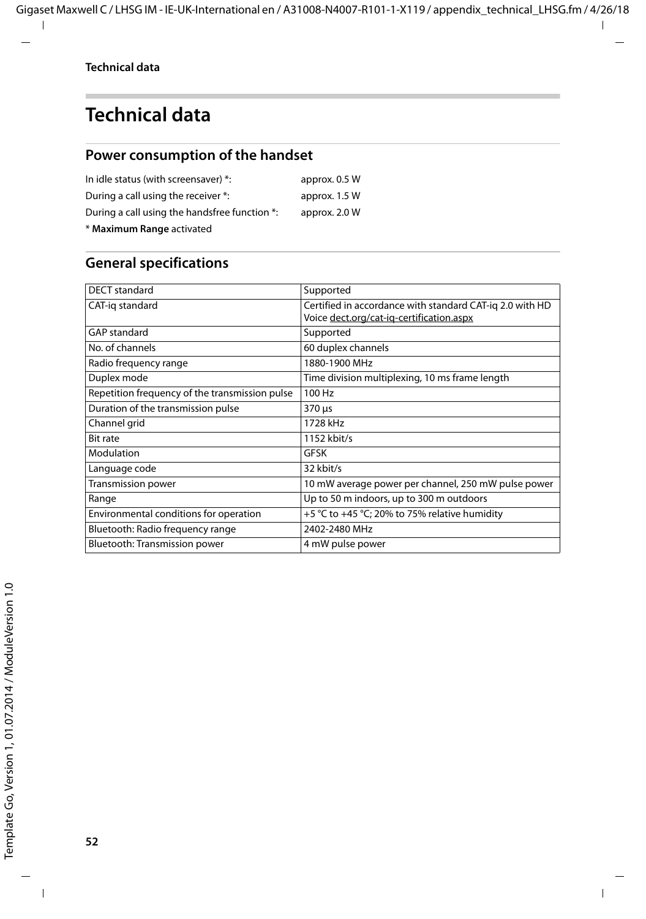# Technical data

## Power consumption of the handset

In idle status (with screensaver) *: approx. 0.5 W

During a call using the receiver *: approx. 1.5 W

During a call using the handsfree function *: approx. 2.0 W

* **Maximum Range** activated

## General specifications

| | |
|---|---|
| DECT standard | Supported |
| CAT-iq standard | Certified in accordance with standard CAT-iq 2.0 with HD Voice dect.org/cat-iq-certification.aspx |
| GAP standard | Supported |
| No. of channels | 60 duplex channels |
| Radio frequency range | 1880-1900 MHz |
| Duplex mode | Time division multiplexing, 10 ms frame length |
| Repetition frequency of the transmission pulse | 100 Hz |
| Duration of the transmission pulse | 370 µs |
| Channel grid | 1728 kHz |
| Bit rate | 1152 kbit/s |
| Modulation | GFSK |
| Language code | 32 kbit/s |
| Transmission power | 10 mW average power per channel, 250 mW pulse power |
| Range | Up to 50 m indoors, up to 300 m outdoors |
| Environmental conditions for operation | +5 °C to +45 °C; 20% to 75% relative humidity |
| Bluetooth: Radio frequency range | 2402-2480 MHz |
| Bluetooth: Transmission power | 4 mW pulse power |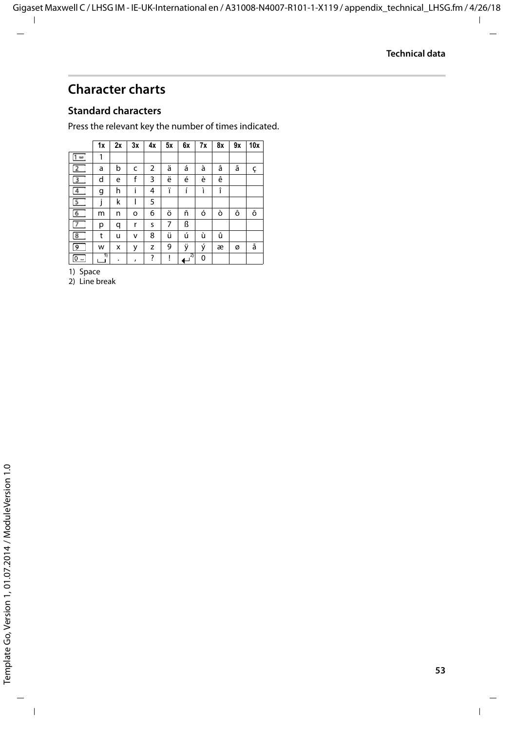## Character charts

### Standard characters

Press the relevant key the number of times indicated.

| | 1x | 2x | 3x | 4x | 5x | 6x | 7x | 8x | 9x | 10x |
|---|---|---|---|---|---|---|---|---|---|---|
| 1 | 1 | | | | | | | | | |
| 2 | a | b | c | 2 | ä | á | à | â | ã | ç |
| 3 | d | e | f | 3 | ë | é | è | ê | | |
| 4 | g | h | i | 4 | ï | í | ì | î | | |
| 5 | j | k | l | 5 | | | | | | |
| 6 | m | n | o | 6 | ö | ñ | ó | ò | ô | õ |
| 7 | p | q | r | s | 7 | ß | | | | |
| 8 | t | u | v | 8 | ü | ú | ù | û | | |
| 9 | w | x | y | z | 9 | ÿ | ý | æ | ø | å |
| 0 | ␣ [1] | . | , | ? | ! | ↵ [2] | 0 | | | |

1) Space
2) Line break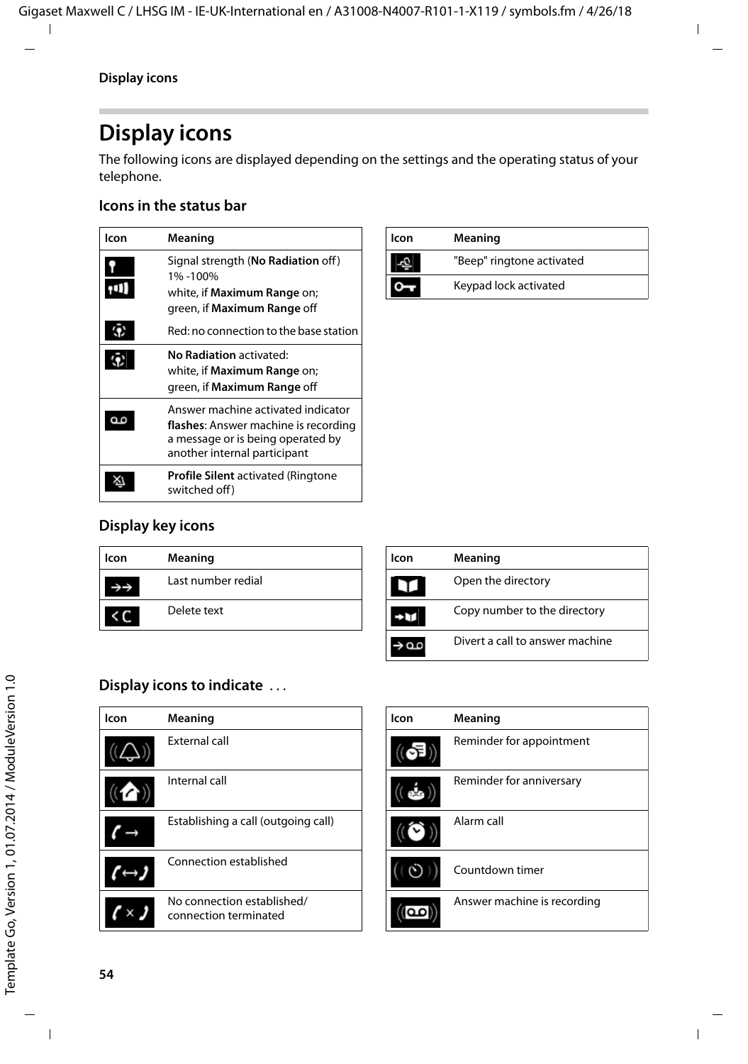# Display icons

The following icons are displayed depending on the settings and the operating status of your telephone.

## Icons in the status bar

| Icon | Meaning |
|---|---|
| | Signal strength (**No Radiation** off) 1% -100% white, if **Maximum Range** on; green, if **Maximum Range** off |
| | Red: no connection to the base station |
| | **No Radiation** activated: white, if **Maximum Range** on; green, if **Maximum Range** off |
| | Answer machine activated indicator **flashes**: Answer machine is recording a message or is being operated by another internal participant |
| | **Profile Silent** activated (Ringtone switched off) |
| | "Beep" ringtone activated |
| | Keypad lock activated |

## Display key icons

| Icon | Meaning |
|---|---|
| | Last number redial |
| | Delete text |
| | Open the directory |
| | Copy number to the directory |
| | Divert a call to answer machine |

## Display icons to indicate ...

| Icon | Meaning |
|---|---|
| | External call |
| | Internal call |
| | Establishing a call (outgoing call) |
| | Connection established |
| | No connection established/ connection terminated |
| | Reminder for appointment |
| | Reminder for anniversary |
| | Alarm call |
| | Countdown timer |
| | Answer machine is recording |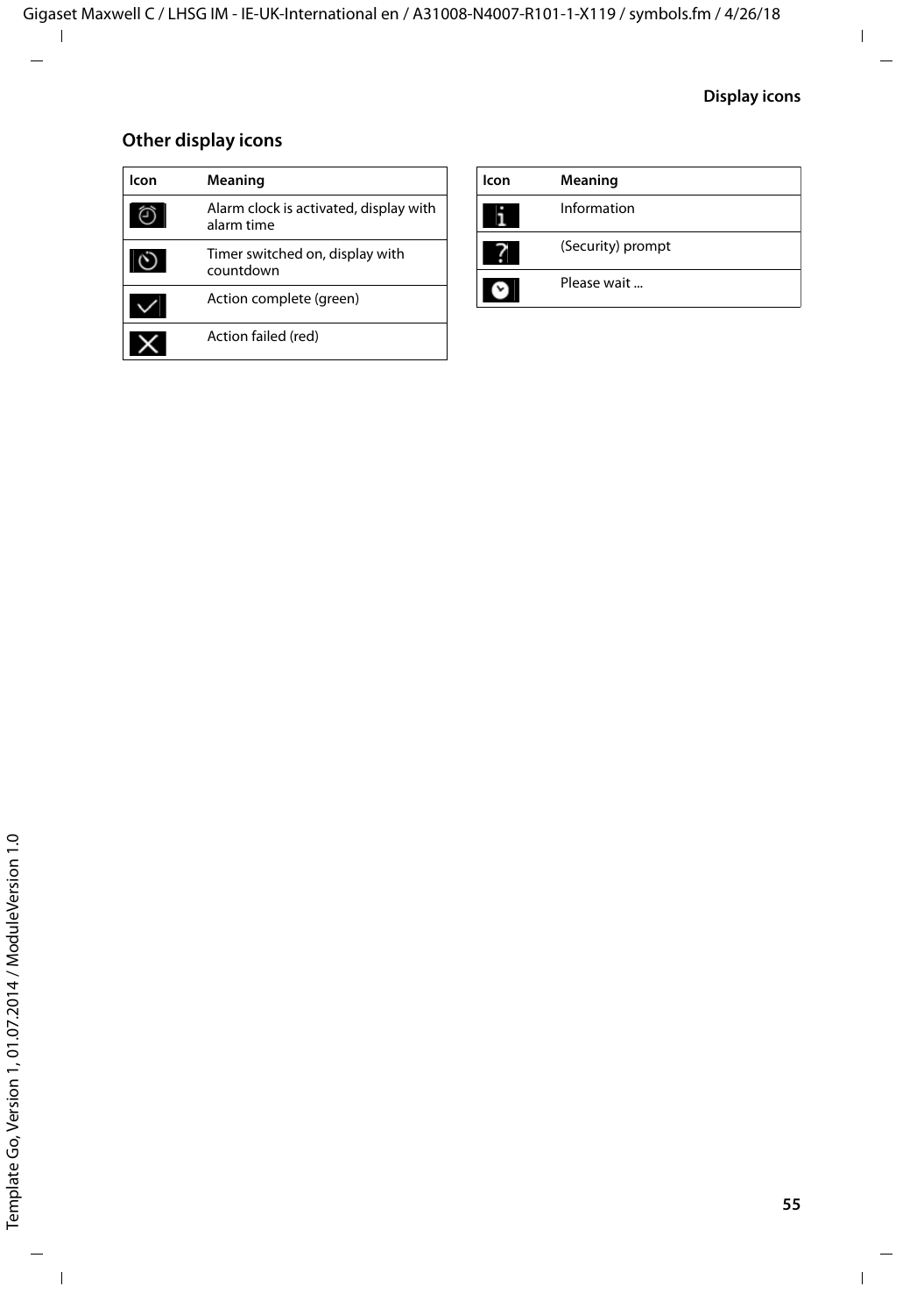## Other display icons

| Icon | Meaning |
|---|---|
| | Alarm clock is activated, display with alarm time |
| | Timer switched on, display with countdown |
| | Action complete (green) |
| | Action failed (red) |

| Icon | Meaning |
|---|---|
| | Information |
| | (Security) prompt |
| | Please wait ... |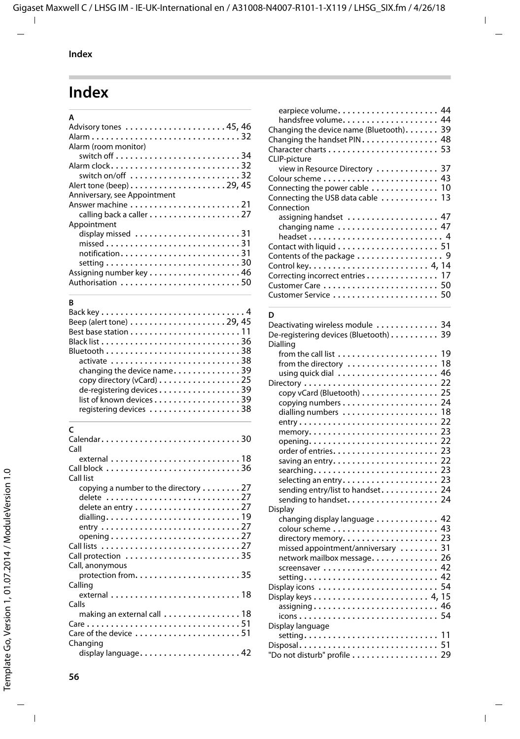# Index

**A**

Advisory tones . . . . . . . . . . . . . . . . . . . . . 45, 46
Alarm . . . . . . . . . . . . . . . . . . . . . . . . . . . . . . . 32
Alarm (room monitor)
  switch off . . . . . . . . . . . . . . . . . . . . . . . . . . 34
Alarm clock . . . . . . . . . . . . . . . . . . . . . . . . . . . 32
  switch on/off . . . . . . . . . . . . . . . . . . . . . . . 32
Alert tone (beep) . . . . . . . . . . . . . . . . . . . . 29, 45
Anniversary, see Appointment
Answer machine . . . . . . . . . . . . . . . . . . . . . . . 21
  calling back a caller . . . . . . . . . . . . . . . . . . . 27
Appointment
  display missed . . . . . . . . . . . . . . . . . . . . . . 31
  missed . . . . . . . . . . . . . . . . . . . . . . . . . . . . 31
  notification . . . . . . . . . . . . . . . . . . . . . . . . . 31
  setting . . . . . . . . . . . . . . . . . . . . . . . . . . . . 30
Assigning number key . . . . . . . . . . . . . . . . . . . 46
Authorisation . . . . . . . . . . . . . . . . . . . . . . . . . 50

**B**

Back key . . . . . . . . . . . . . . . . . . . . . . . . . . . . . 4
Beep (alert tone) . . . . . . . . . . . . . . . . . . . . 29, 45
Best base station . . . . . . . . . . . . . . . . . . . . . . . 11
Black list . . . . . . . . . . . . . . . . . . . . . . . . . . . . 36
Bluetooth . . . . . . . . . . . . . . . . . . . . . . . . . . . . 38
  activate . . . . . . . . . . . . . . . . . . . . . . . . . . . 38
  changing the device name . . . . . . . . . . . . . . 39
  copy directory (vCard) . . . . . . . . . . . . . . . . . 25
  de-registering devices . . . . . . . . . . . . . . . . . 39
  list of known devices . . . . . . . . . . . . . . . . . . 39
  registering devices . . . . . . . . . . . . . . . . . . . 38

**C**

Calendar . . . . . . . . . . . . . . . . . . . . . . . . . . . . 30
Call
  external . . . . . . . . . . . . . . . . . . . . . . . . . . . 18
Call block . . . . . . . . . . . . . . . . . . . . . . . . . . . 36
Call list
  copying a number to the directory . . . . . . . . 27
  delete . . . . . . . . . . . . . . . . . . . . . . . . . . . . 27
  delete an entry . . . . . . . . . . . . . . . . . . . . . . 27
  dialling . . . . . . . . . . . . . . . . . . . . . . . . . . . 19
  entry . . . . . . . . . . . . . . . . . . . . . . . . . . . . . 27
  opening . . . . . . . . . . . . . . . . . . . . . . . . . . . 27
Call lists . . . . . . . . . . . . . . . . . . . . . . . . . . . . 27
Call protection . . . . . . . . . . . . . . . . . . . . . . . 35
Call, anonymous
  protection from . . . . . . . . . . . . . . . . . . . . . . 35
Calling
  external . . . . . . . . . . . . . . . . . . . . . . . . . . . 18
Calls
  making an external call . . . . . . . . . . . . . . . . 18
Care . . . . . . . . . . . . . . . . . . . . . . . . . . . . . . . 51
Care of the device . . . . . . . . . . . . . . . . . . . . . 51
Changing
  display language . . . . . . . . . . . . . . . . . . . . . 42
  earpiece volume . . . . . . . . . . . . . . . . . . . . . 44
  handsfree volume . . . . . . . . . . . . . . . . . . . . 44
Changing the device name (Bluetooth) . . . . . . . 39
Changing the handset PIN . . . . . . . . . . . . . . . . 48
Character charts . . . . . . . . . . . . . . . . . . . . . . . 53
CLIP-picture
  view in Resource Directory . . . . . . . . . . . . . 37
Colour scheme . . . . . . . . . . . . . . . . . . . . . . . . 43
Connecting the power cable . . . . . . . . . . . . . . 10
Connecting the USB data cable . . . . . . . . . . . . 13
Connection
  assigning handset . . . . . . . . . . . . . . . . . . . . 47
  changing name . . . . . . . . . . . . . . . . . . . . . . 47
  headset . . . . . . . . . . . . . . . . . . . . . . . . . . . . 4
Contact with liquid . . . . . . . . . . . . . . . . . . . . . 51
Contents of the package . . . . . . . . . . . . . . . . . . 9
Control key . . . . . . . . . . . . . . . . . . . . . . . . . 4, 14
Correcting incorrect entries . . . . . . . . . . . . . . . 17
Customer Care . . . . . . . . . . . . . . . . . . . . . . . . 50
Customer Service . . . . . . . . . . . . . . . . . . . . . . 50

**D**

Deactivating wireless module . . . . . . . . . . . . . 34
De-registering devices (Bluetooth) . . . . . . . . . . 39
Dialling
  from the call list . . . . . . . . . . . . . . . . . . . . . 19
  from the directory . . . . . . . . . . . . . . . . . . . . 18
  using quick dial . . . . . . . . . . . . . . . . . . . . . 46
Directory . . . . . . . . . . . . . . . . . . . . . . . . . . . . 22
  copy vCard (Bluetooth) . . . . . . . . . . . . . . . . 25
  copying numbers . . . . . . . . . . . . . . . . . . . . . 24
  dialling numbers . . . . . . . . . . . . . . . . . . . . . 18
  entry . . . . . . . . . . . . . . . . . . . . . . . . . . . . . 22
  memory . . . . . . . . . . . . . . . . . . . . . . . . . . . 23
  opening . . . . . . . . . . . . . . . . . . . . . . . . . . . 22
  order of entries . . . . . . . . . . . . . . . . . . . . . . 23
  saving an entry . . . . . . . . . . . . . . . . . . . . . . 22
  searching . . . . . . . . . . . . . . . . . . . . . . . . . . 23
  selecting an entry . . . . . . . . . . . . . . . . . . . . 23
  sending entry/list to handset . . . . . . . . . . . . 24
  sending to handset . . . . . . . . . . . . . . . . . . . 24
Display
  changing display language . . . . . . . . . . . . . 42
  colour scheme . . . . . . . . . . . . . . . . . . . . . . 43
  directory memory . . . . . . . . . . . . . . . . . . . . 23
  missed appointment/anniversary . . . . . . . . . 31
  network mailbox message . . . . . . . . . . . . . . 26
  screensaver . . . . . . . . . . . . . . . . . . . . . . . . 42
  setting . . . . . . . . . . . . . . . . . . . . . . . . . . . . 42
Display icons . . . . . . . . . . . . . . . . . . . . . . . . . 54
Display keys . . . . . . . . . . . . . . . . . . . . . . . 4, 15
  assigning . . . . . . . . . . . . . . . . . . . . . . . . . . 46
  icons . . . . . . . . . . . . . . . . . . . . . . . . . . . . . 54
Display language
  setting . . . . . . . . . . . . . . . . . . . . . . . . . . . . 11
Disposal . . . . . . . . . . . . . . . . . . . . . . . . . . . . . 51
"Do not disturb" profile . . . . . . . . . . . . . . . . . 29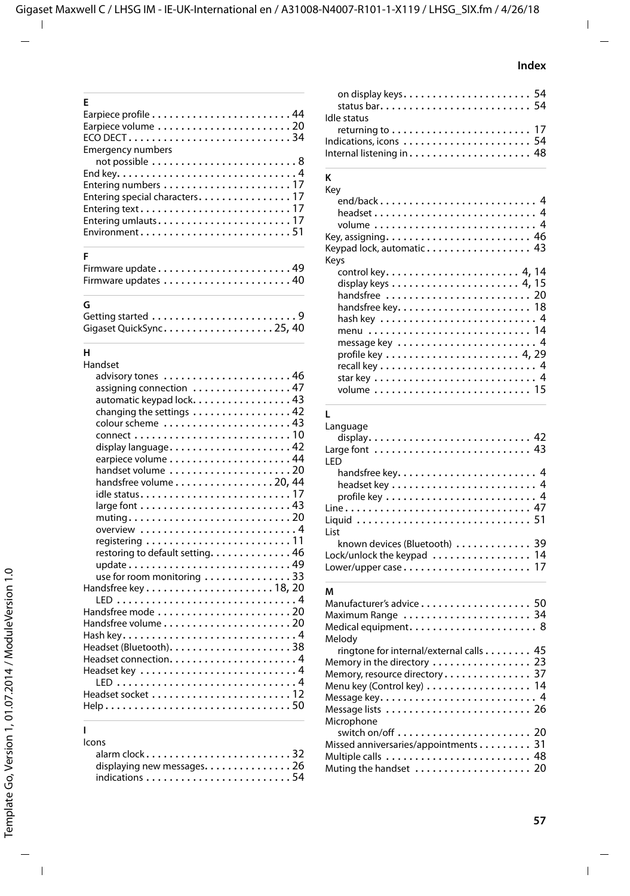## E

Earpiece profile . . . . . . . . . . . . . . . . . . . . . . . . 44
Earpiece volume . . . . . . . . . . . . . . . . . . . . . . . 20
ECO DECT . . . . . . . . . . . . . . . . . . . . . . . . . . . 34
Emergency numbers
  not possible . . . . . . . . . . . . . . . . . . . . . . . . . 8
End key . . . . . . . . . . . . . . . . . . . . . . . . . . . . . . 4
Entering numbers . . . . . . . . . . . . . . . . . . . . . . 17
Entering special characters . . . . . . . . . . . . . . . . 17
Entering text . . . . . . . . . . . . . . . . . . . . . . . . . 17
Entering umlauts . . . . . . . . . . . . . . . . . . . . . . . 17
Environment . . . . . . . . . . . . . . . . . . . . . . . . . 51

## F

Firmware update . . . . . . . . . . . . . . . . . . . . . . . 49
Firmware updates . . . . . . . . . . . . . . . . . . . . . . 40

## G

Getting started . . . . . . . . . . . . . . . . . . . . . . . . . 9
Gigaset QuickSync . . . . . . . . . . . . . . . . . . . 25, 40

## H

Handset
  advisory tones . . . . . . . . . . . . . . . . . . . . . . 46
  assigning connection . . . . . . . . . . . . . . . . . 47
  automatic keypad lock . . . . . . . . . . . . . . . . . 43
  changing the settings . . . . . . . . . . . . . . . . . 42
  colour scheme . . . . . . . . . . . . . . . . . . . . . . 43
  connect . . . . . . . . . . . . . . . . . . . . . . . . . . . 10
  display language . . . . . . . . . . . . . . . . . . . . . 42
  earpiece volume . . . . . . . . . . . . . . . . . . . . . 44
  handset volume . . . . . . . . . . . . . . . . . . . . . 20
  handsfree volume . . . . . . . . . . . . . . . . . 20, 44
  idle status . . . . . . . . . . . . . . . . . . . . . . . . . 17
  large font . . . . . . . . . . . . . . . . . . . . . . . . . 43
  muting . . . . . . . . . . . . . . . . . . . . . . . . . . . 20
  overview . . . . . . . . . . . . . . . . . . . . . . . . . . . 4
  registering . . . . . . . . . . . . . . . . . . . . . . . . . 11
  restoring to default setting . . . . . . . . . . . . . 46
  update . . . . . . . . . . . . . . . . . . . . . . . . . . . 49
  use for room monitoring . . . . . . . . . . . . . . 33
Handsfree key . . . . . . . . . . . . . . . . . . . . . . 18, 20
  LED . . . . . . . . . . . . . . . . . . . . . . . . . . . . . . 4
Handsfree mode . . . . . . . . . . . . . . . . . . . . . . . 20
Handsfree volume . . . . . . . . . . . . . . . . . . . . . . 20
Hash key . . . . . . . . . . . . . . . . . . . . . . . . . . . . . 4
Headset (Bluetooth) . . . . . . . . . . . . . . . . . . . . . 38
Headset connection . . . . . . . . . . . . . . . . . . . . . . 4
Headset key . . . . . . . . . . . . . . . . . . . . . . . . . . . 4
  LED . . . . . . . . . . . . . . . . . . . . . . . . . . . . . . 4
Headset socket . . . . . . . . . . . . . . . . . . . . . . . . 12
Help . . . . . . . . . . . . . . . . . . . . . . . . . . . . . . . 50

## I

Icons
  alarm clock . . . . . . . . . . . . . . . . . . . . . . . . . 32
  displaying new messages . . . . . . . . . . . . . . . 26
  indications . . . . . . . . . . . . . . . . . . . . . . . . . 54
  on display keys . . . . . . . . . . . . . . . . . . . . . . 54
  status bar . . . . . . . . . . . . . . . . . . . . . . . . . . 54
Idle status
  returning to . . . . . . . . . . . . . . . . . . . . . . . . 17
Indications, icons . . . . . . . . . . . . . . . . . . . . . . 54
Internal listening in . . . . . . . . . . . . . . . . . . . . . 48

## K

Key
  end/back . . . . . . . . . . . . . . . . . . . . . . . . . . . 4
  headset . . . . . . . . . . . . . . . . . . . . . . . . . . . . 4
  volume . . . . . . . . . . . . . . . . . . . . . . . . . . . . 4
Key, assigning . . . . . . . . . . . . . . . . . . . . . . . . . 46
Keypad lock, automatic . . . . . . . . . . . . . . . . . . 43
Keys
  control key . . . . . . . . . . . . . . . . . . . . . . . 4, 14
  display keys . . . . . . . . . . . . . . . . . . . . . . 4, 15
  handsfree . . . . . . . . . . . . . . . . . . . . . . . . . 20
  handsfree key . . . . . . . . . . . . . . . . . . . . . . . 18
  hash key . . . . . . . . . . . . . . . . . . . . . . . . . . . 4
  menu . . . . . . . . . . . . . . . . . . . . . . . . . . . . 14
  message key . . . . . . . . . . . . . . . . . . . . . . . . 4
  profile key . . . . . . . . . . . . . . . . . . . . . . . 4, 29
  recall key . . . . . . . . . . . . . . . . . . . . . . . . . . 4
  star key . . . . . . . . . . . . . . . . . . . . . . . . . . . 4
  volume . . . . . . . . . . . . . . . . . . . . . . . . . . . 15

## L

Language
  display . . . . . . . . . . . . . . . . . . . . . . . . . . . 42
Large font . . . . . . . . . . . . . . . . . . . . . . . . . . . 43
LED
  handsfree key . . . . . . . . . . . . . . . . . . . . . . . 4
  headset key . . . . . . . . . . . . . . . . . . . . . . . . . 4
  profile key . . . . . . . . . . . . . . . . . . . . . . . . . 4
Line . . . . . . . . . . . . . . . . . . . . . . . . . . . . . . . 47
Liquid . . . . . . . . . . . . . . . . . . . . . . . . . . . . . 51
List
  known devices (Bluetooth) . . . . . . . . . . . . . 39
Lock/unlock the keypad . . . . . . . . . . . . . . . . . 14
Lower/upper case . . . . . . . . . . . . . . . . . . . . . . 17

## M

Manufacturer's advice . . . . . . . . . . . . . . . . . . . 50
Maximum Range . . . . . . . . . . . . . . . . . . . . . . 34
Medical equipment . . . . . . . . . . . . . . . . . . . . . . 8
Melody
  ringtone for internal/external calls . . . . . . . . 45
Memory in the directory . . . . . . . . . . . . . . . . . 23
Memory, resource directory . . . . . . . . . . . . . . . 37
Menu key (Control key) . . . . . . . . . . . . . . . . . . 14
Message key . . . . . . . . . . . . . . . . . . . . . . . . . . 4
Message lists . . . . . . . . . . . . . . . . . . . . . . . . . 26
Microphone
  switch on/off . . . . . . . . . . . . . . . . . . . . . . . 20
Missed anniversaries/appointments . . . . . . . . . 31
Multiple calls . . . . . . . . . . . . . . . . . . . . . . . . . 48
Muting the handset . . . . . . . . . . . . . . . . . . . . 20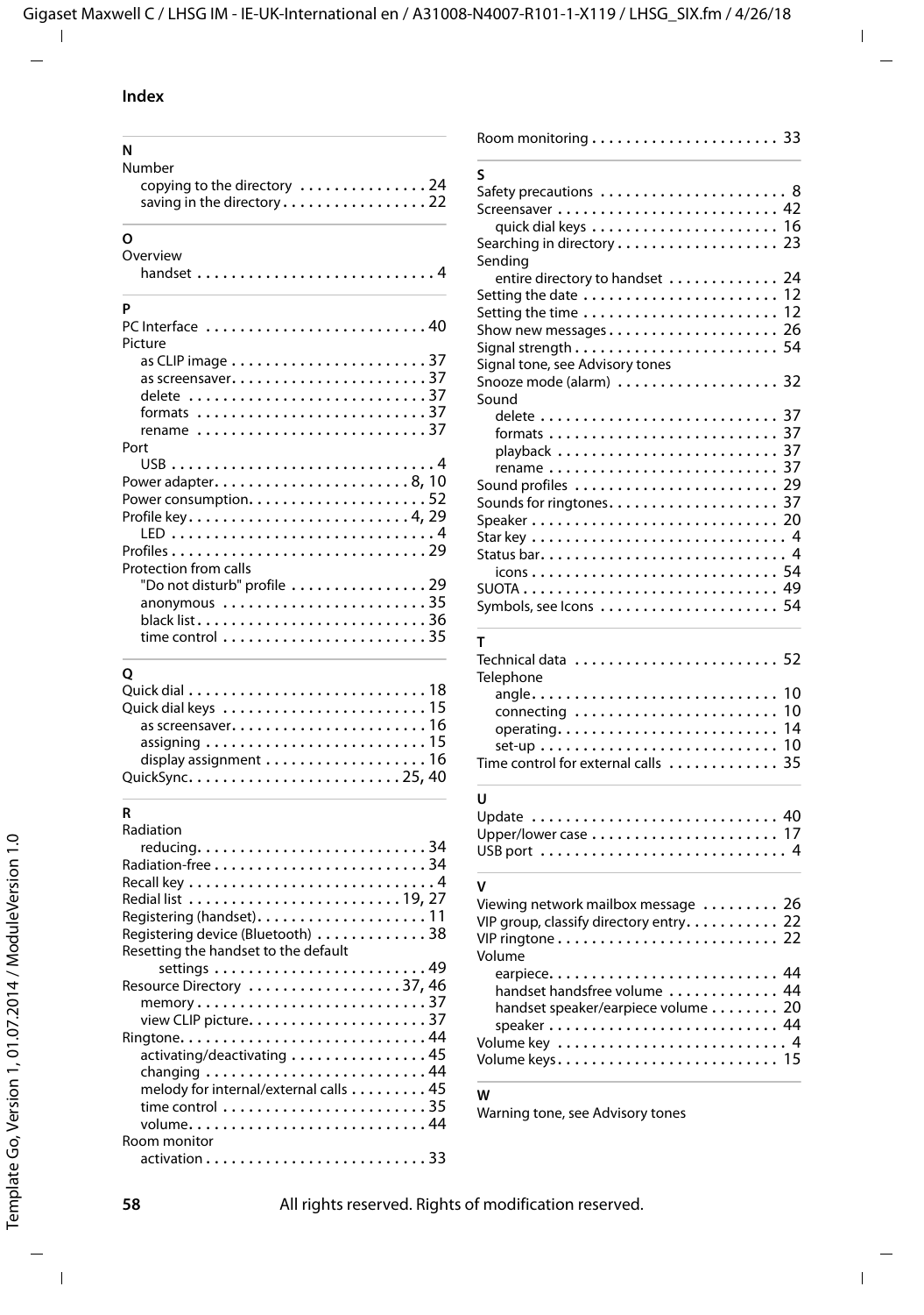# Index

**N**

Number
- copying to the directory . . . . . . . . . . . . . . . 24
- saving in the directory . . . . . . . . . . . . . . . . 22

**O**

Overview
- handset . . . . . . . . . . . . . . . . . . . . . . . . . . . 4

**P**

PC Interface . . . . . . . . . . . . . . . . . . . . . . . . . 40
Picture
- as CLIP image . . . . . . . . . . . . . . . . . . . . . . 37
- as screensaver. . . . . . . . . . . . . . . . . . . . . . 37
- delete . . . . . . . . . . . . . . . . . . . . . . . . . . . 37
- formats . . . . . . . . . . . . . . . . . . . . . . . . . . 37
- rename . . . . . . . . . . . . . . . . . . . . . . . . . . 37

Port
- USB . . . . . . . . . . . . . . . . . . . . . . . . . . . . . . 4

Power adapter. . . . . . . . . . . . . . . . . . . . . . . 8, 10
Power consumption. . . . . . . . . . . . . . . . . . . . . 52
Profile key. . . . . . . . . . . . . . . . . . . . . . . . . 4, 29
- LED . . . . . . . . . . . . . . . . . . . . . . . . . . . . . . 4

Profiles . . . . . . . . . . . . . . . . . . . . . . . . . . . . . 29
Protection from calls
- "Do not disturb" profile . . . . . . . . . . . . . . . . 29
- anonymous . . . . . . . . . . . . . . . . . . . . . . . . 35
- black list. . . . . . . . . . . . . . . . . . . . . . . . . . 36
- time control . . . . . . . . . . . . . . . . . . . . . . . 35

**Q**

Quick dial . . . . . . . . . . . . . . . . . . . . . . . . . . . 18
Quick dial keys . . . . . . . . . . . . . . . . . . . . . . . 15
- as screensaver. . . . . . . . . . . . . . . . . . . . . . 16
- assigning . . . . . . . . . . . . . . . . . . . . . . . . . 15
- display assignment . . . . . . . . . . . . . . . . . . 16

QuickSync. . . . . . . . . . . . . . . . . . . . . . . . 25, 40

**R**

Radiation
- reducing. . . . . . . . . . . . . . . . . . . . . . . . . . 34

Radiation-free . . . . . . . . . . . . . . . . . . . . . . . . 34
Recall key . . . . . . . . . . . . . . . . . . . . . . . . . . . . 4
Redial list . . . . . . . . . . . . . . . . . . . . . . . . 19, 27
Registering (handset). . . . . . . . . . . . . . . . . . . 11
Registering device (Bluetooth) . . . . . . . . . . . . 38
Resetting the handset to the default
- settings . . . . . . . . . . . . . . . . . . . . . . . . . 49

Resource Directory . . . . . . . . . . . . . . . . . 37, 46
- memory . . . . . . . . . . . . . . . . . . . . . . . . . . 37
- view CLIP picture. . . . . . . . . . . . . . . . . . . . 37

Ringtone. . . . . . . . . . . . . . . . . . . . . . . . . . . . 44
- activating/deactivating . . . . . . . . . . . . . . . 45
- changing . . . . . . . . . . . . . . . . . . . . . . . . . 44
- melody for internal/external calls . . . . . . . . 45
- time control . . . . . . . . . . . . . . . . . . . . . . . 35
- volume. . . . . . . . . . . . . . . . . . . . . . . . . . . 44

Room monitor
- activation . . . . . . . . . . . . . . . . . . . . . . . . . 33

Room monitoring . . . . . . . . . . . . . . . . . . . . . . 33

**S**

Safety precautions . . . . . . . . . . . . . . . . . . . . . 8
Screensaver . . . . . . . . . . . . . . . . . . . . . . . . . 42
- quick dial keys . . . . . . . . . . . . . . . . . . . . . 16

Searching in directory . . . . . . . . . . . . . . . . . . 23
Sending
- entire directory to handset . . . . . . . . . . . . 24

Setting the date . . . . . . . . . . . . . . . . . . . . . . 12
Setting the time . . . . . . . . . . . . . . . . . . . . . . 12
Show new messages . . . . . . . . . . . . . . . . . . . 26
Signal strength . . . . . . . . . . . . . . . . . . . . . . . 54
Signal tone, see Advisory tones
Snooze mode (alarm) . . . . . . . . . . . . . . . . . . 32
Sound
- delete . . . . . . . . . . . . . . . . . . . . . . . . . . . 37
- formats . . . . . . . . . . . . . . . . . . . . . . . . . . 37
- playback . . . . . . . . . . . . . . . . . . . . . . . . . 37
- rename . . . . . . . . . . . . . . . . . . . . . . . . . . 37

Sound profiles . . . . . . . . . . . . . . . . . . . . . . . 29
Sounds for ringtones. . . . . . . . . . . . . . . . . . . 37
Speaker . . . . . . . . . . . . . . . . . . . . . . . . . . . . 20
Star key . . . . . . . . . . . . . . . . . . . . . . . . . . . . . 4
Status bar. . . . . . . . . . . . . . . . . . . . . . . . . . . . 4
- icons . . . . . . . . . . . . . . . . . . . . . . . . . . . . 54

SUOTA . . . . . . . . . . . . . . . . . . . . . . . . . . . . . 49
Symbols, see Icons . . . . . . . . . . . . . . . . . . . . 54

**T**

Technical data . . . . . . . . . . . . . . . . . . . . . . . 52
Telephone
- angle. . . . . . . . . . . . . . . . . . . . . . . . . . . . 10
- connecting . . . . . . . . . . . . . . . . . . . . . . . 10
- operating. . . . . . . . . . . . . . . . . . . . . . . . . 14
- set-up . . . . . . . . . . . . . . . . . . . . . . . . . . . 10

Time control for external calls . . . . . . . . . . . . 35

**U**

Update . . . . . . . . . . . . . . . . . . . . . . . . . . . . . 40
Upper/lower case . . . . . . . . . . . . . . . . . . . . . 17
USB port . . . . . . . . . . . . . . . . . . . . . . . . . . . . 4

**V**

Viewing network mailbox message . . . . . . . . . 26
VIP group, classify directory entry. . . . . . . . . . 22
VIP ringtone . . . . . . . . . . . . . . . . . . . . . . . . . 22
Volume
- earpiece. . . . . . . . . . . . . . . . . . . . . . . . . . 44
- handset handsfree volume . . . . . . . . . . . . . 44
- handset speaker/earpiece volume . . . . . . . . 20
- speaker . . . . . . . . . . . . . . . . . . . . . . . . . . 44

Volume key . . . . . . . . . . . . . . . . . . . . . . . . . . 4
Volume keys. . . . . . . . . . . . . . . . . . . . . . . . . 15

**W**

Warning tone, see Advisory tones

All rights reserved. Rights of modification reserved.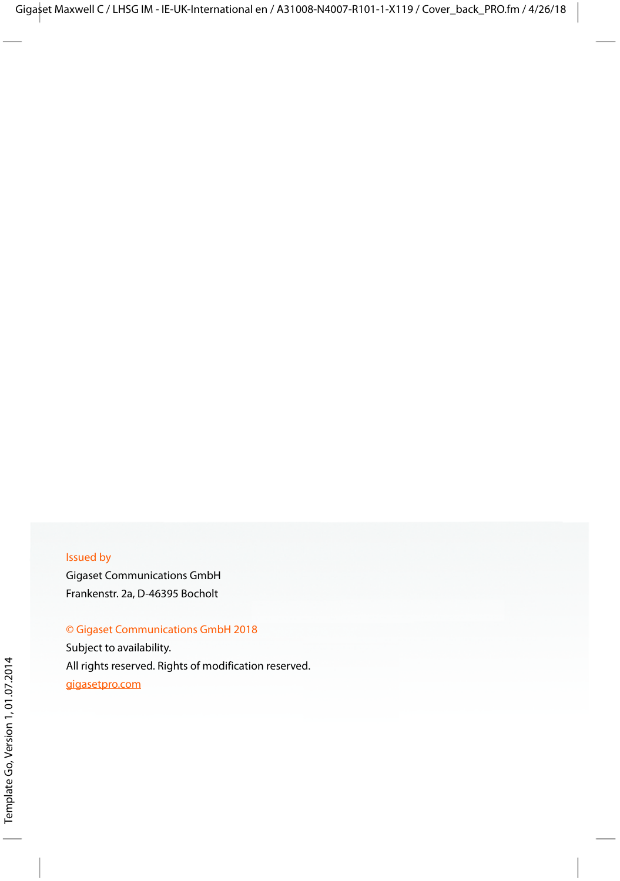Issued by

Gigaset Communications GmbH

Frankenstr. 2a, D-46395 Bocholt

© Gigaset Communications GmbH 2018

Subject to availability.

All rights reserved. Rights of modification reserved.

gigasetpro.com